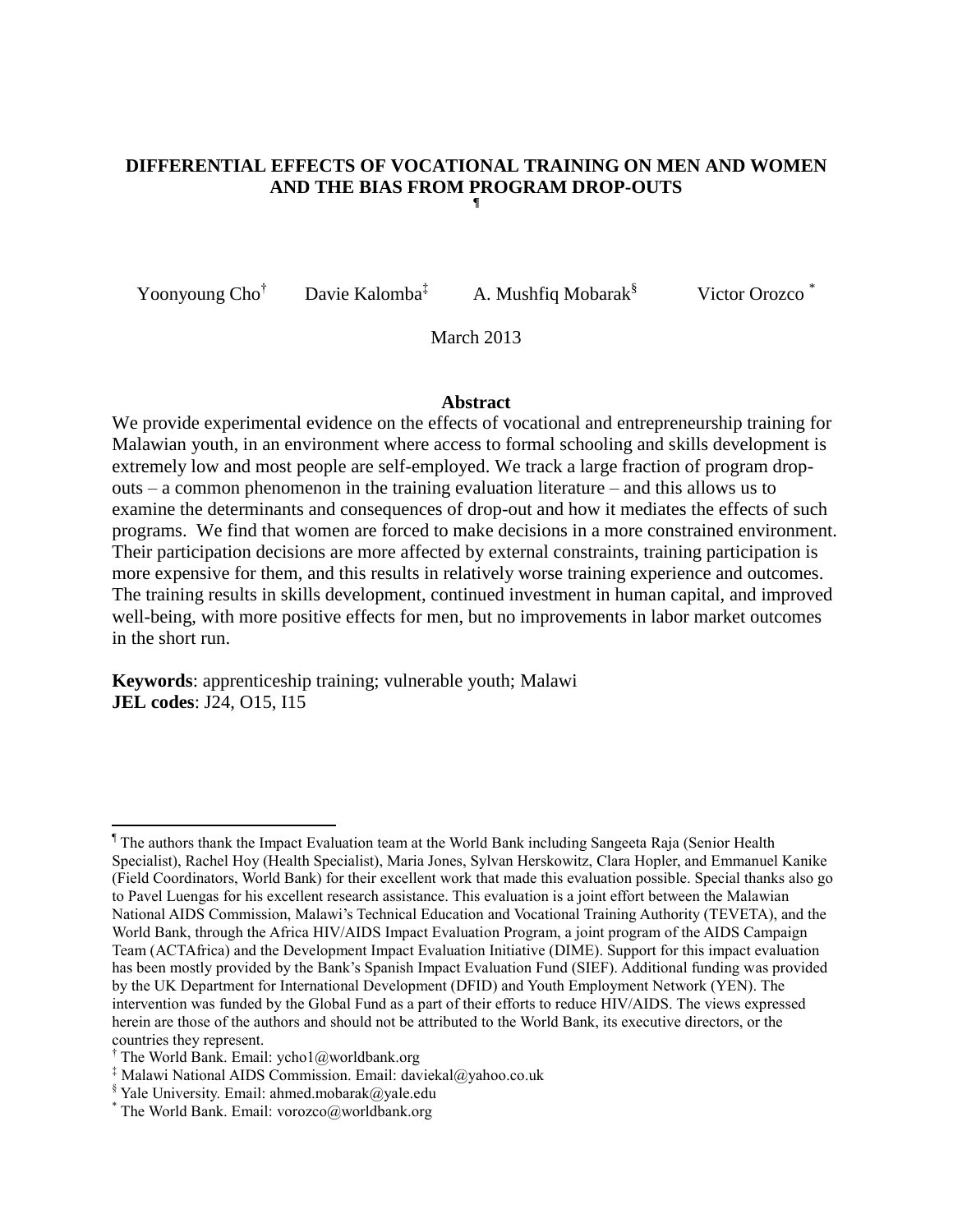# DIFFERENTIAL EFFECTS OF VOCATIONAL TRAINING ON MEN AND WOMEN AND THE BIAS FROM PROGRAM DROP-OUTS [¶]

Yoonyoung Cho[†] Davie Kalomba[‡] A. Mushfiq Mobarak[§] Victor Orozco [*]

March 2013

## Abstract

We provide experimental evidence on the effects of vocational and entrepreneurship training for Malawian youth, in an environment where access to formal schooling and skills development is extremely low and most people are self-employed. We track a large fraction of program drop-outs – a common phenomenon in the training evaluation literature – and this allows us to examine the determinants and consequences of drop-out and how it mediates the effects of such programs. We find that women are forced to make decisions in a more constrained environment. Their participation decisions are more affected by external constraints, training participation is more expensive for them, and this results in relatively worse training experience and outcomes. The training results in skills development, continued investment in human capital, and improved well-being, with more positive effects for men, but no improvements in labor market outcomes in the short run.

**Keywords**: apprenticeship training; vulnerable youth; Malawi
**JEL codes**: J24, O15, I15

---

[¶] The authors thank the Impact Evaluation team at the World Bank including Sangeeta Raja (Senior Health Specialist), Rachel Hoy (Health Specialist), Maria Jones, Sylvan Herskowitz, Clara Hopler, and Emmanuel Kanike (Field Coordinators, World Bank) for their excellent work that made this evaluation possible. Special thanks also go to Pavel Luengas for his excellent research assistance. This evaluation is a joint effort between the Malawian National AIDS Commission, Malawi's Technical Education and Vocational Training Authority (TEVETA), and the World Bank, through the Africa HIV/AIDS Impact Evaluation Program, a joint program of the AIDS Campaign Team (ACTAfrica) and the Development Impact Evaluation Initiative (DIME). Support for this impact evaluation has been mostly provided by the Bank's Spanish Impact Evaluation Fund (SIEF). Additional funding was provided by the UK Department for International Development (DFID) and Youth Employment Network (YEN). The intervention was funded by the Global Fund as a part of their efforts to reduce HIV/AIDS. The views expressed herein are those of the authors and should not be attributed to the World Bank, its executive directors, or the countries they represent.

[†] The World Bank. Email: ycho1@worldbank.org

[‡] Malawi National AIDS Commission. Email: daviekal@yahoo.co.uk

[§] Yale University. Email: ahmed.mobarak@yale.edu

[*] The World Bank. Email: vorozco@worldbank.org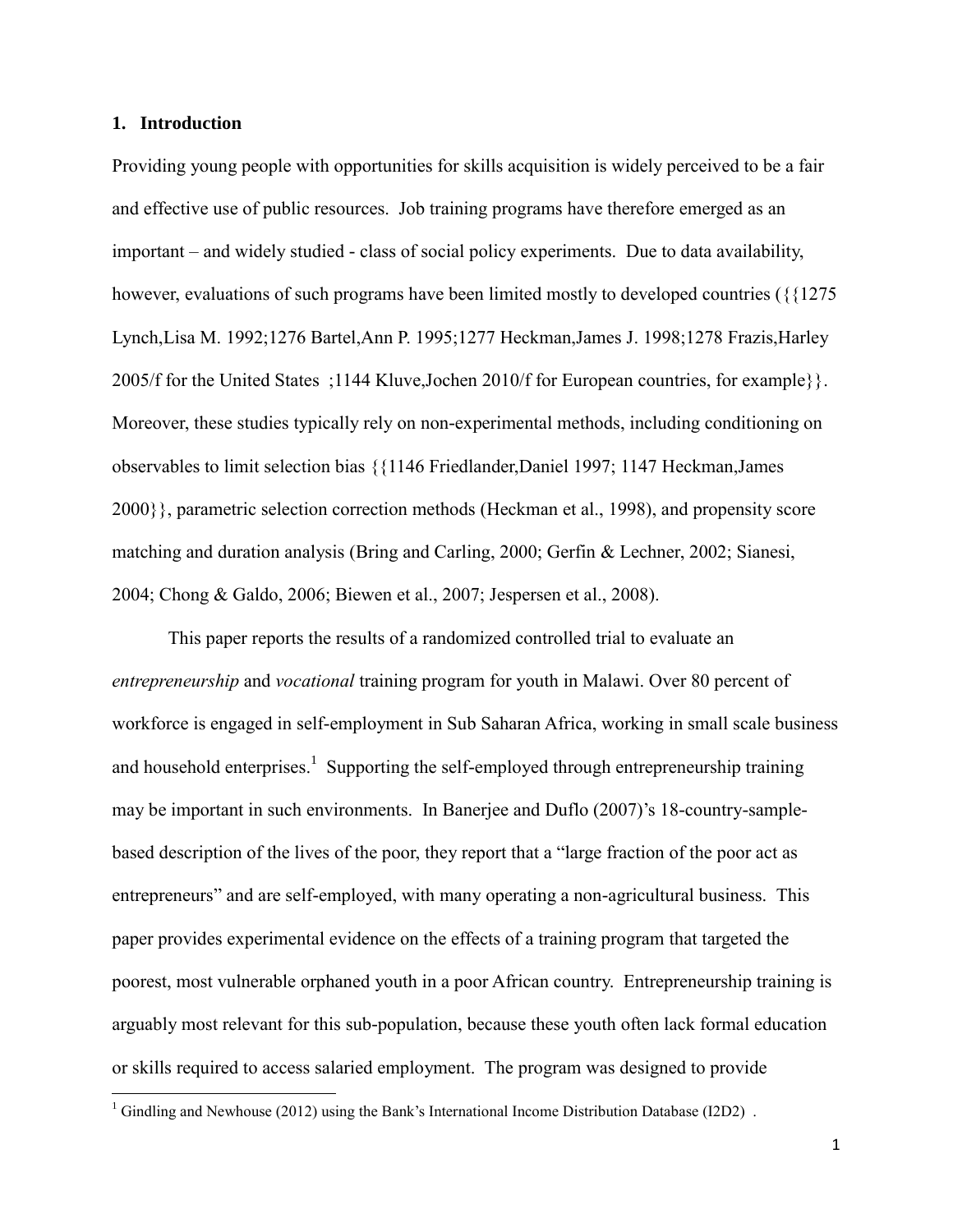## 1. Introduction

Providing young people with opportunities for skills acquisition is widely perceived to be a fair and effective use of public resources. Job training programs have therefore emerged as an important – and widely studied - class of social policy experiments. Due to data availability, however, evaluations of such programs have been limited mostly to developed countries ({{1275 Lynch,Lisa M. 1992;1276 Bartel,Ann P. 1995;1277 Heckman,James J. 1998;1278 Frazis,Harley 2005/f for the United States ;1144 Kluve,Jochen 2010/f for European countries, for example}}. Moreover, these studies typically rely on non-experimental methods, including conditioning on observables to limit selection bias {{1146 Friedlander,Daniel 1997; 1147 Heckman,James 2000}}, parametric selection correction methods (Heckman et al., 1998), and propensity score matching and duration analysis (Bring and Carling, 2000; Gerfin & Lechner, 2002; Sianesi, 2004; Chong & Galdo, 2006; Biewen et al., 2007; Jespersen et al., 2008).

This paper reports the results of a randomized controlled trial to evaluate an *entrepreneurship* and *vocational* training program for youth in Malawi. Over 80 percent of workforce is engaged in self-employment in Sub Saharan Africa, working in small scale business and household enterprises.[1] Supporting the self-employed through entrepreneurship training may be important in such environments. In Banerjee and Duflo (2007)'s 18-country-sample-based description of the lives of the poor, they report that a "large fraction of the poor act as entrepreneurs" and are self-employed, with many operating a non-agricultural business. This paper provides experimental evidence on the effects of a training program that targeted the poorest, most vulnerable orphaned youth in a poor African country. Entrepreneurship training is arguably most relevant for this sub-population, because these youth often lack formal education or skills required to access salaried employment. The program was designed to provide

[1] Gindling and Newhouse (2012) using the Bank's International Income Distribution Database (I2D2) .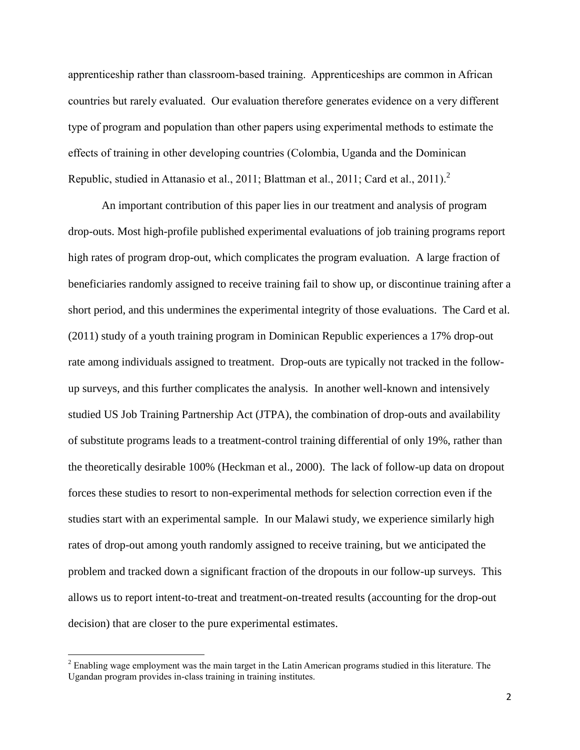apprenticeship rather than classroom-based training. Apprenticeships are common in African countries but rarely evaluated. Our evaluation therefore generates evidence on a very different type of program and population than other papers using experimental methods to estimate the effects of training in other developing countries (Colombia, Uganda and the Dominican Republic, studied in Attanasio et al., 2011; Blattman et al., 2011; Card et al., 2011).[2]

An important contribution of this paper lies in our treatment and analysis of program drop-outs. Most high-profile published experimental evaluations of job training programs report high rates of program drop-out, which complicates the program evaluation. A large fraction of beneficiaries randomly assigned to receive training fail to show up, or discontinue training after a short period, and this undermines the experimental integrity of those evaluations. The Card et al. (2011) study of a youth training program in Dominican Republic experiences a 17% drop-out rate among individuals assigned to treatment. Drop-outs are typically not tracked in the follow-up surveys, and this further complicates the analysis. In another well-known and intensively studied US Job Training Partnership Act (JTPA), the combination of drop-outs and availability of substitute programs leads to a treatment-control training differential of only 19%, rather than the theoretically desirable 100% (Heckman et al., 2000). The lack of follow-up data on dropout forces these studies to resort to non-experimental methods for selection correction even if the studies start with an experimental sample. In our Malawi study, we experience similarly high rates of drop-out among youth randomly assigned to receive training, but we anticipated the problem and tracked down a significant fraction of the dropouts in our follow-up surveys. This allows us to report intent-to-treat and treatment-on-treated results (accounting for the drop-out decision) that are closer to the pure experimental estimates.

[2] Enabling wage employment was the main target in the Latin American programs studied in this literature. The Ugandan program provides in-class training in training institutes.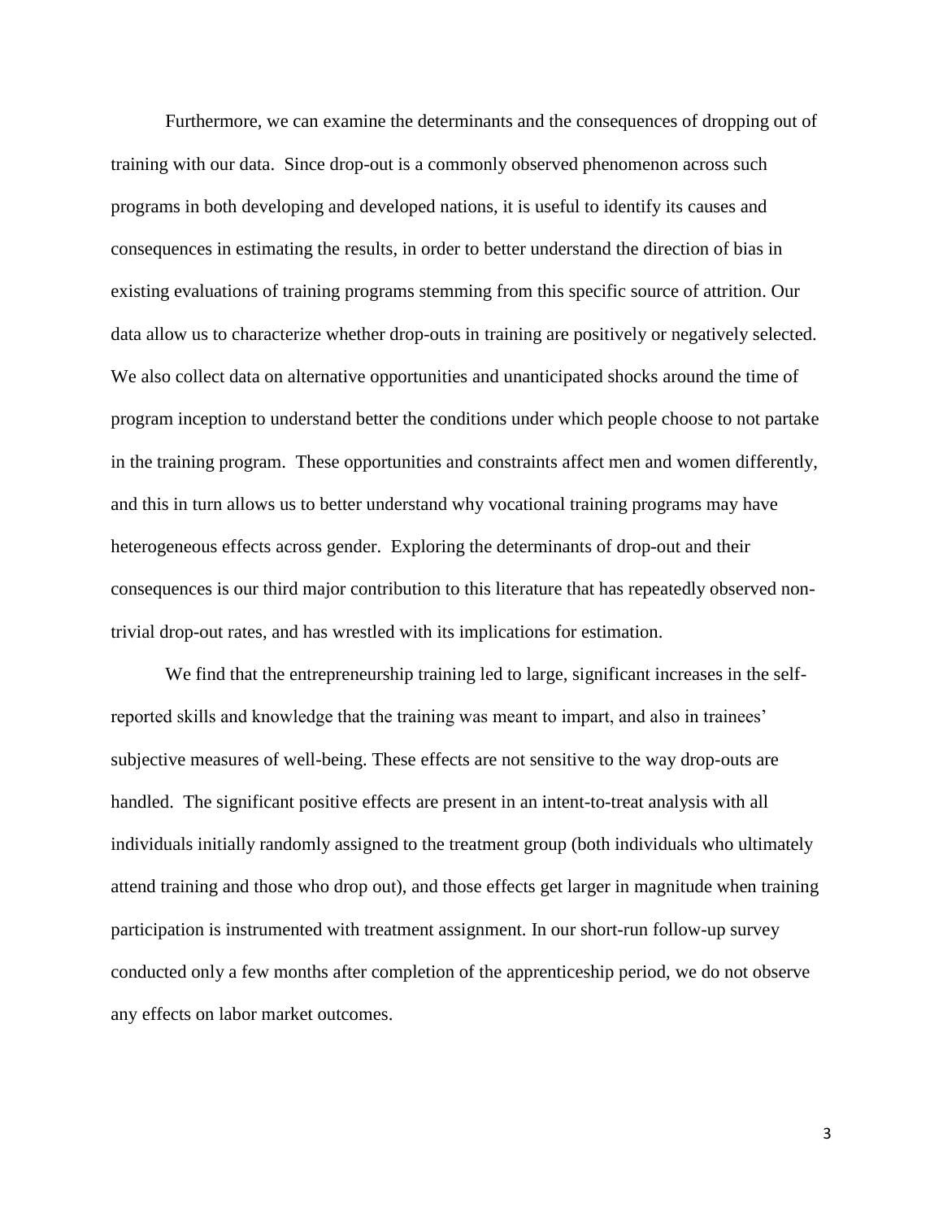Furthermore, we can examine the determinants and the consequences of dropping out of training with our data. Since drop-out is a commonly observed phenomenon across such programs in both developing and developed nations, it is useful to identify its causes and consequences in estimating the results, in order to better understand the direction of bias in existing evaluations of training programs stemming from this specific source of attrition. Our data allow us to characterize whether drop-outs in training are positively or negatively selected. We also collect data on alternative opportunities and unanticipated shocks around the time of program inception to understand better the conditions under which people choose to not partake in the training program. These opportunities and constraints affect men and women differently, and this in turn allows us to better understand why vocational training programs may have heterogeneous effects across gender. Exploring the determinants of drop-out and their consequences is our third major contribution to this literature that has repeatedly observed non-trivial drop-out rates, and has wrestled with its implications for estimation.

We find that the entrepreneurship training led to large, significant increases in the self-reported skills and knowledge that the training was meant to impart, and also in trainees' subjective measures of well-being. These effects are not sensitive to the way drop-outs are handled. The significant positive effects are present in an intent-to-treat analysis with all individuals initially randomly assigned to the treatment group (both individuals who ultimately attend training and those who drop out), and those effects get larger in magnitude when training participation is instrumented with treatment assignment. In our short-run follow-up survey conducted only a few months after completion of the apprenticeship period, we do not observe any effects on labor market outcomes.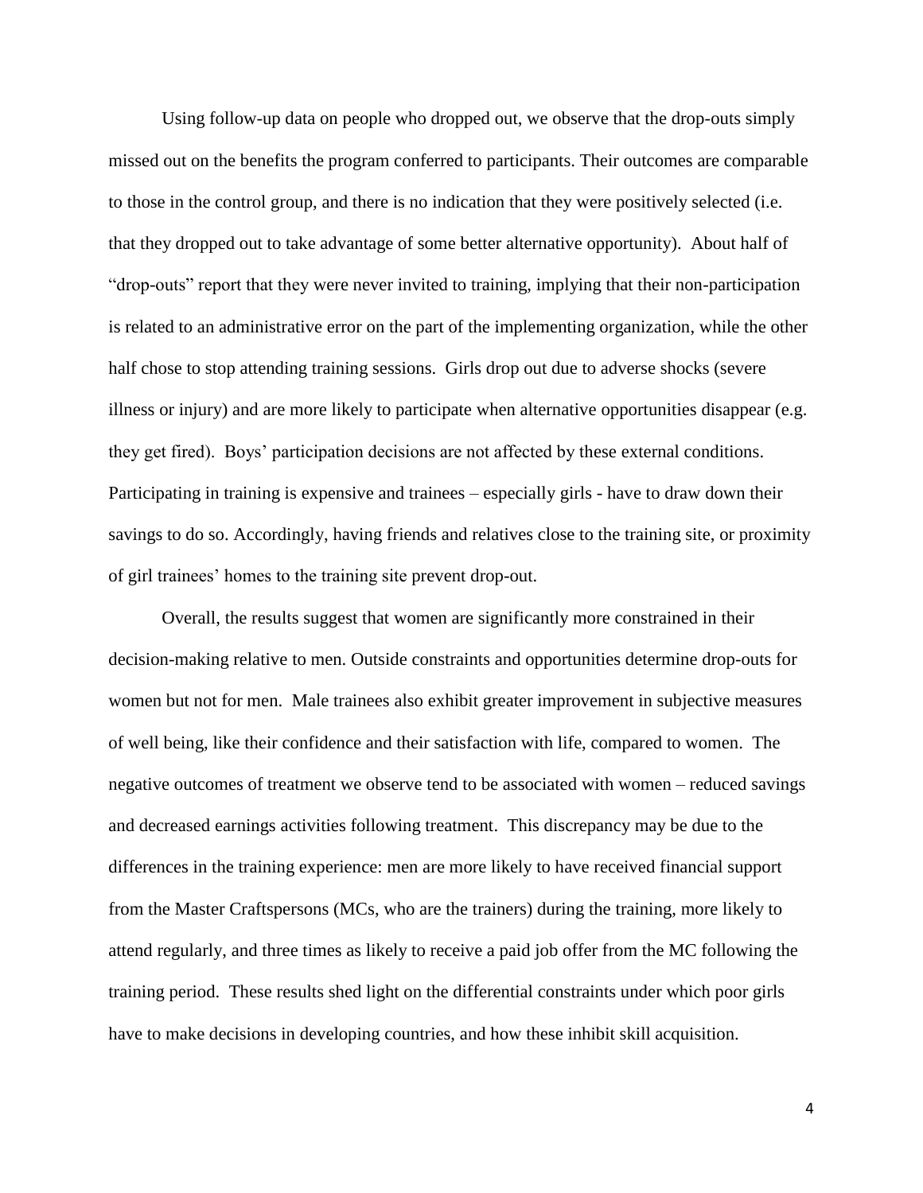Using follow-up data on people who dropped out, we observe that the drop-outs simply missed out on the benefits the program conferred to participants. Their outcomes are comparable to those in the control group, and there is no indication that they were positively selected (i.e. that they dropped out to take advantage of some better alternative opportunity). About half of "drop-outs" report that they were never invited to training, implying that their non-participation is related to an administrative error on the part of the implementing organization, while the other half chose to stop attending training sessions. Girls drop out due to adverse shocks (severe illness or injury) and are more likely to participate when alternative opportunities disappear (e.g. they get fired). Boys' participation decisions are not affected by these external conditions. Participating in training is expensive and trainees – especially girls - have to draw down their savings to do so. Accordingly, having friends and relatives close to the training site, or proximity of girl trainees' homes to the training site prevent drop-out.

Overall, the results suggest that women are significantly more constrained in their decision-making relative to men. Outside constraints and opportunities determine drop-outs for women but not for men. Male trainees also exhibit greater improvement in subjective measures of well being, like their confidence and their satisfaction with life, compared to women. The negative outcomes of treatment we observe tend to be associated with women – reduced savings and decreased earnings activities following treatment. This discrepancy may be due to the differences in the training experience: men are more likely to have received financial support from the Master Craftspersons (MCs, who are the trainers) during the training, more likely to attend regularly, and three times as likely to receive a paid job offer from the MC following the training period. These results shed light on the differential constraints under which poor girls have to make decisions in developing countries, and how these inhibit skill acquisition.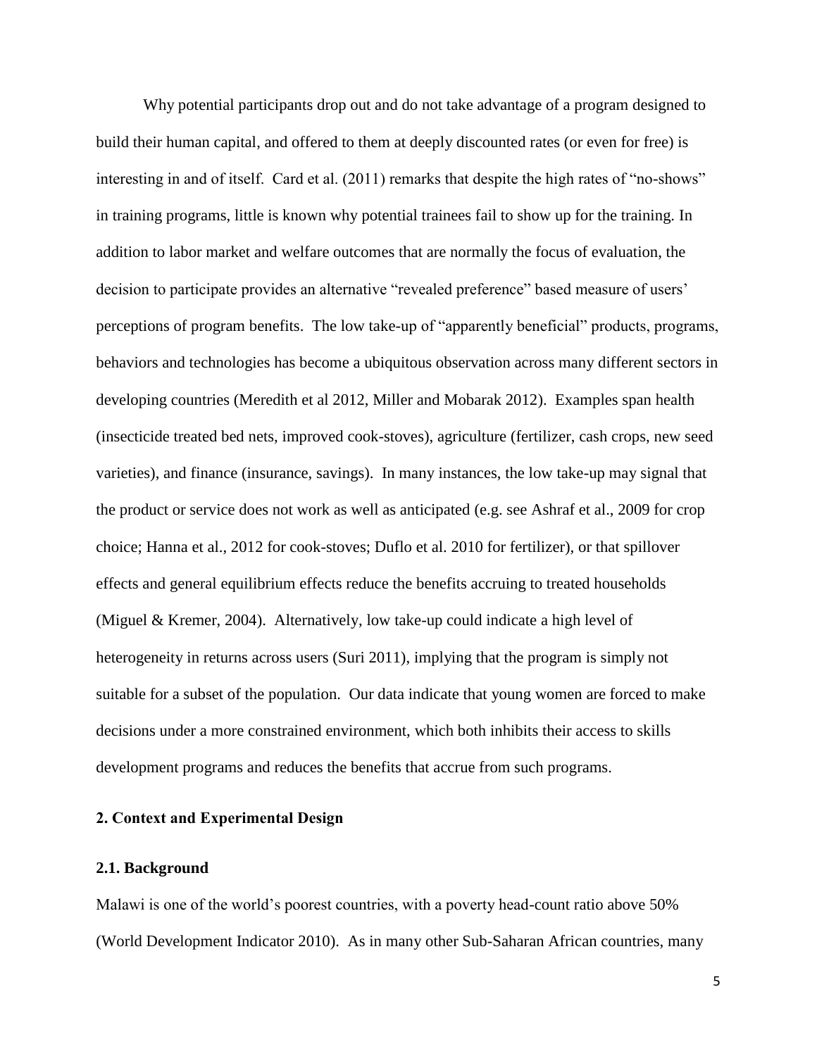Why potential participants drop out and do not take advantage of a program designed to build their human capital, and offered to them at deeply discounted rates (or even for free) is interesting in and of itself. Card et al. (2011) remarks that despite the high rates of "no-shows" in training programs, little is known why potential trainees fail to show up for the training. In addition to labor market and welfare outcomes that are normally the focus of evaluation, the decision to participate provides an alternative "revealed preference" based measure of users' perceptions of program benefits. The low take-up of "apparently beneficial" products, programs, behaviors and technologies has become a ubiquitous observation across many different sectors in developing countries (Meredith et al 2012, Miller and Mobarak 2012). Examples span health (insecticide treated bed nets, improved cook-stoves), agriculture (fertilizer, cash crops, new seed varieties), and finance (insurance, savings). In many instances, the low take-up may signal that the product or service does not work as well as anticipated (e.g. see Ashraf et al., 2009 for crop choice; Hanna et al., 2012 for cook-stoves; Duflo et al. 2010 for fertilizer), or that spillover effects and general equilibrium effects reduce the benefits accruing to treated households (Miguel & Kremer, 2004). Alternatively, low take-up could indicate a high level of heterogeneity in returns across users (Suri 2011), implying that the program is simply not suitable for a subset of the population. Our data indicate that young women are forced to make decisions under a more constrained environment, which both inhibits their access to skills development programs and reduces the benefits that accrue from such programs.

## 2. Context and Experimental Design

### 2.1. Background

Malawi is one of the world's poorest countries, with a poverty head-count ratio above 50% (World Development Indicator 2010). As in many other Sub-Saharan African countries, many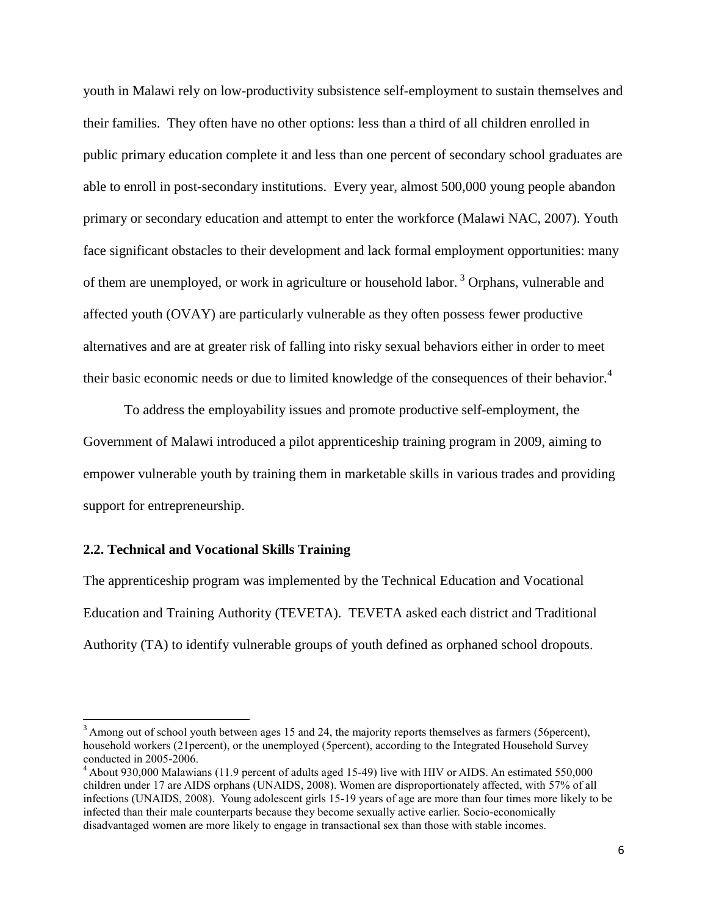youth in Malawi rely on low-productivity subsistence self-employment to sustain themselves and their families. They often have no other options: less than a third of all children enrolled in public primary education complete it and less than one percent of secondary school graduates are able to enroll in post-secondary institutions. Every year, almost 500,000 young people abandon primary or secondary education and attempt to enter the workforce (Malawi NAC, 2007). Youth face significant obstacles to their development and lack formal employment opportunities: many of them are unemployed, or work in agriculture or household labor. [3] Orphans, vulnerable and affected youth (OVAY) are particularly vulnerable as they often possess fewer productive alternatives and are at greater risk of falling into risky sexual behaviors either in order to meet their basic economic needs or due to limited knowledge of the consequences of their behavior.[4]

To address the employability issues and promote productive self-employment, the Government of Malawi introduced a pilot apprenticeship training program in 2009, aiming to empower vulnerable youth by training them in marketable skills in various trades and providing support for entrepreneurship.

### 2.2. Technical and Vocational Skills Training

The apprenticeship program was implemented by the Technical Education and Vocational Education and Training Authority (TEVETA). TEVETA asked each district and Traditional Authority (TA) to identify vulnerable groups of youth defined as orphaned school dropouts.

---

[3] Among out of school youth between ages 15 and 24, the majority reports themselves as farmers (56percent), household workers (21percent), or the unemployed (5percent), according to the Integrated Household Survey conducted in 2005-2006.

[4] About 930,000 Malawians (11.9 percent of adults aged 15-49) live with HIV or AIDS. An estimated 550,000 children under 17 are AIDS orphans (UNAIDS, 2008). Women are disproportionately affected, with 57% of all infections (UNAIDS, 2008). Young adolescent girls 15-19 years of age are more than four times more likely to be infected than their male counterparts because they become sexually active earlier. Socio-economically disadvantaged women are more likely to engage in transactional sex than those with stable incomes.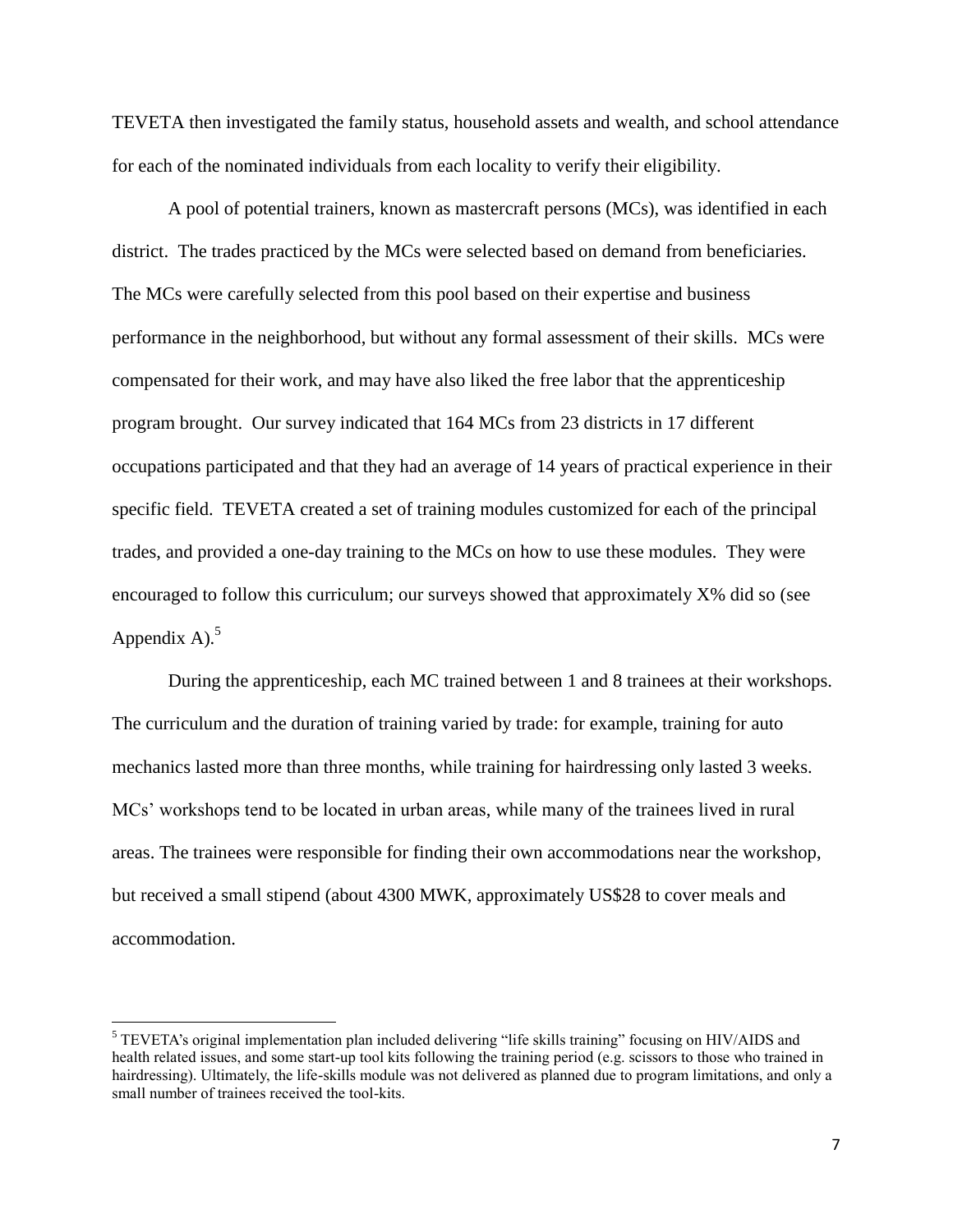TEVETA then investigated the family status, household assets and wealth, and school attendance for each of the nominated individuals from each locality to verify their eligibility.

A pool of potential trainers, known as mastercraft persons (MCs), was identified in each district. The trades practiced by the MCs were selected based on demand from beneficiaries. The MCs were carefully selected from this pool based on their expertise and business performance in the neighborhood, but without any formal assessment of their skills. MCs were compensated for their work, and may have also liked the free labor that the apprenticeship program brought. Our survey indicated that 164 MCs from 23 districts in 17 different occupations participated and that they had an average of 14 years of practical experience in their specific field. TEVETA created a set of training modules customized for each of the principal trades, and provided a one-day training to the MCs on how to use these modules. They were encouraged to follow this curriculum; our surveys showed that approximately X% did so (see Appendix A).[5]

During the apprenticeship, each MC trained between 1 and 8 trainees at their workshops. The curriculum and the duration of training varied by trade: for example, training for auto mechanics lasted more than three months, while training for hairdressing only lasted 3 weeks. MCs' workshops tend to be located in urban areas, while many of the trainees lived in rural areas. The trainees were responsible for finding their own accommodations near the workshop, but received a small stipend (about 4300 MWK, approximately US$28 to cover meals and accommodation.

---

[5] TEVETA's original implementation plan included delivering "life skills training" focusing on HIV/AIDS and health related issues, and some start-up tool kits following the training period (e.g. scissors to those who trained in hairdressing). Ultimately, the life-skills module was not delivered as planned due to program limitations, and only a small number of trainees received the tool-kits.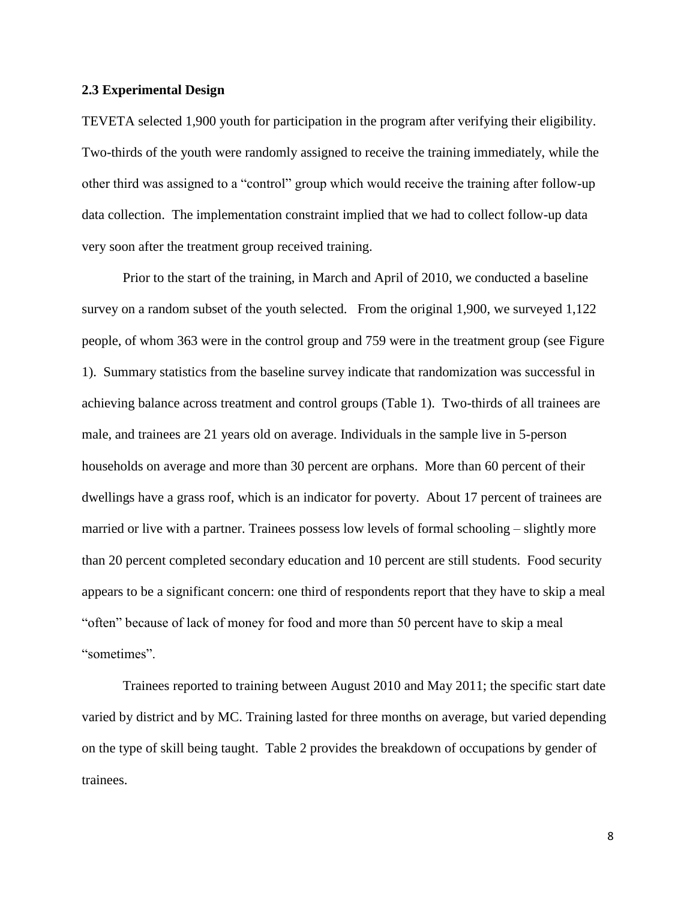### 2.3 Experimental Design

TEVETA selected 1,900 youth for participation in the program after verifying their eligibility. Two-thirds of the youth were randomly assigned to receive the training immediately, while the other third was assigned to a "control" group which would receive the training after follow-up data collection. The implementation constraint implied that we had to collect follow-up data very soon after the treatment group received training.

Prior to the start of the training, in March and April of 2010, we conducted a baseline survey on a random subset of the youth selected. From the original 1,900, we surveyed 1,122 people, of whom 363 were in the control group and 759 were in the treatment group (see Figure 1). Summary statistics from the baseline survey indicate that randomization was successful in achieving balance across treatment and control groups (Table 1). Two-thirds of all trainees are male, and trainees are 21 years old on average. Individuals in the sample live in 5-person households on average and more than 30 percent are orphans. More than 60 percent of their dwellings have a grass roof, which is an indicator for poverty. About 17 percent of trainees are married or live with a partner. Trainees possess low levels of formal schooling – slightly more than 20 percent completed secondary education and 10 percent are still students. Food security appears to be a significant concern: one third of respondents report that they have to skip a meal "often" because of lack of money for food and more than 50 percent have to skip a meal "sometimes".

Trainees reported to training between August 2010 and May 2011; the specific start date varied by district and by MC. Training lasted for three months on average, but varied depending on the type of skill being taught. Table 2 provides the breakdown of occupations by gender of trainees.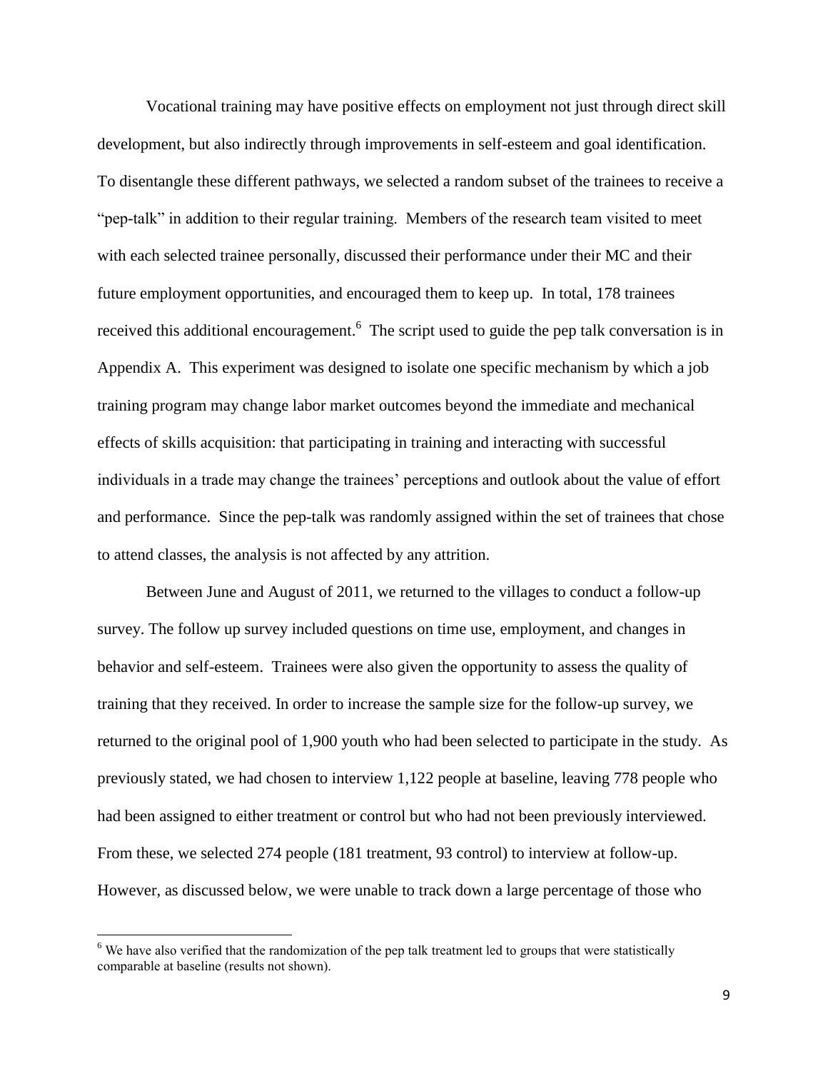Vocational training may have positive effects on employment not just through direct skill development, but also indirectly through improvements in self-esteem and goal identification. To disentangle these different pathways, we selected a random subset of the trainees to receive a "pep-talk" in addition to their regular training. Members of the research team visited to meet with each selected trainee personally, discussed their performance under their MC and their future employment opportunities, and encouraged them to keep up. In total, 178 trainees received this additional encouragement.[6] The script used to guide the pep talk conversation is in Appendix A. This experiment was designed to isolate one specific mechanism by which a job training program may change labor market outcomes beyond the immediate and mechanical effects of skills acquisition: that participating in training and interacting with successful individuals in a trade may change the trainees' perceptions and outlook about the value of effort and performance. Since the pep-talk was randomly assigned within the set of trainees that chose to attend classes, the analysis is not affected by any attrition.

Between June and August of 2011, we returned to the villages to conduct a follow-up survey. The follow up survey included questions on time use, employment, and changes in behavior and self-esteem. Trainees were also given the opportunity to assess the quality of training that they received. In order to increase the sample size for the follow-up survey, we returned to the original pool of 1,900 youth who had been selected to participate in the study. As previously stated, we had chosen to interview 1,122 people at baseline, leaving 778 people who had been assigned to either treatment or control but who had not been previously interviewed. From these, we selected 274 people (181 treatment, 93 control) to interview at follow-up. However, as discussed below, we were unable to track down a large percentage of those who

[6] We have also verified that the randomization of the pep talk treatment led to groups that were statistically comparable at baseline (results not shown).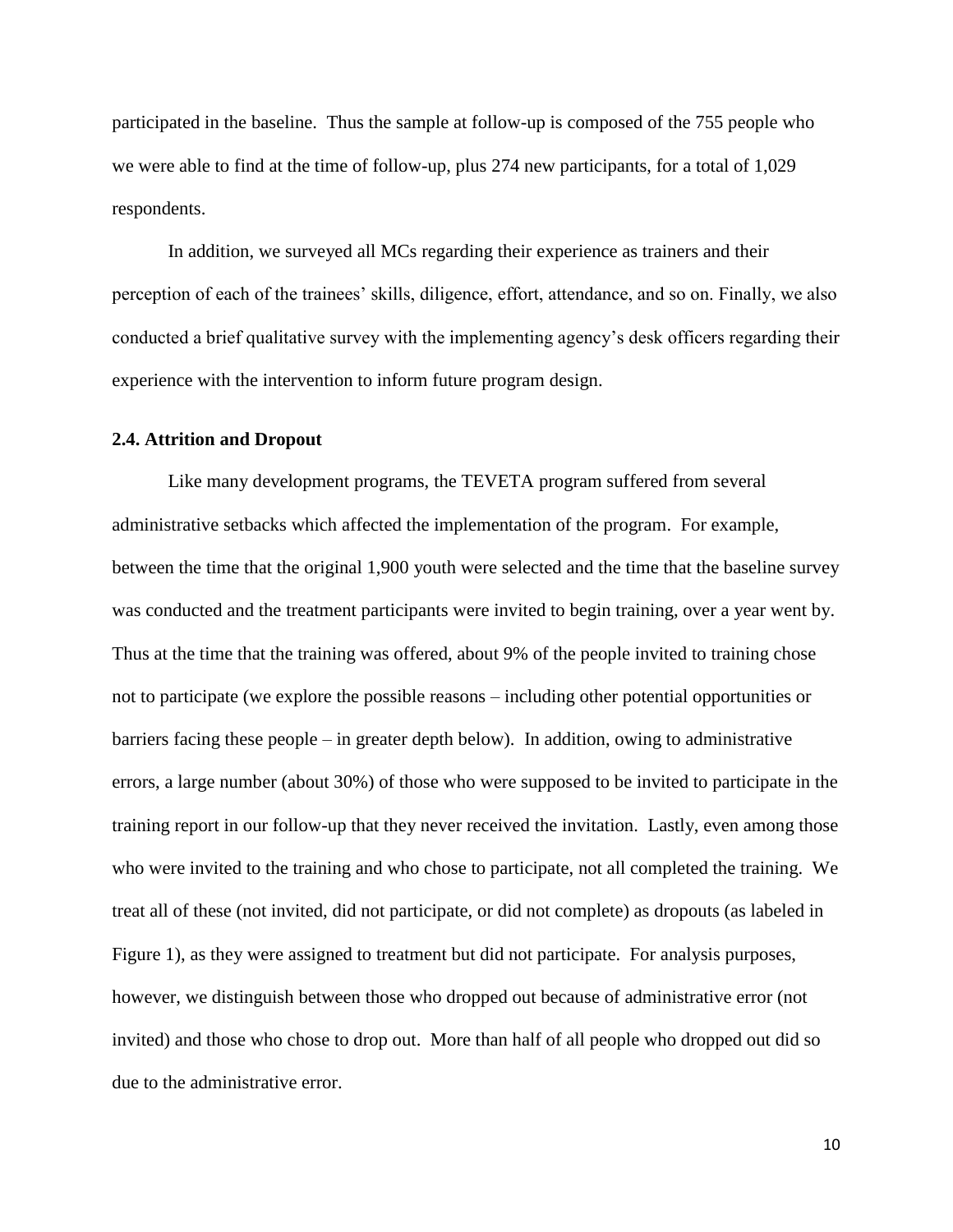participated in the baseline. Thus the sample at follow-up is composed of the 755 people who we were able to find at the time of follow-up, plus 274 new participants, for a total of 1,029 respondents.

In addition, we surveyed all MCs regarding their experience as trainers and their perception of each of the trainees' skills, diligence, effort, attendance, and so on. Finally, we also conducted a brief qualitative survey with the implementing agency's desk officers regarding their experience with the intervention to inform future program design.

### 2.4. Attrition and Dropout

Like many development programs, the TEVETA program suffered from several administrative setbacks which affected the implementation of the program. For example, between the time that the original 1,900 youth were selected and the time that the baseline survey was conducted and the treatment participants were invited to begin training, over a year went by. Thus at the time that the training was offered, about 9% of the people invited to training chose not to participate (we explore the possible reasons – including other potential opportunities or barriers facing these people – in greater depth below). In addition, owing to administrative errors, a large number (about 30%) of those who were supposed to be invited to participate in the training report in our follow-up that they never received the invitation. Lastly, even among those who were invited to the training and who chose to participate, not all completed the training. We treat all of these (not invited, did not participate, or did not complete) as dropouts (as labeled in Figure 1), as they were assigned to treatment but did not participate. For analysis purposes, however, we distinguish between those who dropped out because of administrative error (not invited) and those who chose to drop out. More than half of all people who dropped out did so due to the administrative error.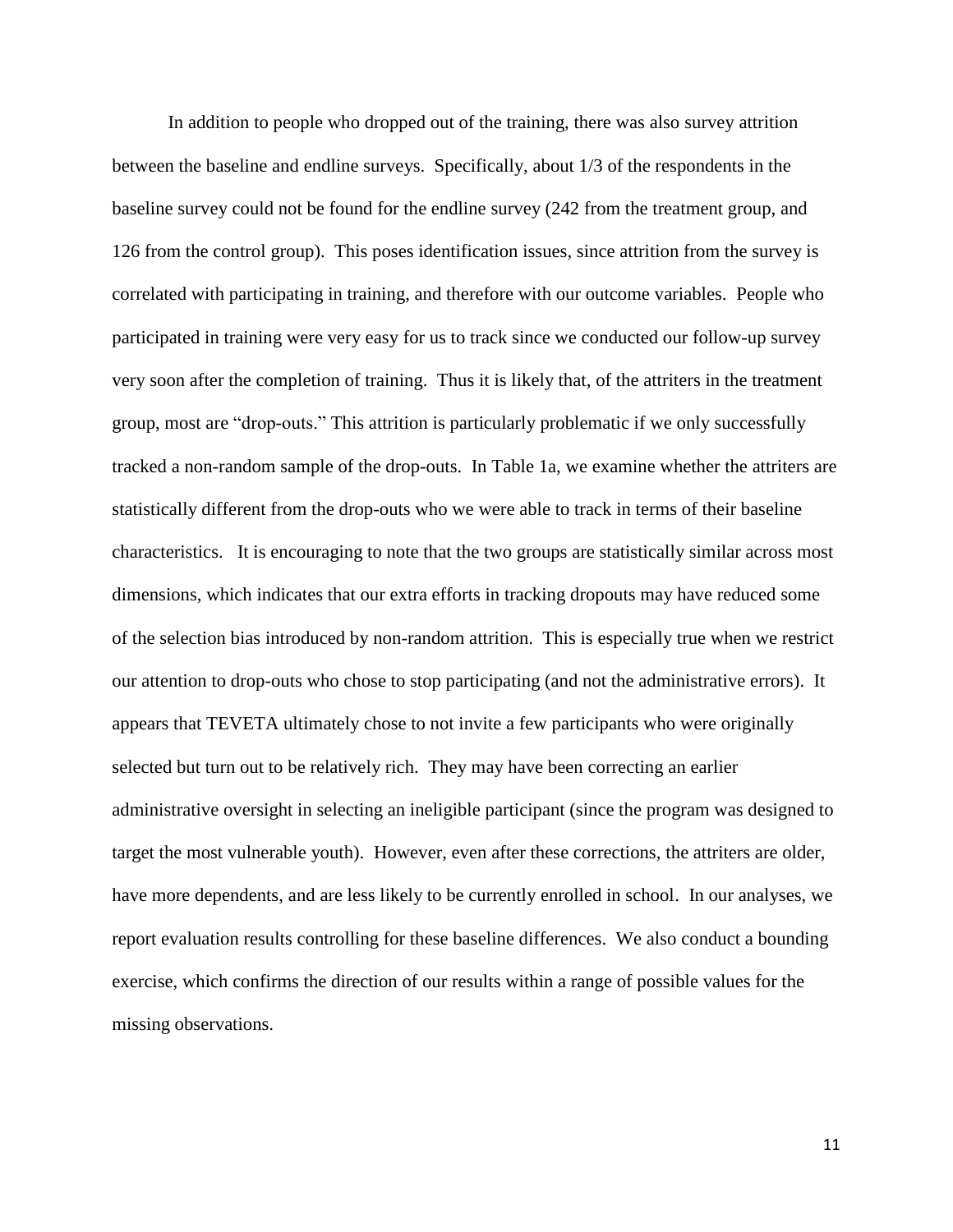In addition to people who dropped out of the training, there was also survey attrition between the baseline and endline surveys. Specifically, about 1/3 of the respondents in the baseline survey could not be found for the endline survey (242 from the treatment group, and 126 from the control group). This poses identification issues, since attrition from the survey is correlated with participating in training, and therefore with our outcome variables. People who participated in training were very easy for us to track since we conducted our follow-up survey very soon after the completion of training. Thus it is likely that, of the attriters in the treatment group, most are "drop-outs." This attrition is particularly problematic if we only successfully tracked a non-random sample of the drop-outs. In Table 1a, we examine whether the attriters are statistically different from the drop-outs who we were able to track in terms of their baseline characteristics. It is encouraging to note that the two groups are statistically similar across most dimensions, which indicates that our extra efforts in tracking dropouts may have reduced some of the selection bias introduced by non-random attrition. This is especially true when we restrict our attention to drop-outs who chose to stop participating (and not the administrative errors). It appears that TEVETA ultimately chose to not invite a few participants who were originally selected but turn out to be relatively rich. They may have been correcting an earlier administrative oversight in selecting an ineligible participant (since the program was designed to target the most vulnerable youth). However, even after these corrections, the attriters are older, have more dependents, and are less likely to be currently enrolled in school. In our analyses, we report evaluation results controlling for these baseline differences. We also conduct a bounding exercise, which confirms the direction of our results within a range of possible values for the missing observations.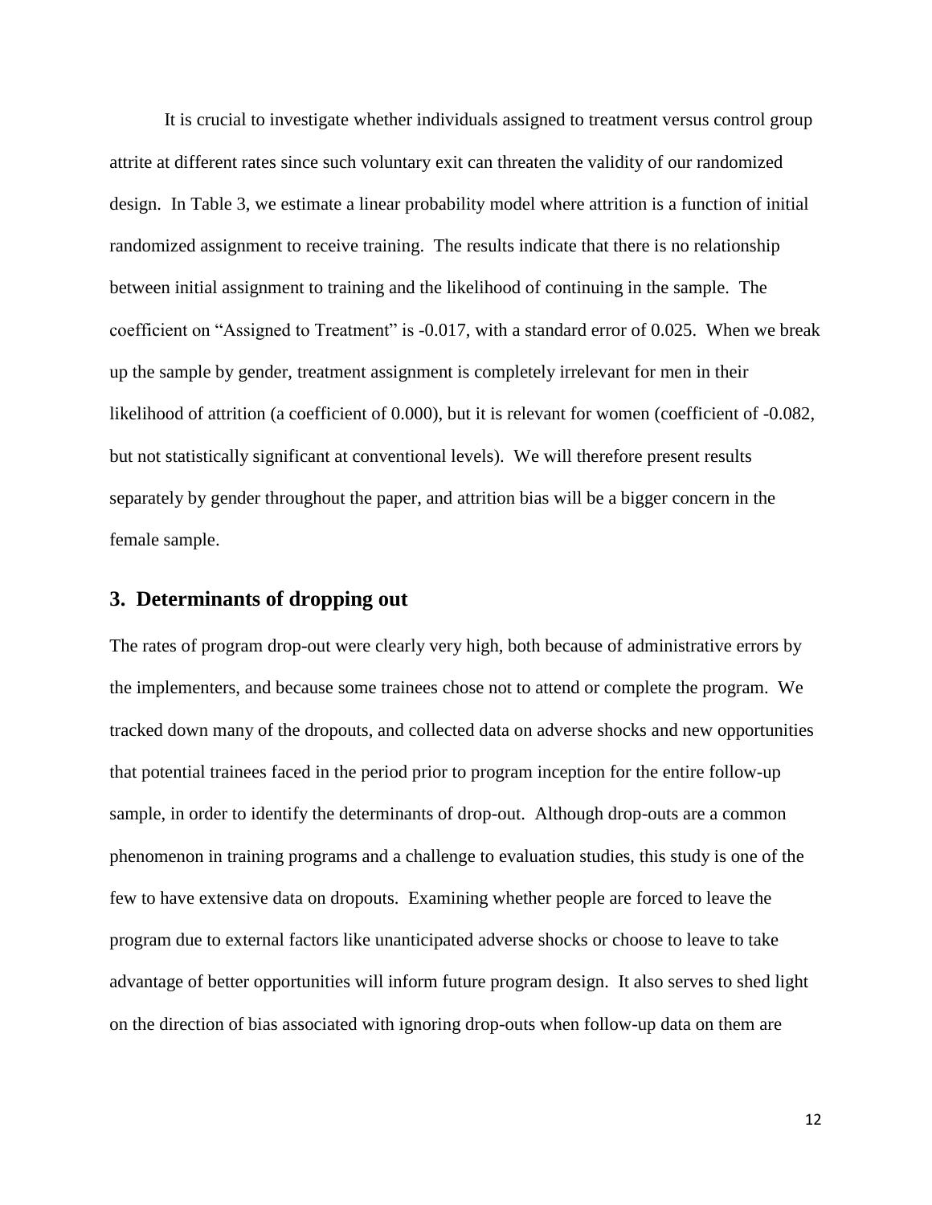It is crucial to investigate whether individuals assigned to treatment versus control group attrite at different rates since such voluntary exit can threaten the validity of our randomized design. In Table 3, we estimate a linear probability model where attrition is a function of initial randomized assignment to receive training. The results indicate that there is no relationship between initial assignment to training and the likelihood of continuing in the sample. The coefficient on "Assigned to Treatment" is -0.017, with a standard error of 0.025. When we break up the sample by gender, treatment assignment is completely irrelevant for men in their likelihood of attrition (a coefficient of 0.000), but it is relevant for women (coefficient of -0.082, but not statistically significant at conventional levels). We will therefore present results separately by gender throughout the paper, and attrition bias will be a bigger concern in the female sample.

## 3. Determinants of dropping out

The rates of program drop-out were clearly very high, both because of administrative errors by the implementers, and because some trainees chose not to attend or complete the program. We tracked down many of the dropouts, and collected data on adverse shocks and new opportunities that potential trainees faced in the period prior to program inception for the entire follow-up sample, in order to identify the determinants of drop-out. Although drop-outs are a common phenomenon in training programs and a challenge to evaluation studies, this study is one of the few to have extensive data on dropouts. Examining whether people are forced to leave the program due to external factors like unanticipated adverse shocks or choose to leave to take advantage of better opportunities will inform future program design. It also serves to shed light on the direction of bias associated with ignoring drop-outs when follow-up data on them are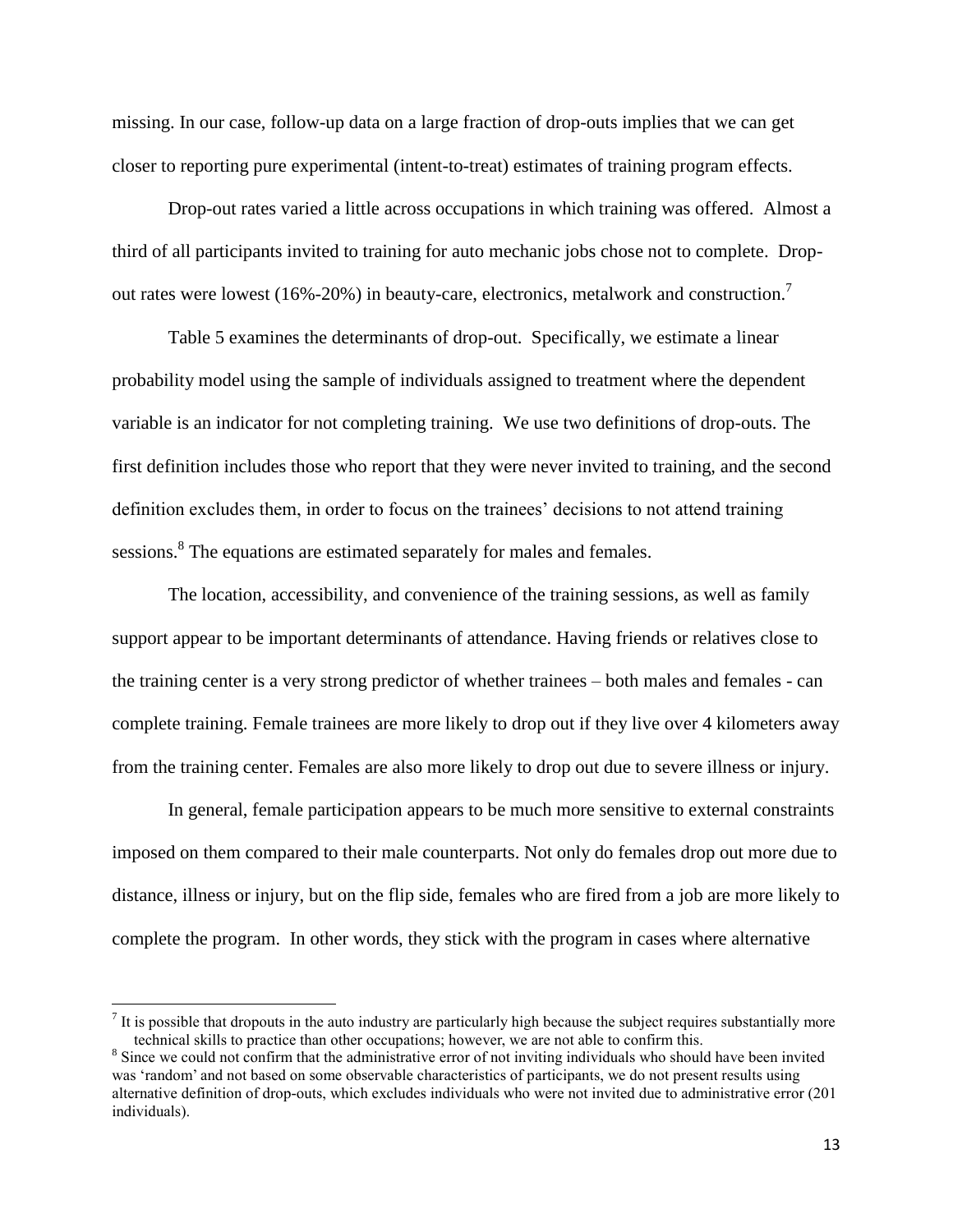missing. In our case, follow-up data on a large fraction of drop-outs implies that we can get closer to reporting pure experimental (intent-to-treat) estimates of training program effects.

Drop-out rates varied a little across occupations in which training was offered. Almost a third of all participants invited to training for auto mechanic jobs chose not to complete. Drop-out rates were lowest (16%-20%) in beauty-care, electronics, metalwork and construction.[7]

Table 5 examines the determinants of drop-out. Specifically, we estimate a linear probability model using the sample of individuals assigned to treatment where the dependent variable is an indicator for not completing training. We use two definitions of drop-outs. The first definition includes those who report that they were never invited to training, and the second definition excludes them, in order to focus on the trainees' decisions to not attend training sessions.[8] The equations are estimated separately for males and females.

The location, accessibility, and convenience of the training sessions, as well as family support appear to be important determinants of attendance. Having friends or relatives close to the training center is a very strong predictor of whether trainees – both males and females - can complete training. Female trainees are more likely to drop out if they live over 4 kilometers away from the training center. Females are also more likely to drop out due to severe illness or injury.

In general, female participation appears to be much more sensitive to external constraints imposed on them compared to their male counterparts. Not only do females drop out more due to distance, illness or injury, but on the flip side, females who are fired from a job are more likely to complete the program. In other words, they stick with the program in cases where alternative

[7] It is possible that dropouts in the auto industry are particularly high because the subject requires substantially more technical skills to practice than other occupations; however, we are not able to confirm this.

[8] Since we could not confirm that the administrative error of not inviting individuals who should have been invited was 'random' and not based on some observable characteristics of participants, we do not present results using alternative definition of drop-outs, which excludes individuals who were not invited due to administrative error (201 individuals).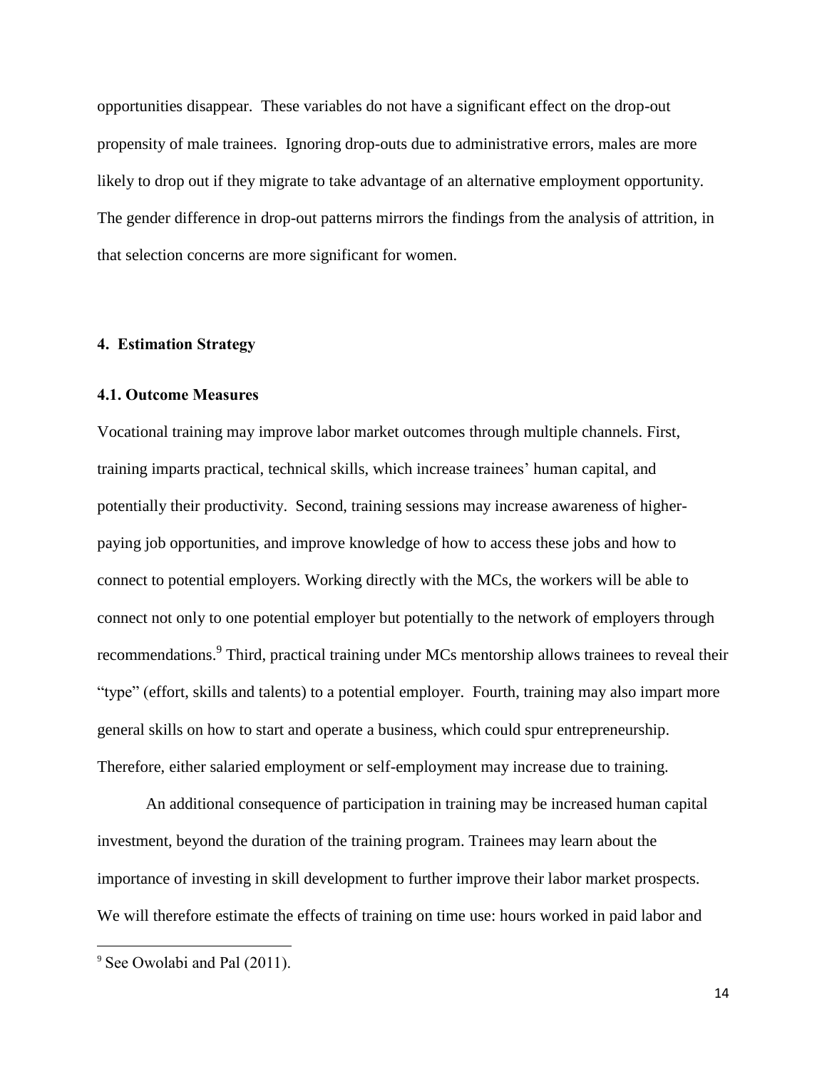opportunities disappear. These variables do not have a significant effect on the drop-out propensity of male trainees. Ignoring drop-outs due to administrative errors, males are more likely to drop out if they migrate to take advantage of an alternative employment opportunity. The gender difference in drop-out patterns mirrors the findings from the analysis of attrition, in that selection concerns are more significant for women.

## 4. Estimation Strategy

### 4.1. Outcome Measures

Vocational training may improve labor market outcomes through multiple channels. First, training imparts practical, technical skills, which increase trainees' human capital, and potentially their productivity. Second, training sessions may increase awareness of higher-paying job opportunities, and improve knowledge of how to access these jobs and how to connect to potential employers. Working directly with the MCs, the workers will be able to connect not only to one potential employer but potentially to the network of employers through recommendations.[9] Third, practical training under MCs mentorship allows trainees to reveal their "type" (effort, skills and talents) to a potential employer. Fourth, training may also impart more general skills on how to start and operate a business, which could spur entrepreneurship. Therefore, either salaried employment or self-employment may increase due to training.

An additional consequence of participation in training may be increased human capital investment, beyond the duration of the training program. Trainees may learn about the importance of investing in skill development to further improve their labor market prospects. We will therefore estimate the effects of training on time use: hours worked in paid labor and

[9] See Owolabi and Pal (2011).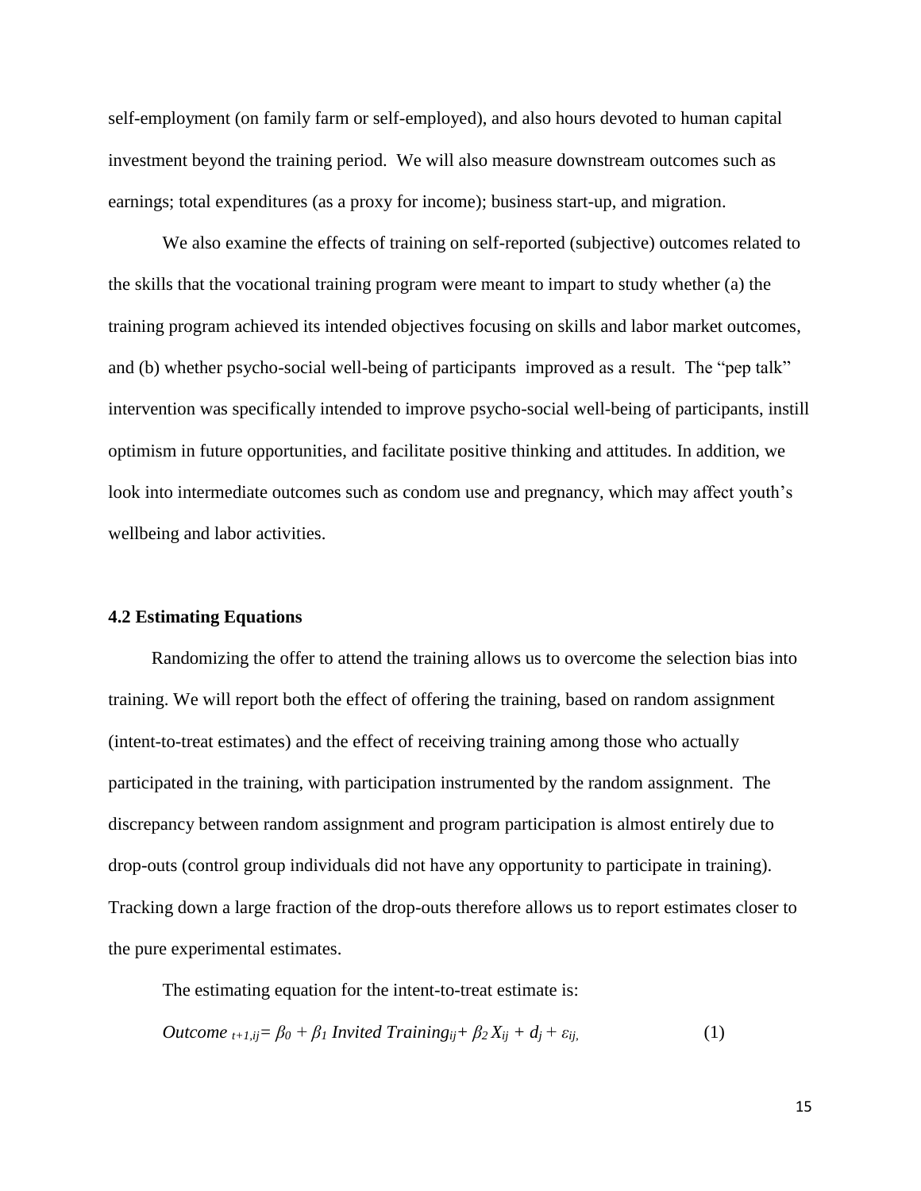self-employment (on family farm or self-employed), and also hours devoted to human capital investment beyond the training period. We will also measure downstream outcomes such as earnings; total expenditures (as a proxy for income); business start-up, and migration.

We also examine the effects of training on self-reported (subjective) outcomes related to the skills that the vocational training program were meant to impart to study whether (a) the training program achieved its intended objectives focusing on skills and labor market outcomes, and (b) whether psycho-social well-being of participants improved as a result. The "pep talk" intervention was specifically intended to improve psycho-social well-being of participants, instill optimism in future opportunities, and facilitate positive thinking and attitudes. In addition, we look into intermediate outcomes such as condom use and pregnancy, which may affect youth's wellbeing and labor activities.

### 4.2 Estimating Equations

Randomizing the offer to attend the training allows us to overcome the selection bias into training. We will report both the effect of offering the training, based on random assignment (intent-to-treat estimates) and the effect of receiving training among those who actually participated in the training, with participation instrumented by the random assignment. The discrepancy between random assignment and program participation is almost entirely due to drop-outs (control group individuals did not have any opportunity to participate in training). Tracking down a large fraction of the drop-outs therefore allows us to report estimates closer to the pure experimental estimates.

The estimating equation for the intent-to-treat estimate is:

$$Outcome_{t+1,ij} = \beta_0 + \beta_1 \, Invited\ Training_{ij} + \beta_2 X_{ij} + d_j + \varepsilon_{ij}, \qquad (1)$$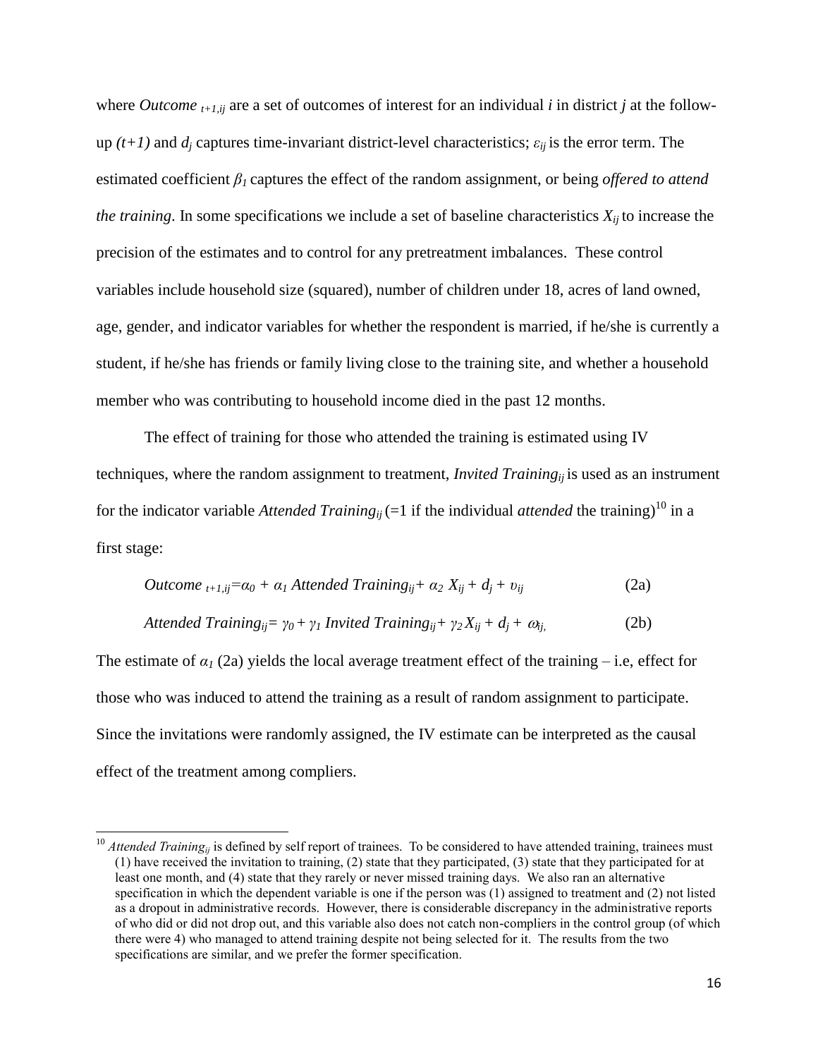where $Outcome_{t+1,ij}$ are a set of outcomes of interest for an individual $i$ in district $j$ at the follow-up $(t+1)$ and $d_j$ captures time-invariant district-level characteristics; $\varepsilon_{ij}$ is the error term. The estimated coefficient $\beta_1$ captures the effect of the random assignment, or being *offered to attend the training*. In some specifications we include a set of baseline characteristics $X_{ij}$ to increase the precision of the estimates and to control for any pretreatment imbalances. These control variables include household size (squared), number of children under 18, acres of land owned, age, gender, and indicator variables for whether the respondent is married, if he/she is currently a student, if he/she has friends or family living close to the training site, and whether a household member who was contributing to household income died in the past 12 months.

The effect of training for those who attended the training is estimated using IV techniques, where the random assignment to treatment, $Invited\ Training_{ij}$ is used as an instrument for the indicator variable $Attended\ Training_{ij}$ (=1 if the individual *attended* the training)[10] in a first stage:

$$Outcome_{t+1,ij} = \alpha_0 + \alpha_1\ Attended\ Training_{ij} + \alpha_2\ X_{ij} + d_j + \upsilon_{ij} \quad (2a)$$

$$Attended\ Training_{ij} = \gamma_0 + \gamma_1\ Invited\ Training_{ij} + \gamma_2 X_{ij} + d_j + \omega_{ij}, \quad (2b)$$

The estimate of $\alpha_1$ (2a) yields the local average treatment effect of the training – i.e, effect for those who was induced to attend the training as a result of random assignment to participate. Since the invitations were randomly assigned, the IV estimate can be interpreted as the causal effect of the treatment among compliers.

---

[10] $Attended\ Training_{ij}$ is defined by self report of trainees. To be considered to have attended training, trainees must (1) have received the invitation to training, (2) state that they participated, (3) state that they participated for at least one month, and (4) state that they rarely or never missed training days. We also ran an alternative specification in which the dependent variable is one if the person was (1) assigned to treatment and (2) not listed as a dropout in administrative records. However, there is considerable discrepancy in the administrative reports of who did or did not drop out, and this variable also does not catch non-compliers in the control group (of which there were 4) who managed to attend training despite not being selected for it. The results from the two specifications are similar, and we prefer the former specification.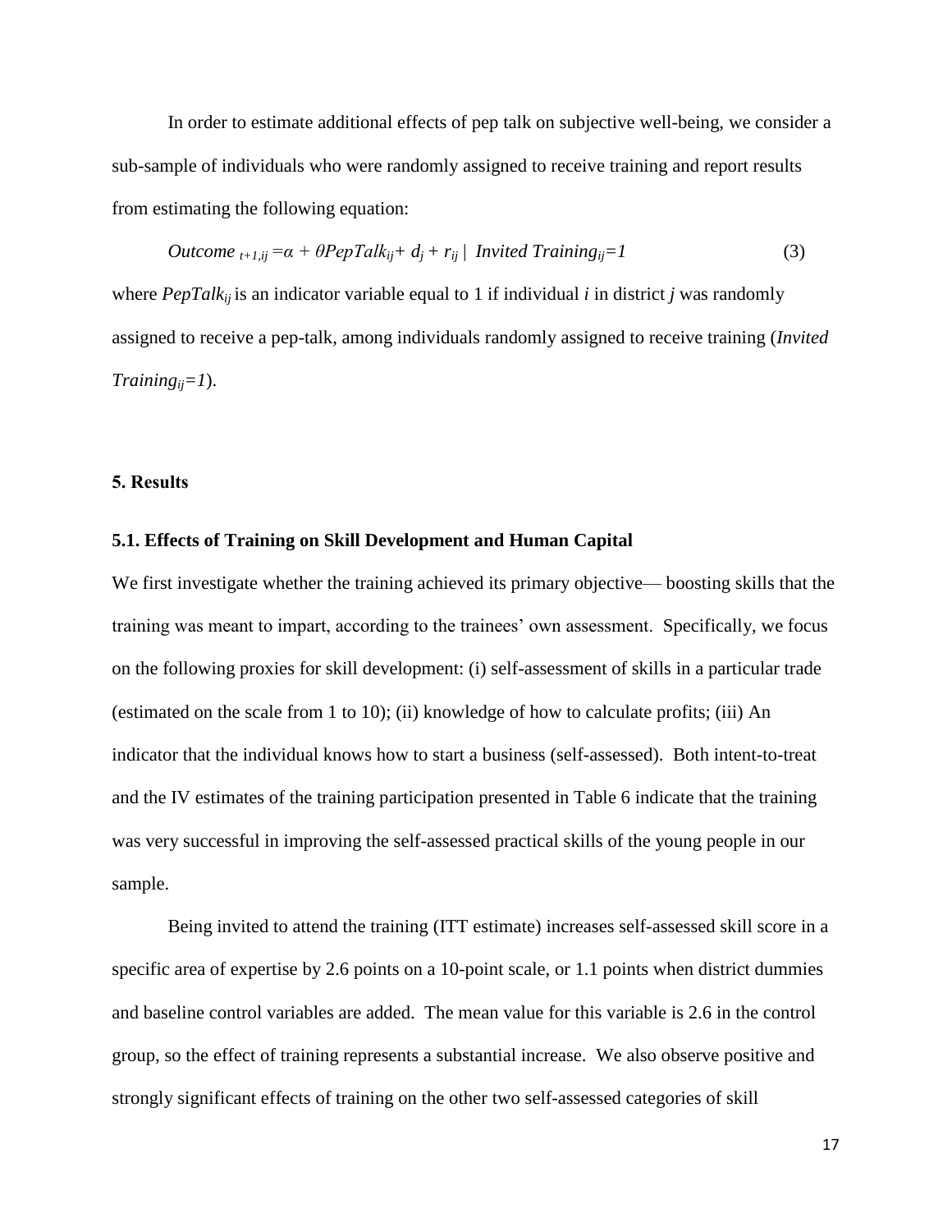In order to estimate additional effects of pep talk on subjective well-being, we consider a sub-sample of individuals who were randomly assigned to receive training and report results from estimating the following equation:

$$Outcome_{t+1,ij} = \alpha + \theta PepTalk_{ij} + d_j + r_{ij} \mid Invited\ Training_{ij}=1 \qquad (3)$$

where $PepTalk_{ij}$ is an indicator variable equal to 1 if individual $i$ in district $j$ was randomly assigned to receive a pep-talk, among individuals randomly assigned to receive training ($Invited\ Training_{ij}=1$).

## 5. Results

### 5.1. Effects of Training on Skill Development and Human Capital

We first investigate whether the training achieved its primary objective— boosting skills that the training was meant to impart, according to the trainees' own assessment. Specifically, we focus on the following proxies for skill development: (i) self-assessment of skills in a particular trade (estimated on the scale from 1 to 10); (ii) knowledge of how to calculate profits; (iii) An indicator that the individual knows how to start a business (self-assessed). Both intent-to-treat and the IV estimates of the training participation presented in Table 6 indicate that the training was very successful in improving the self-assessed practical skills of the young people in our sample.

Being invited to attend the training (ITT estimate) increases self-assessed skill score in a specific area of expertise by 2.6 points on a 10-point scale, or 1.1 points when district dummies and baseline control variables are added. The mean value for this variable is 2.6 in the control group, so the effect of training represents a substantial increase. We also observe positive and strongly significant effects of training on the other two self-assessed categories of skill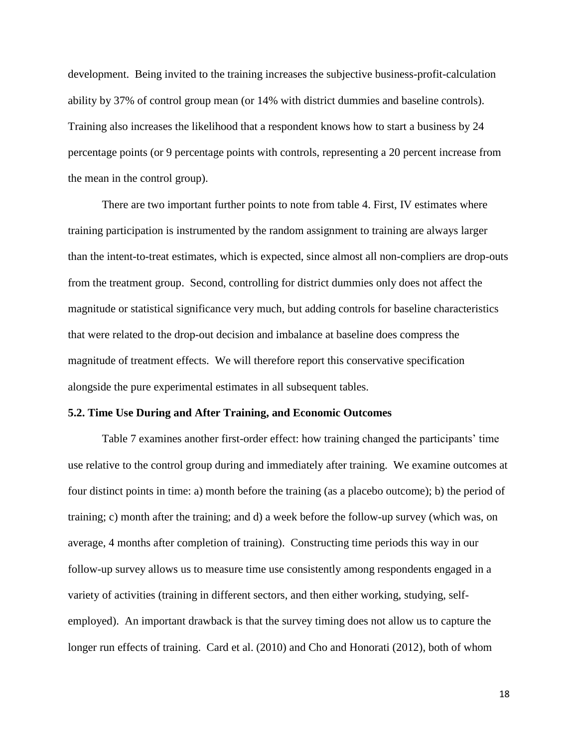development. Being invited to the training increases the subjective business-profit-calculation ability by 37% of control group mean (or 14% with district dummies and baseline controls). Training also increases the likelihood that a respondent knows how to start a business by 24 percentage points (or 9 percentage points with controls, representing a 20 percent increase from the mean in the control group).

There are two important further points to note from table 4. First, IV estimates where training participation is instrumented by the random assignment to training are always larger than the intent-to-treat estimates, which is expected, since almost all non-compliers are drop-outs from the treatment group. Second, controlling for district dummies only does not affect the magnitude or statistical significance very much, but adding controls for baseline characteristics that were related to the drop-out decision and imbalance at baseline does compress the magnitude of treatment effects. We will therefore report this conservative specification alongside the pure experimental estimates in all subsequent tables.

### 5.2. Time Use During and After Training, and Economic Outcomes

Table 7 examines another first-order effect: how training changed the participants' time use relative to the control group during and immediately after training. We examine outcomes at four distinct points in time: a) month before the training (as a placebo outcome); b) the period of training; c) month after the training; and d) a week before the follow-up survey (which was, on average, 4 months after completion of training). Constructing time periods this way in our follow-up survey allows us to measure time use consistently among respondents engaged in a variety of activities (training in different sectors, and then either working, studying, self-employed). An important drawback is that the survey timing does not allow us to capture the longer run effects of training. Card et al. (2010) and Cho and Honorati (2012), both of whom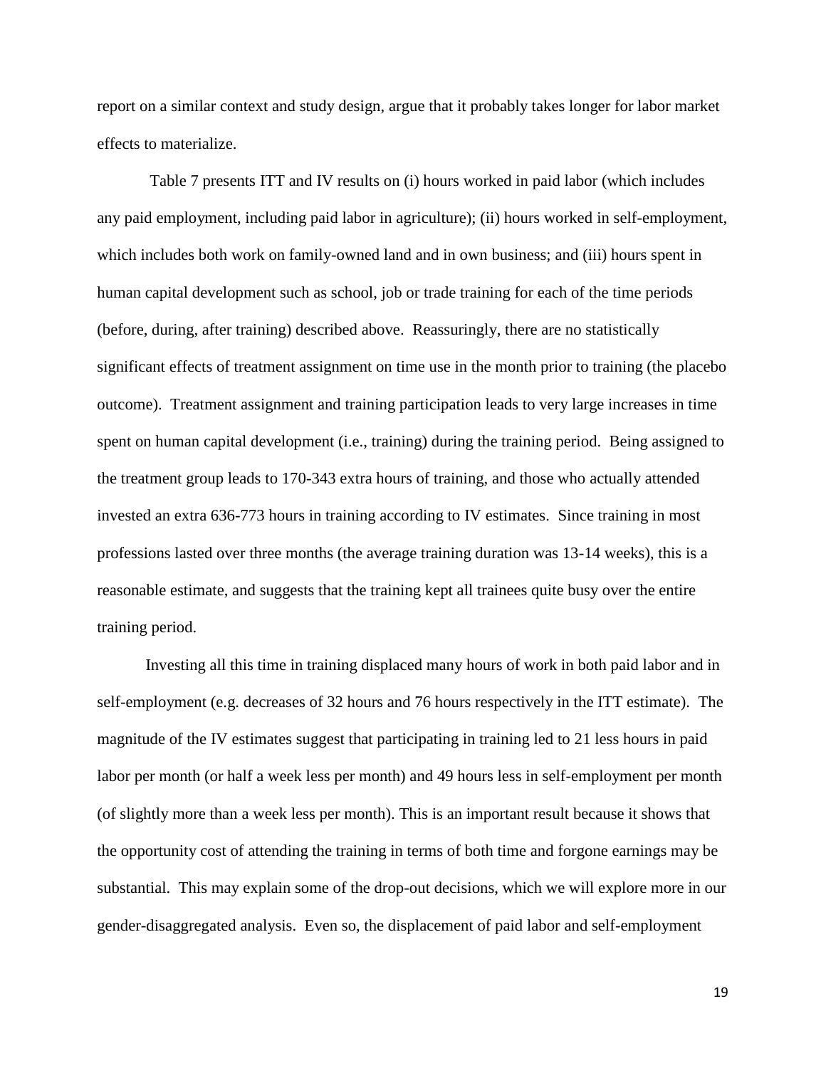report on a similar context and study design, argue that it probably takes longer for labor market effects to materialize.

Table 7 presents ITT and IV results on (i) hours worked in paid labor (which includes any paid employment, including paid labor in agriculture); (ii) hours worked in self-employment, which includes both work on family-owned land and in own business; and (iii) hours spent in human capital development such as school, job or trade training for each of the time periods (before, during, after training) described above. Reassuringly, there are no statistically significant effects of treatment assignment on time use in the month prior to training (the placebo outcome). Treatment assignment and training participation leads to very large increases in time spent on human capital development (i.e., training) during the training period. Being assigned to the treatment group leads to 170-343 extra hours of training, and those who actually attended invested an extra 636-773 hours in training according to IV estimates. Since training in most professions lasted over three months (the average training duration was 13-14 weeks), this is a reasonable estimate, and suggests that the training kept all trainees quite busy over the entire training period.

Investing all this time in training displaced many hours of work in both paid labor and in self-employment (e.g. decreases of 32 hours and 76 hours respectively in the ITT estimate). The magnitude of the IV estimates suggest that participating in training led to 21 less hours in paid labor per month (or half a week less per month) and 49 hours less in self-employment per month (of slightly more than a week less per month). This is an important result because it shows that the opportunity cost of attending the training in terms of both time and forgone earnings may be substantial. This may explain some of the drop-out decisions, which we will explore more in our gender-disaggregated analysis. Even so, the displacement of paid labor and self-employment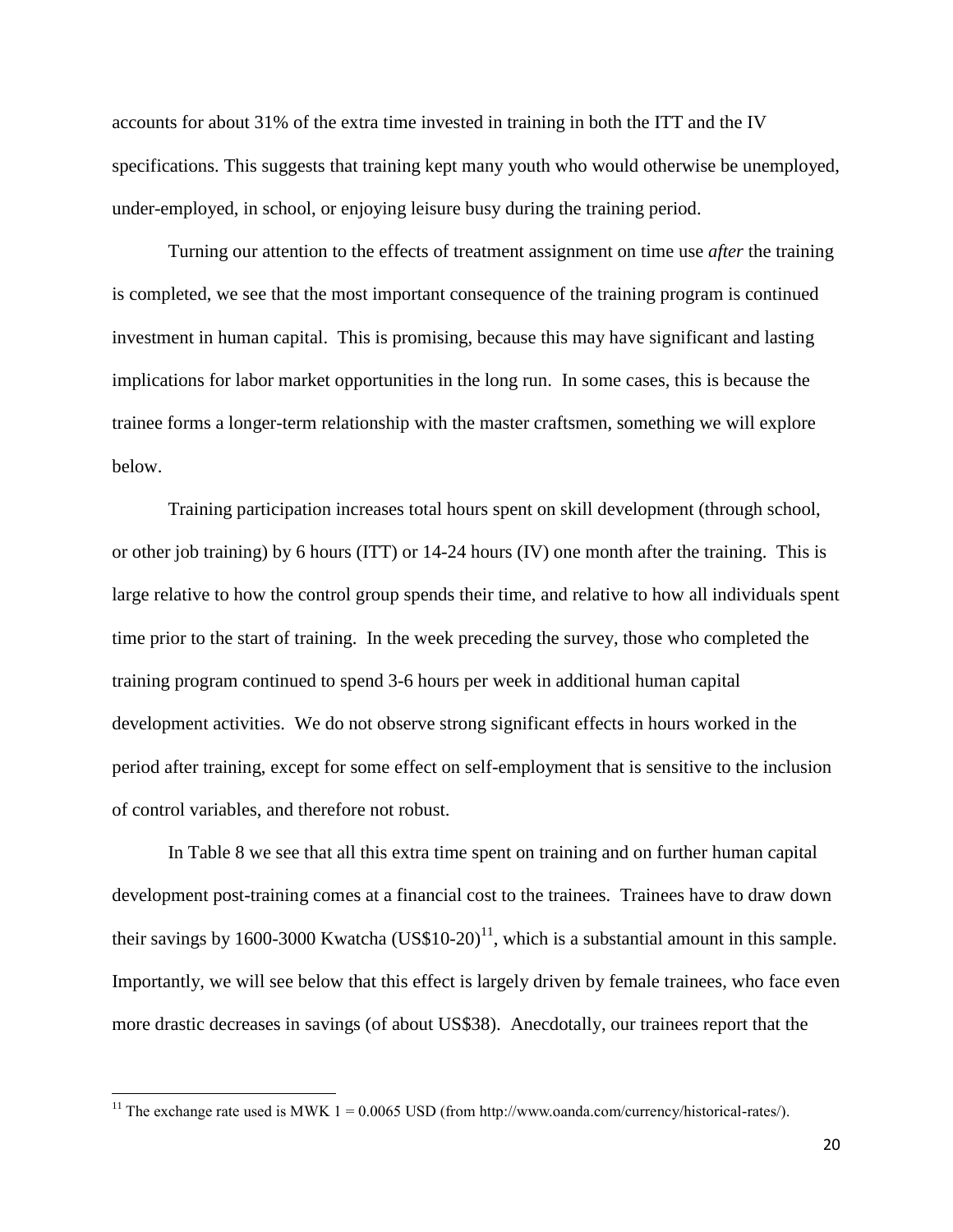accounts for about 31% of the extra time invested in training in both the ITT and the IV specifications. This suggests that training kept many youth who would otherwise be unemployed, under-employed, in school, or enjoying leisure busy during the training period.

Turning our attention to the effects of treatment assignment on time use *after* the training is completed, we see that the most important consequence of the training program is continued investment in human capital. This is promising, because this may have significant and lasting implications for labor market opportunities in the long run. In some cases, this is because the trainee forms a longer-term relationship with the master craftsmen, something we will explore below.

Training participation increases total hours spent on skill development (through school, or other job training) by 6 hours (ITT) or 14-24 hours (IV) one month after the training. This is large relative to how the control group spends their time, and relative to how all individuals spent time prior to the start of training. In the week preceding the survey, those who completed the training program continued to spend 3-6 hours per week in additional human capital development activities. We do not observe strong significant effects in hours worked in the period after training, except for some effect on self-employment that is sensitive to the inclusion of control variables, and therefore not robust.

In Table 8 we see that all this extra time spent on training and on further human capital development post-training comes at a financial cost to the trainees. Trainees have to draw down their savings by 1600-3000 Kwatcha (US$10-20)[11], which is a substantial amount in this sample. Importantly, we will see below that this effect is largely driven by female trainees, who face even more drastic decreases in savings (of about US$38). Anecdotally, our trainees report that the

[11] The exchange rate used is MWK 1 = 0.0065 USD (from http://www.oanda.com/currency/historical-rates/).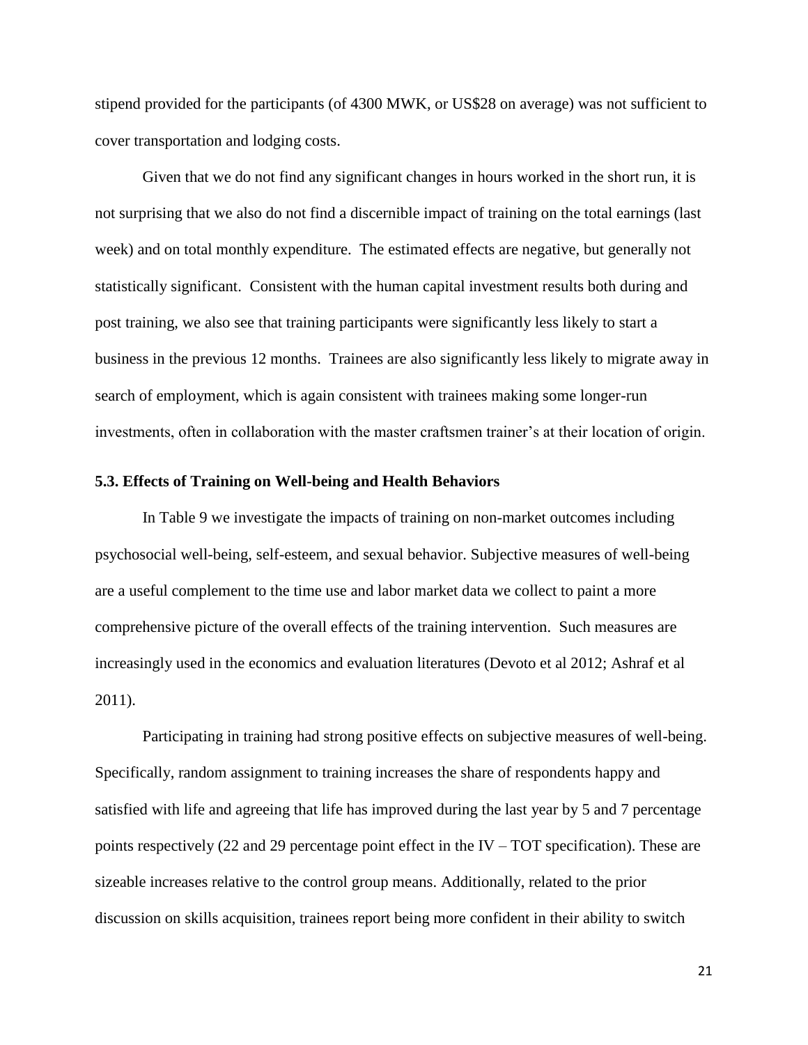stipend provided for the participants (of 4300 MWK, or US$28 on average) was not sufficient to cover transportation and lodging costs.

Given that we do not find any significant changes in hours worked in the short run, it is not surprising that we also do not find a discernible impact of training on the total earnings (last week) and on total monthly expenditure. The estimated effects are negative, but generally not statistically significant. Consistent with the human capital investment results both during and post training, we also see that training participants were significantly less likely to start a business in the previous 12 months. Trainees are also significantly less likely to migrate away in search of employment, which is again consistent with trainees making some longer-run investments, often in collaboration with the master craftsmen trainer's at their location of origin.

### 5.3. Effects of Training on Well-being and Health Behaviors

In Table 9 we investigate the impacts of training on non-market outcomes including psychosocial well-being, self-esteem, and sexual behavior. Subjective measures of well-being are a useful complement to the time use and labor market data we collect to paint a more comprehensive picture of the overall effects of the training intervention. Such measures are increasingly used in the economics and evaluation literatures (Devoto et al 2012; Ashraf et al 2011).

Participating in training had strong positive effects on subjective measures of well-being. Specifically, random assignment to training increases the share of respondents happy and satisfied with life and agreeing that life has improved during the last year by 5 and 7 percentage points respectively (22 and 29 percentage point effect in the IV – TOT specification). These are sizeable increases relative to the control group means. Additionally, related to the prior discussion on skills acquisition, trainees report being more confident in their ability to switch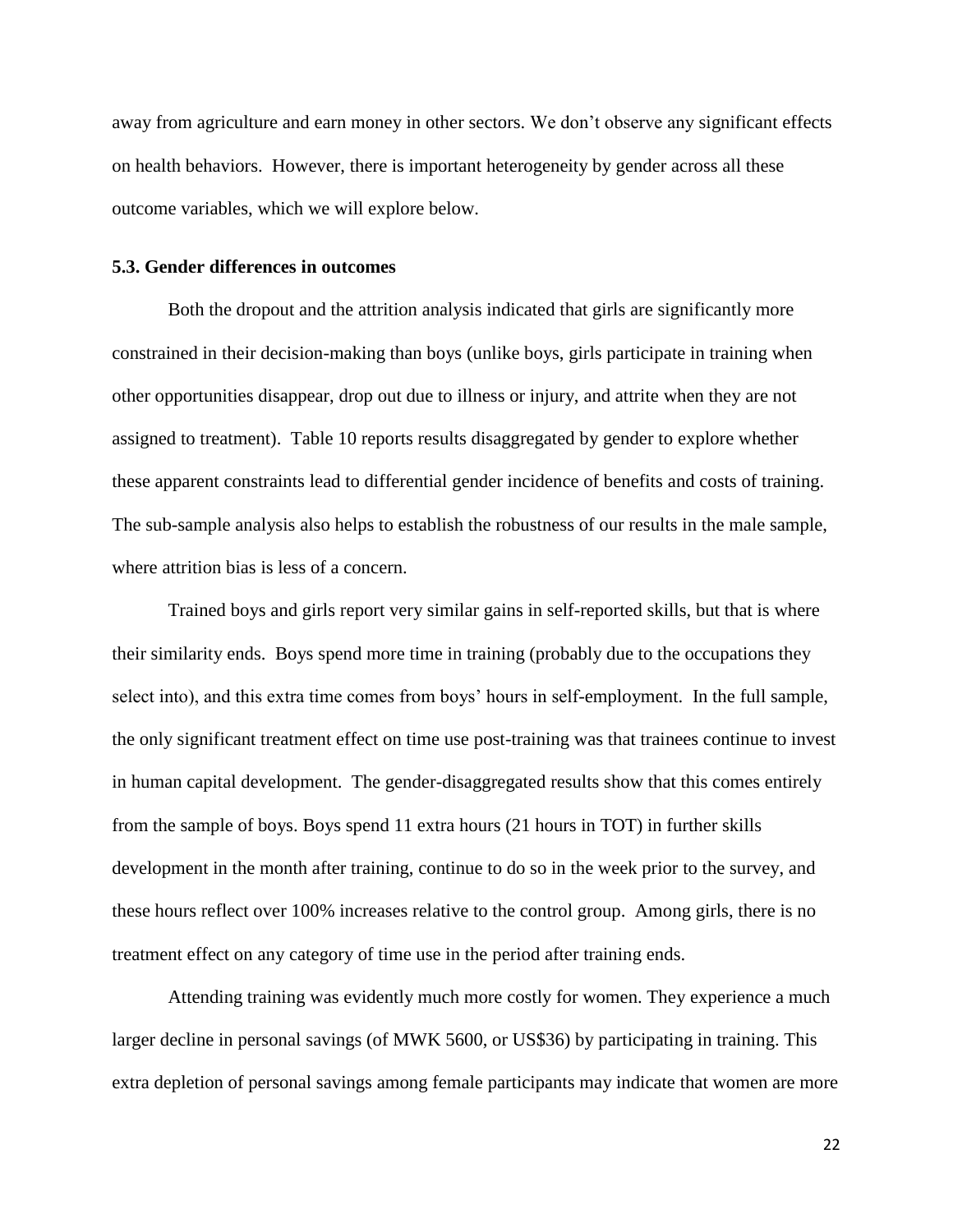away from agriculture and earn money in other sectors. We don't observe any significant effects on health behaviors. However, there is important heterogeneity by gender across all these outcome variables, which we will explore below.

### 5.3. Gender differences in outcomes

Both the dropout and the attrition analysis indicated that girls are significantly more constrained in their decision-making than boys (unlike boys, girls participate in training when other opportunities disappear, drop out due to illness or injury, and attrite when they are not assigned to treatment). Table 10 reports results disaggregated by gender to explore whether these apparent constraints lead to differential gender incidence of benefits and costs of training. The sub-sample analysis also helps to establish the robustness of our results in the male sample, where attrition bias is less of a concern.

Trained boys and girls report very similar gains in self-reported skills, but that is where their similarity ends. Boys spend more time in training (probably due to the occupations they select into), and this extra time comes from boys' hours in self-employment. In the full sample, the only significant treatment effect on time use post-training was that trainees continue to invest in human capital development. The gender-disaggregated results show that this comes entirely from the sample of boys. Boys spend 11 extra hours (21 hours in TOT) in further skills development in the month after training, continue to do so in the week prior to the survey, and these hours reflect over 100% increases relative to the control group. Among girls, there is no treatment effect on any category of time use in the period after training ends.

Attending training was evidently much more costly for women. They experience a much larger decline in personal savings (of MWK 5600, or US$36) by participating in training. This extra depletion of personal savings among female participants may indicate that women are more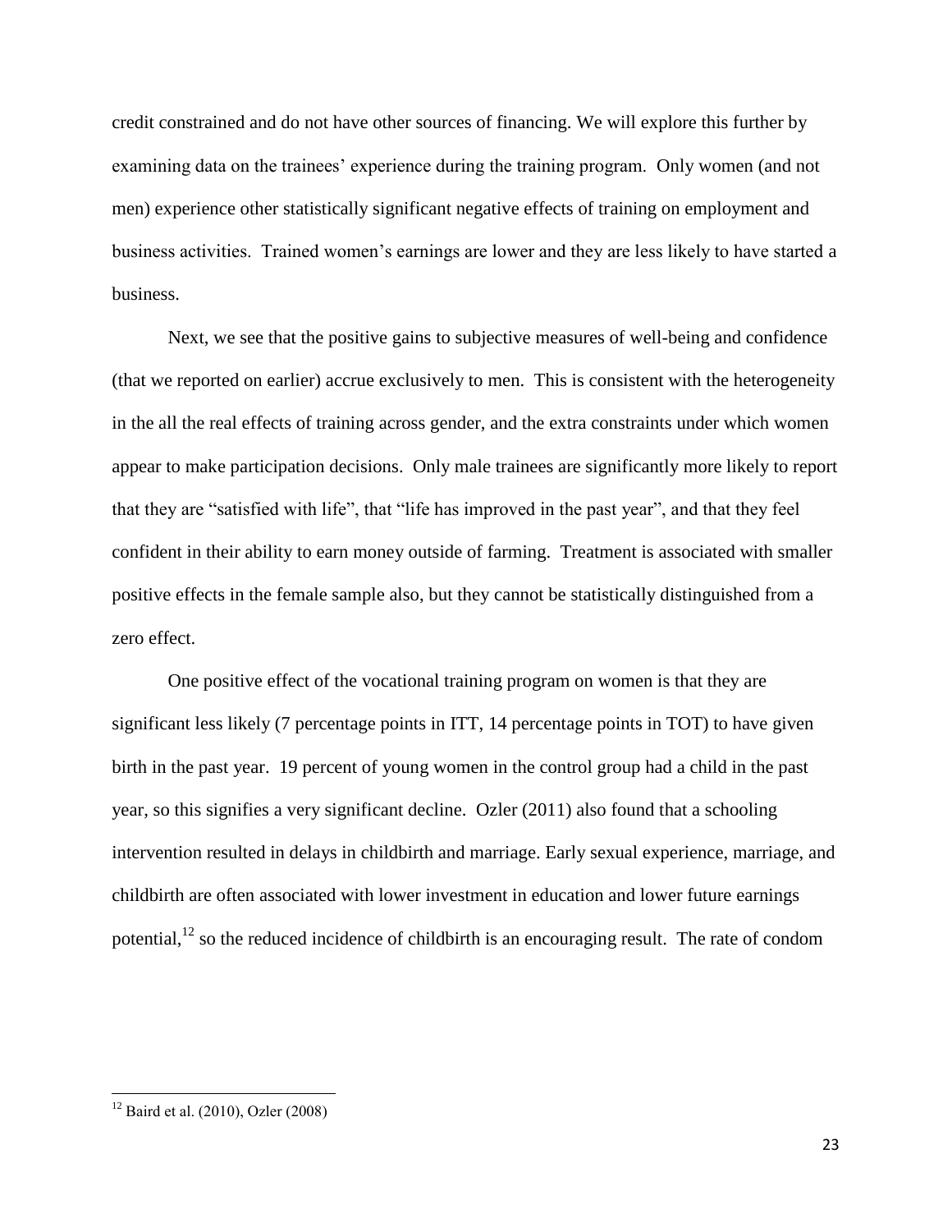credit constrained and do not have other sources of financing. We will explore this further by examining data on the trainees' experience during the training program. Only women (and not men) experience other statistically significant negative effects of training on employment and business activities. Trained women's earnings are lower and they are less likely to have started a business.

Next, we see that the positive gains to subjective measures of well-being and confidence (that we reported on earlier) accrue exclusively to men. This is consistent with the heterogeneity in the all the real effects of training across gender, and the extra constraints under which women appear to make participation decisions. Only male trainees are significantly more likely to report that they are "satisfied with life", that "life has improved in the past year", and that they feel confident in their ability to earn money outside of farming. Treatment is associated with smaller positive effects in the female sample also, but they cannot be statistically distinguished from a zero effect.

One positive effect of the vocational training program on women is that they are significant less likely (7 percentage points in ITT, 14 percentage points in TOT) to have given birth in the past year. 19 percent of young women in the control group had a child in the past year, so this signifies a very significant decline. Ozler (2011) also found that a schooling intervention resulted in delays in childbirth and marriage. Early sexual experience, marriage, and childbirth are often associated with lower investment in education and lower future earnings potential,[12] so the reduced incidence of childbirth is an encouraging result. The rate of condom

[12] Baird et al. (2010), Ozler (2008)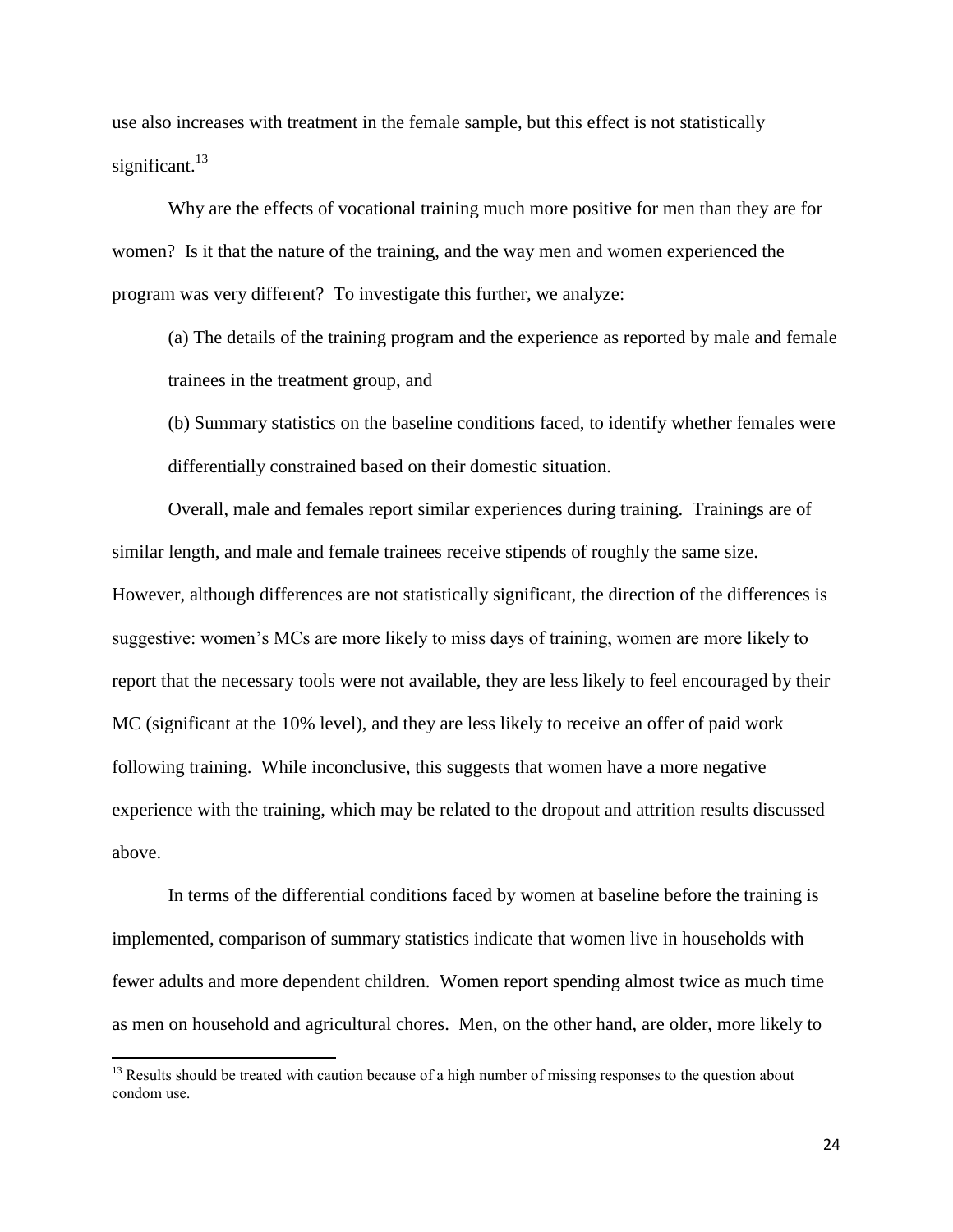use also increases with treatment in the female sample, but this effect is not statistically significant.[13]

Why are the effects of vocational training much more positive for men than they are for women? Is it that the nature of the training, and the way men and women experienced the program was very different? To investigate this further, we analyze:

(a) The details of the training program and the experience as reported by male and female trainees in the treatment group, and

(b) Summary statistics on the baseline conditions faced, to identify whether females were differentially constrained based on their domestic situation.

Overall, male and females report similar experiences during training. Trainings are of similar length, and male and female trainees receive stipends of roughly the same size. However, although differences are not statistically significant, the direction of the differences is suggestive: women's MCs are more likely to miss days of training, women are more likely to report that the necessary tools were not available, they are less likely to feel encouraged by their MC (significant at the 10% level), and they are less likely to receive an offer of paid work following training. While inconclusive, this suggests that women have a more negative experience with the training, which may be related to the dropout and attrition results discussed above.

In terms of the differential conditions faced by women at baseline before the training is implemented, comparison of summary statistics indicate that women live in households with fewer adults and more dependent children. Women report spending almost twice as much time as men on household and agricultural chores. Men, on the other hand, are older, more likely to

[13] Results should be treated with caution because of a high number of missing responses to the question about condom use.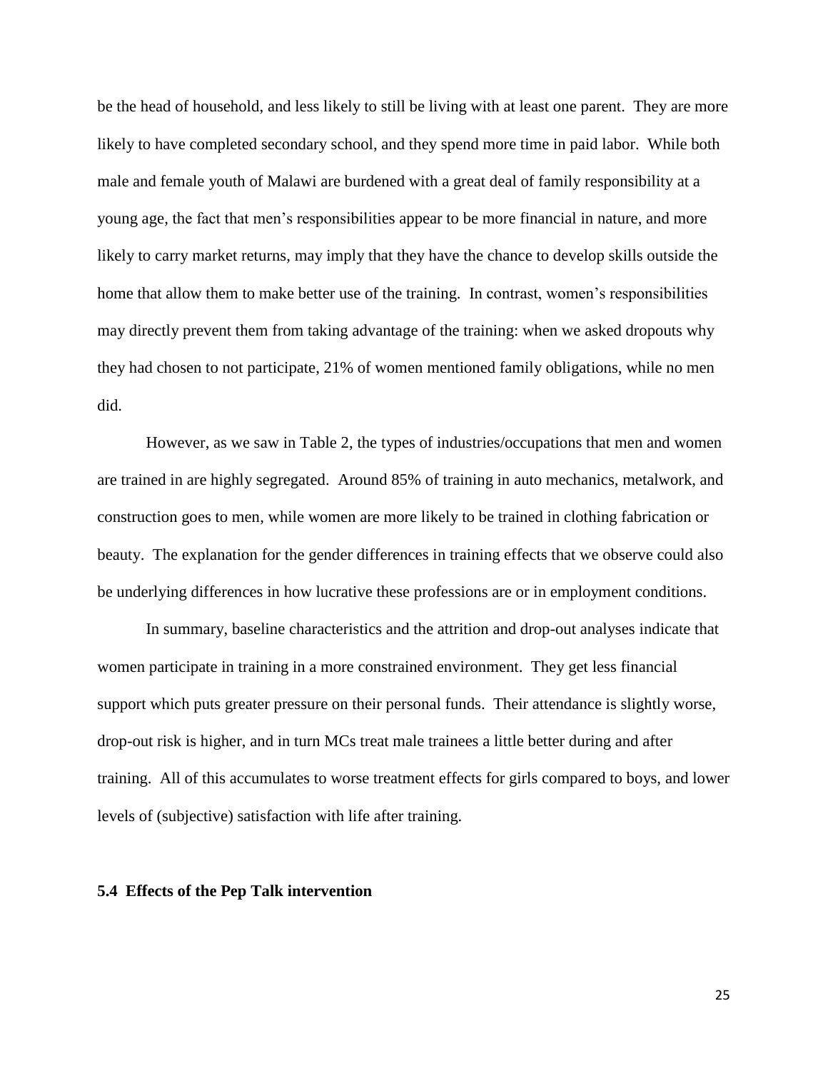be the head of household, and less likely to still be living with at least one parent. They are more likely to have completed secondary school, and they spend more time in paid labor. While both male and female youth of Malawi are burdened with a great deal of family responsibility at a young age, the fact that men's responsibilities appear to be more financial in nature, and more likely to carry market returns, may imply that they have the chance to develop skills outside the home that allow them to make better use of the training. In contrast, women's responsibilities may directly prevent them from taking advantage of the training: when we asked dropouts why they had chosen to not participate, 21% of women mentioned family obligations, while no men did.

However, as we saw in Table 2, the types of industries/occupations that men and women are trained in are highly segregated. Around 85% of training in auto mechanics, metalwork, and construction goes to men, while women are more likely to be trained in clothing fabrication or beauty. The explanation for the gender differences in training effects that we observe could also be underlying differences in how lucrative these professions are or in employment conditions.

In summary, baseline characteristics and the attrition and drop-out analyses indicate that women participate in training in a more constrained environment. They get less financial support which puts greater pressure on their personal funds. Their attendance is slightly worse, drop-out risk is higher, and in turn MCs treat male trainees a little better during and after training. All of this accumulates to worse treatment effects for girls compared to boys, and lower levels of (subjective) satisfaction with life after training.

### 5.4 Effects of the Pep Talk intervention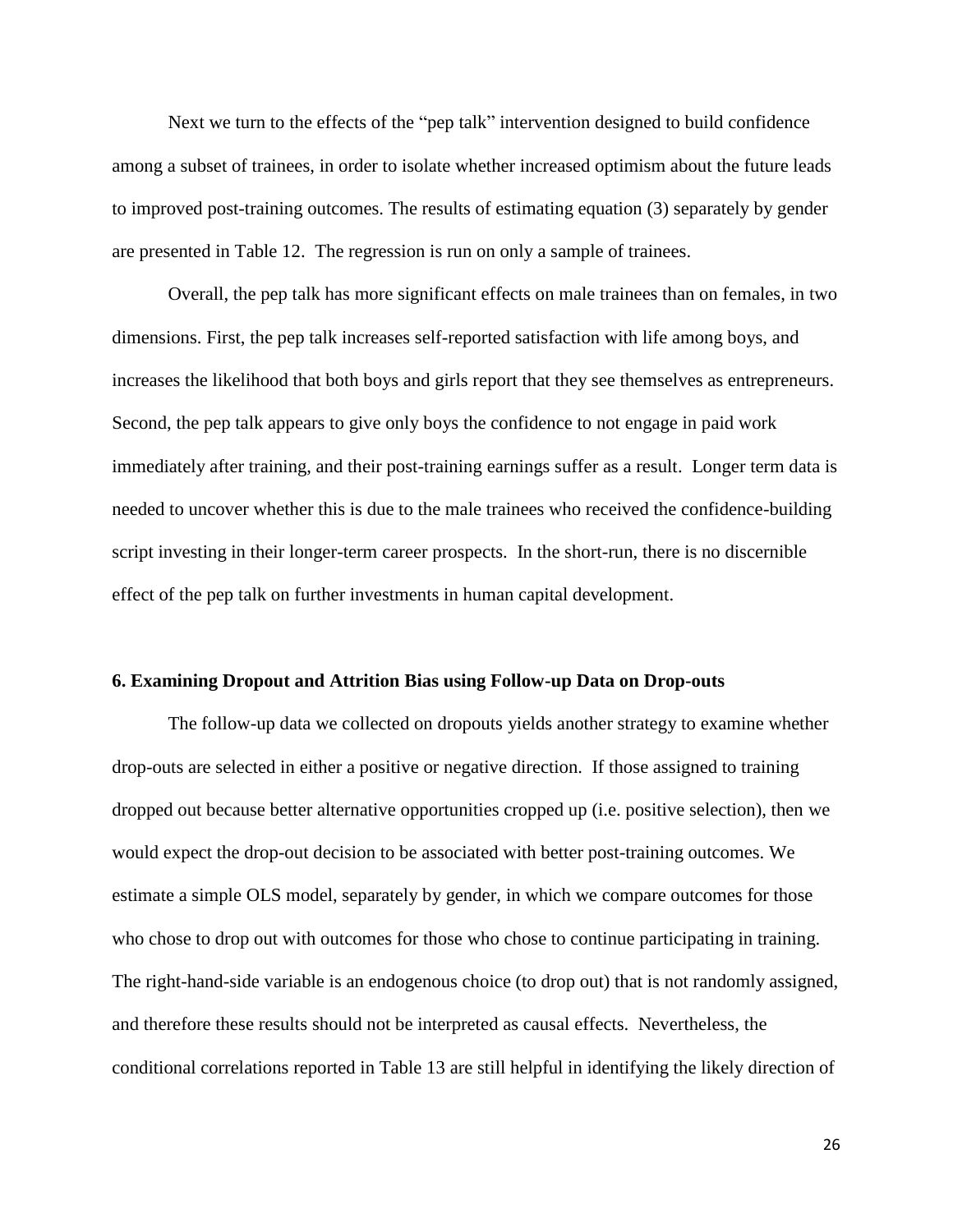Next we turn to the effects of the "pep talk" intervention designed to build confidence among a subset of trainees, in order to isolate whether increased optimism about the future leads to improved post-training outcomes. The results of estimating equation (3) separately by gender are presented in Table 12. The regression is run on only a sample of trainees.

Overall, the pep talk has more significant effects on male trainees than on females, in two dimensions. First, the pep talk increases self-reported satisfaction with life among boys, and increases the likelihood that both boys and girls report that they see themselves as entrepreneurs. Second, the pep talk appears to give only boys the confidence to not engage in paid work immediately after training, and their post-training earnings suffer as a result. Longer term data is needed to uncover whether this is due to the male trainees who received the confidence-building script investing in their longer-term career prospects. In the short-run, there is no discernible effect of the pep talk on further investments in human capital development.

### 6. Examining Dropout and Attrition Bias using Follow-up Data on Drop-outs

The follow-up data we collected on dropouts yields another strategy to examine whether drop-outs are selected in either a positive or negative direction. If those assigned to training dropped out because better alternative opportunities cropped up (i.e. positive selection), then we would expect the drop-out decision to be associated with better post-training outcomes. We estimate a simple OLS model, separately by gender, in which we compare outcomes for those who chose to drop out with outcomes for those who chose to continue participating in training. The right-hand-side variable is an endogenous choice (to drop out) that is not randomly assigned, and therefore these results should not be interpreted as causal effects. Nevertheless, the conditional correlations reported in Table 13 are still helpful in identifying the likely direction of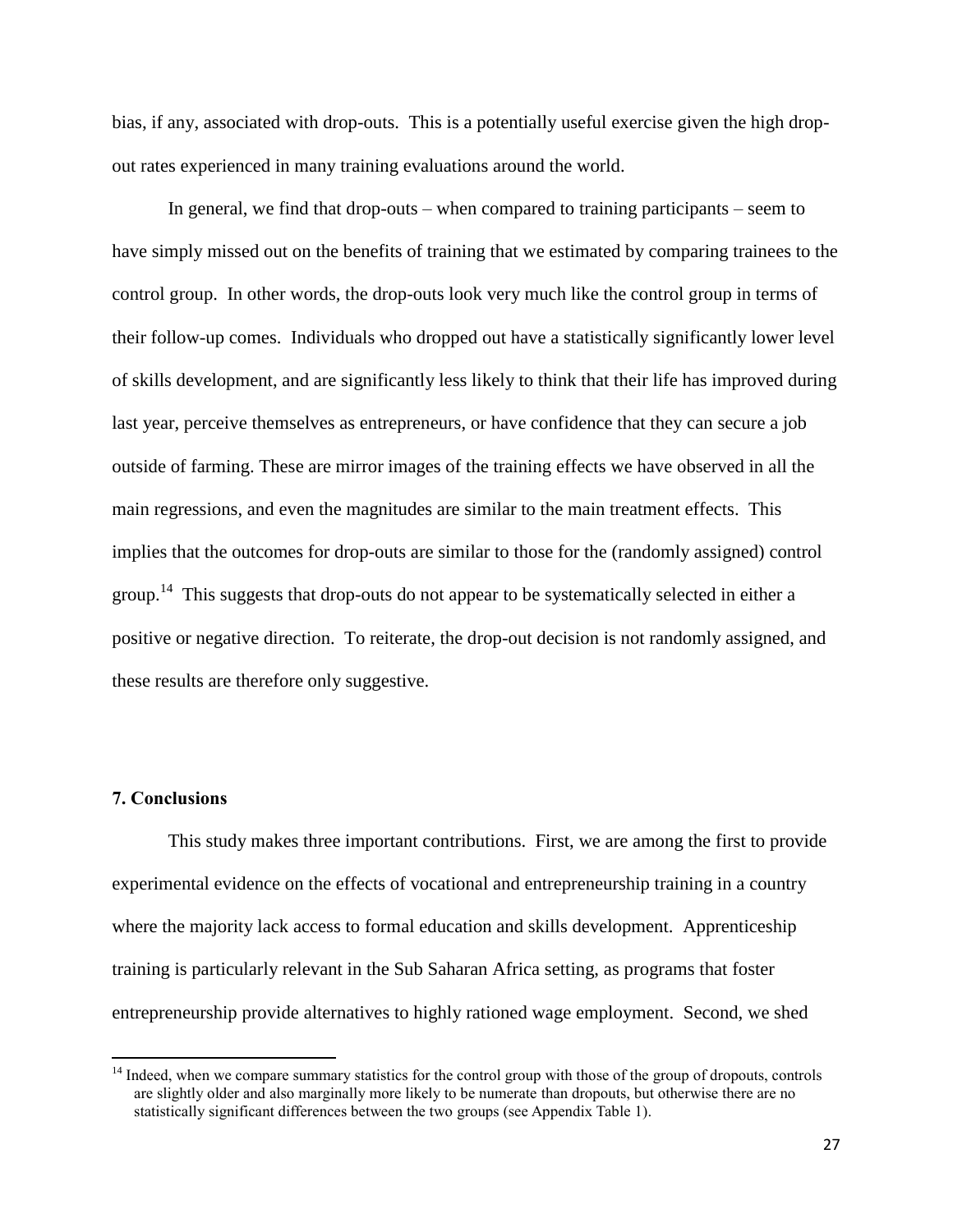bias, if any, associated with drop-outs. This is a potentially useful exercise given the high drop-out rates experienced in many training evaluations around the world.

In general, we find that drop-outs – when compared to training participants – seem to have simply missed out on the benefits of training that we estimated by comparing trainees to the control group. In other words, the drop-outs look very much like the control group in terms of their follow-up comes. Individuals who dropped out have a statistically significantly lower level of skills development, and are significantly less likely to think that their life has improved during last year, perceive themselves as entrepreneurs, or have confidence that they can secure a job outside of farming. These are mirror images of the training effects we have observed in all the main regressions, and even the magnitudes are similar to the main treatment effects. This implies that the outcomes for drop-outs are similar to those for the (randomly assigned) control group.[14] This suggests that drop-outs do not appear to be systematically selected in either a positive or negative direction. To reiterate, the drop-out decision is not randomly assigned, and these results are therefore only suggestive.

## 7. Conclusions

This study makes three important contributions. First, we are among the first to provide experimental evidence on the effects of vocational and entrepreneurship training in a country where the majority lack access to formal education and skills development. Apprenticeship training is particularly relevant in the Sub Saharan Africa setting, as programs that foster entrepreneurship provide alternatives to highly rationed wage employment. Second, we shed

[14] Indeed, when we compare summary statistics for the control group with those of the group of dropouts, controls are slightly older and also marginally more likely to be numerate than dropouts, but otherwise there are no statistically significant differences between the two groups (see Appendix Table 1).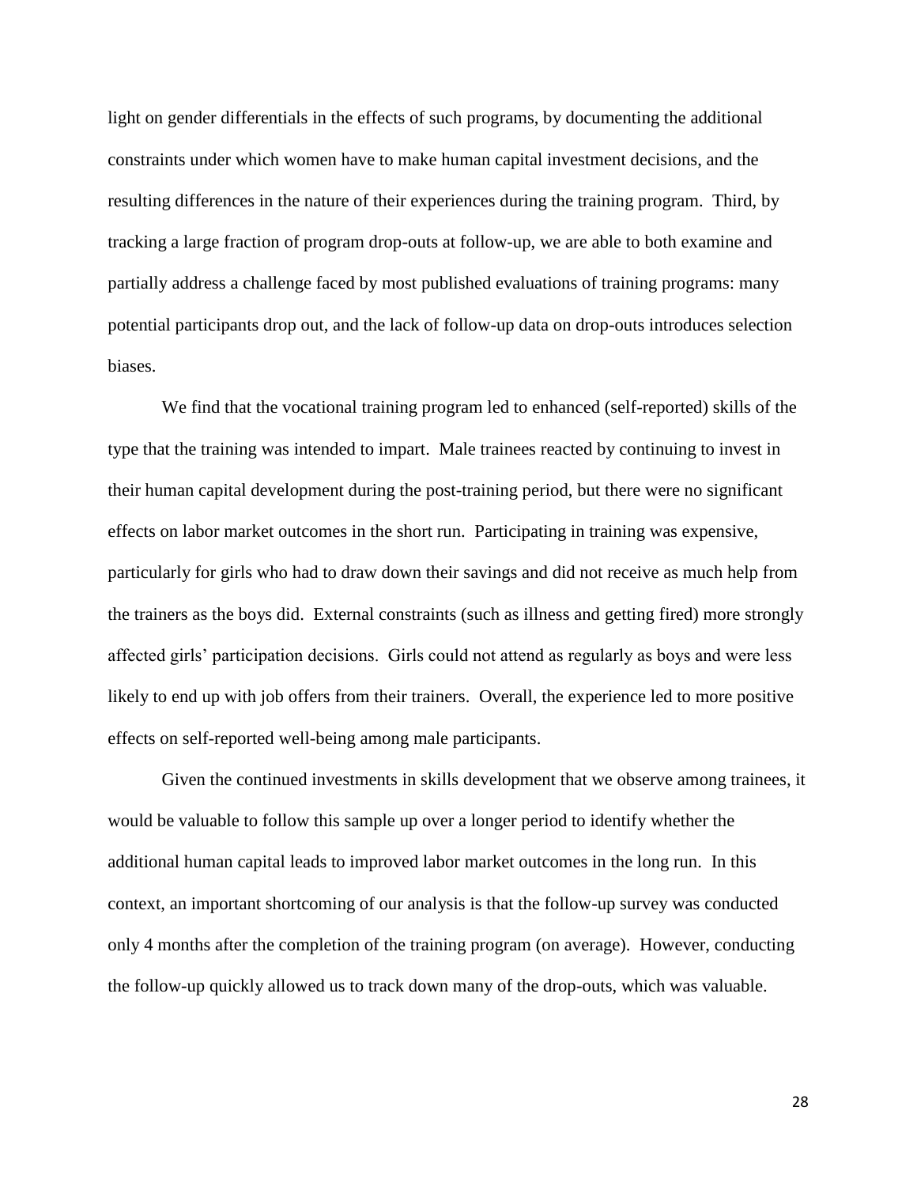light on gender differentials in the effects of such programs, by documenting the additional constraints under which women have to make human capital investment decisions, and the resulting differences in the nature of their experiences during the training program. Third, by tracking a large fraction of program drop-outs at follow-up, we are able to both examine and partially address a challenge faced by most published evaluations of training programs: many potential participants drop out, and the lack of follow-up data on drop-outs introduces selection biases.

We find that the vocational training program led to enhanced (self-reported) skills of the type that the training was intended to impart. Male trainees reacted by continuing to invest in their human capital development during the post-training period, but there were no significant effects on labor market outcomes in the short run. Participating in training was expensive, particularly for girls who had to draw down their savings and did not receive as much help from the trainers as the boys did. External constraints (such as illness and getting fired) more strongly affected girls' participation decisions. Girls could not attend as regularly as boys and were less likely to end up with job offers from their trainers. Overall, the experience led to more positive effects on self-reported well-being among male participants.

Given the continued investments in skills development that we observe among trainees, it would be valuable to follow this sample up over a longer period to identify whether the additional human capital leads to improved labor market outcomes in the long run. In this context, an important shortcoming of our analysis is that the follow-up survey was conducted only 4 months after the completion of the training program (on average). However, conducting the follow-up quickly allowed us to track down many of the drop-outs, which was valuable.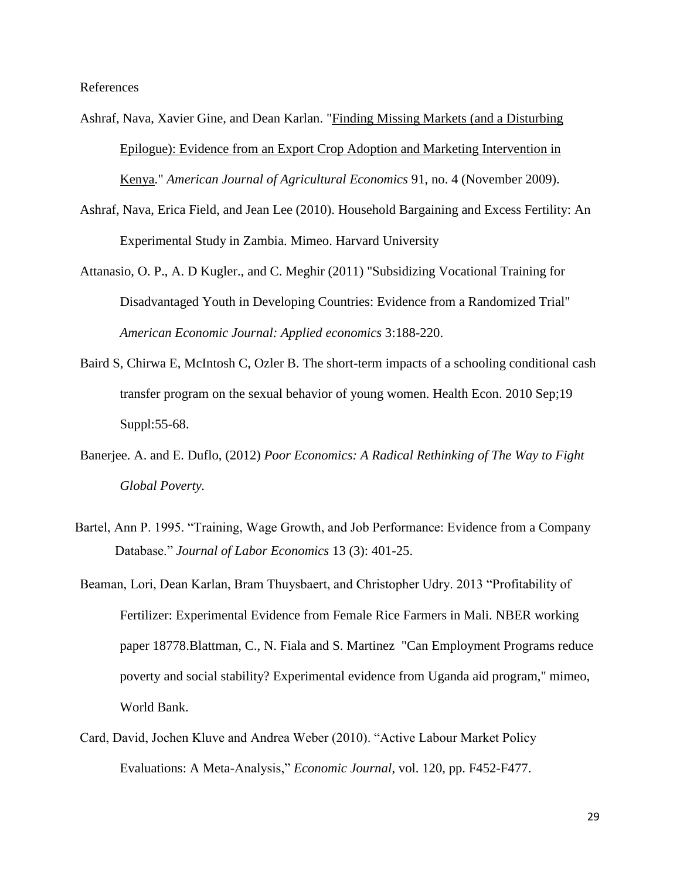References

Ashraf, Nava, Xavier Gine, and Dean Karlan. "Finding Missing Markets (and a Disturbing Epilogue): Evidence from an Export Crop Adoption and Marketing Intervention in Kenya." *American Journal of Agricultural Economics* 91, no. 4 (November 2009).

Ashraf, Nava, Erica Field, and Jean Lee (2010). Household Bargaining and Excess Fertility: An Experimental Study in Zambia. Mimeo. Harvard University

Attanasio, O. P., A. D Kugler., and C. Meghir (2011) "Subsidizing Vocational Training for Disadvantaged Youth in Developing Countries: Evidence from a Randomized Trial" *American Economic Journal: Applied economics* 3:188-220.

Baird S, Chirwa E, McIntosh C, Ozler B. The short-term impacts of a schooling conditional cash transfer program on the sexual behavior of young women. Health Econ. 2010 Sep;19 Suppl:55-68.

Banerjee. A. and E. Duflo, (2012) *Poor Economics: A Radical Rethinking of The Way to Fight Global Poverty.*

Bartel, Ann P. 1995. "Training, Wage Growth, and Job Performance: Evidence from a Company Database." *Journal of Labor Economics* 13 (3): 401-25.

Beaman, Lori, Dean Karlan, Bram Thuysbaert, and Christopher Udry. 2013 "Profitability of Fertilizer: Experimental Evidence from Female Rice Farmers in Mali. NBER working paper 18778.Blattman, C., N. Fiala and S. Martinez "Can Employment Programs reduce poverty and social stability? Experimental evidence from Uganda aid program," mimeo, World Bank.

Card, David, Jochen Kluve and Andrea Weber (2010). "Active Labour Market Policy Evaluations: A Meta-Analysis," *Economic Journal*, vol. 120, pp. F452-F477.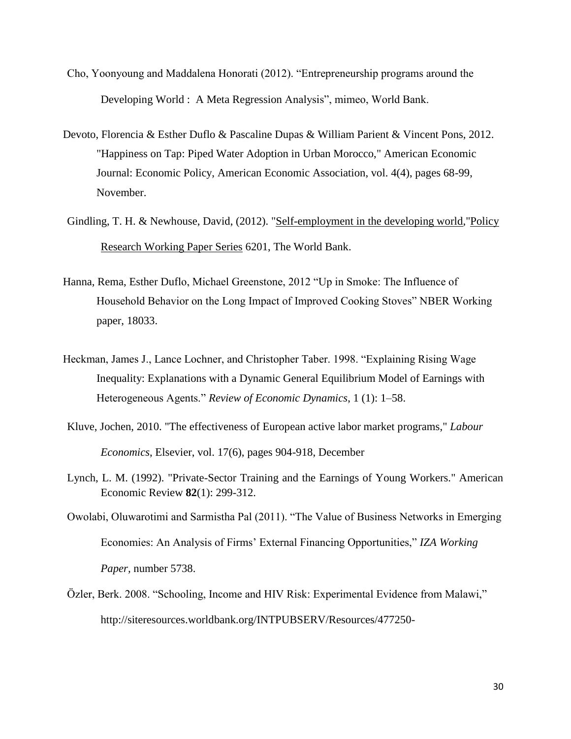Cho, Yoonyoung and Maddalena Honorati (2012). "Entrepreneurship programs around the Developing World : A Meta Regression Analysis", mimeo, World Bank.

Devoto, Florencia & Esther Duflo & Pascaline Dupas & William Parient & Vincent Pons, 2012. "Happiness on Tap: Piped Water Adoption in Urban Morocco," American Economic Journal: Economic Policy, American Economic Association, vol. 4(4), pages 68-99, November.

Gindling, T. H. & Newhouse, David, (2012). "Self-employment in the developing world,"Policy Research Working Paper Series 6201, The World Bank.

Hanna, Rema, Esther Duflo, Michael Greenstone, 2012 "Up in Smoke: The Influence of Household Behavior on the Long Impact of Improved Cooking Stoves" NBER Working paper, 18033.

Heckman, James J., Lance Lochner, and Christopher Taber. 1998. "Explaining Rising Wage Inequality: Explanations with a Dynamic General Equilibrium Model of Earnings with Heterogeneous Agents." *Review of Economic Dynamics*, 1 (1): 1–58.

Kluve, Jochen, 2010. "The effectiveness of European active labor market programs," *Labour Economics*, Elsevier, vol. 17(6), pages 904-918, December

Lynch, L. M. (1992). "Private-Sector Training and the Earnings of Young Workers." American Economic Review **82**(1): 299-312.

Owolabi, Oluwarotimi and Sarmistha Pal (2011). "The Value of Business Networks in Emerging Economies: An Analysis of Firms' External Financing Opportunities," *IZA Working Paper*, number 5738.

Özler, Berk. 2008. "Schooling, Income and HIV Risk: Experimental Evidence from Malawi," http://siteresources.worldbank.org/INTPUBSERV/Resources/477250-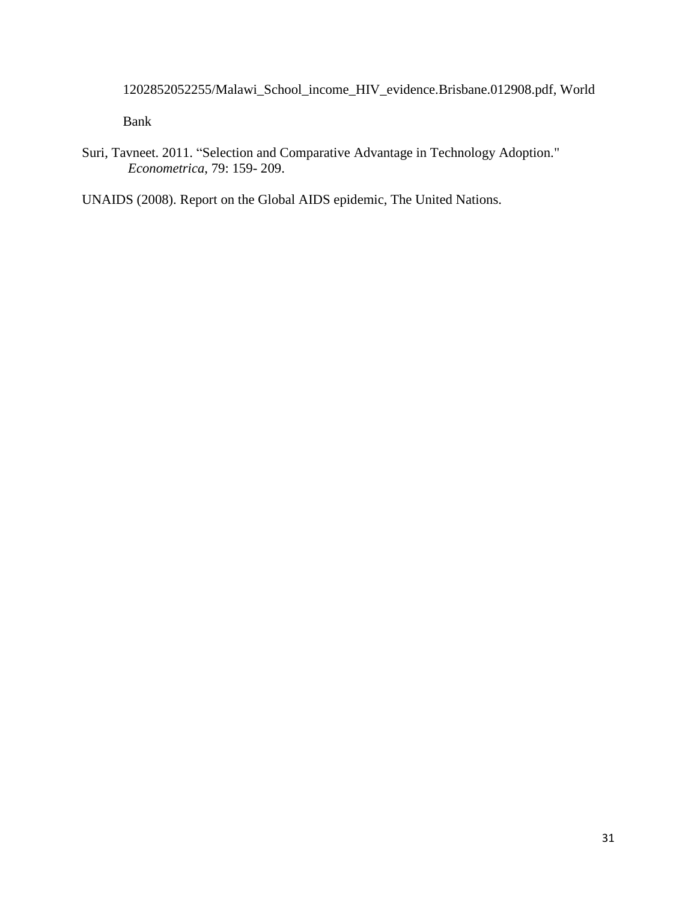1202852052255/Malawi_School_income_HIV_evidence.Brisbane.012908.pdf, World Bank

Suri, Tavneet. 2011. "Selection and Comparative Advantage in Technology Adoption." *Econometrica*, 79: 159- 209.

UNAIDS (2008). Report on the Global AIDS epidemic, The United Nations.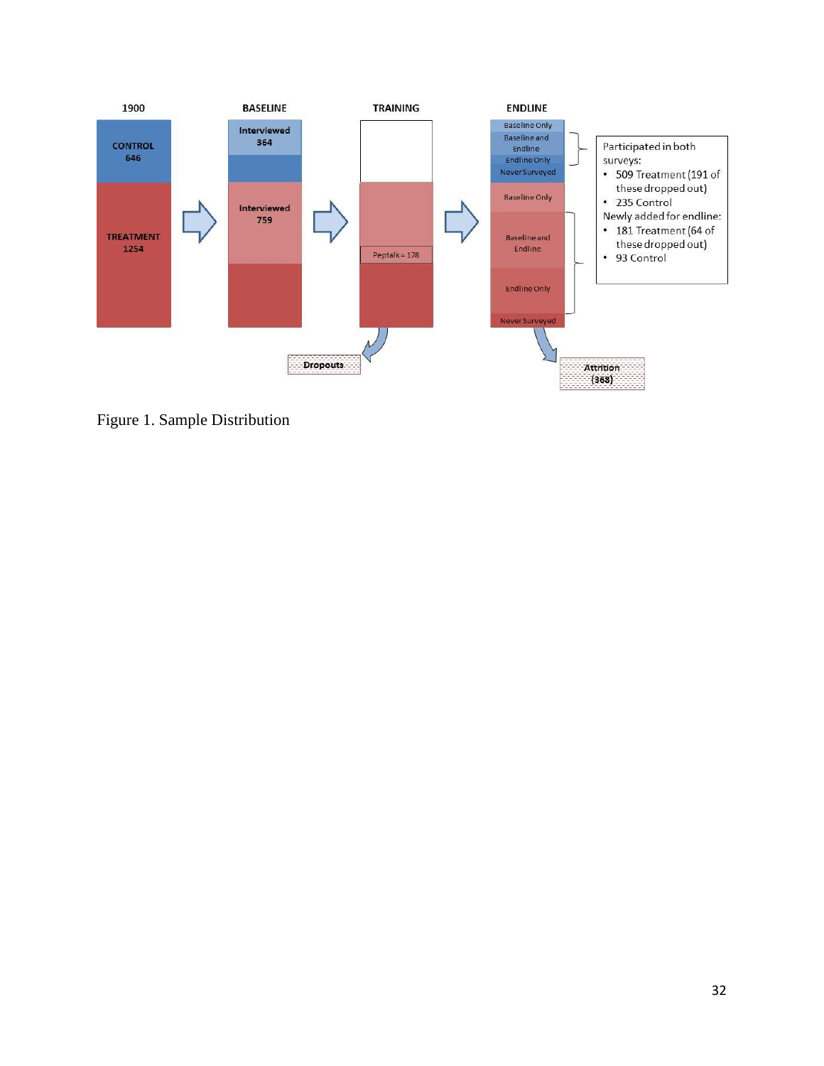| 1900 | BASELINE | TRAINING | ENDLINE |
| --- | --- | --- | --- |
| CONTROL 646 | Interviewed 364 | | Baseline Only; Baseline and Endline; Endline Only; Never Surveyed |
| TREATMENT 1254 | Interviewed 759 | Peptalk = 178 | Baseline Only; Baseline and Endline; Endline Only; Never Surveyed |

Dropouts

Attrition (368)

Participated in both surveys:

- 509 Treatment (191 of these dropped out)
- 235 Control

Newly added for endline:

- 181 Treatment (64 of these dropped out)
- 93 Control

Figure 1. Sample Distribution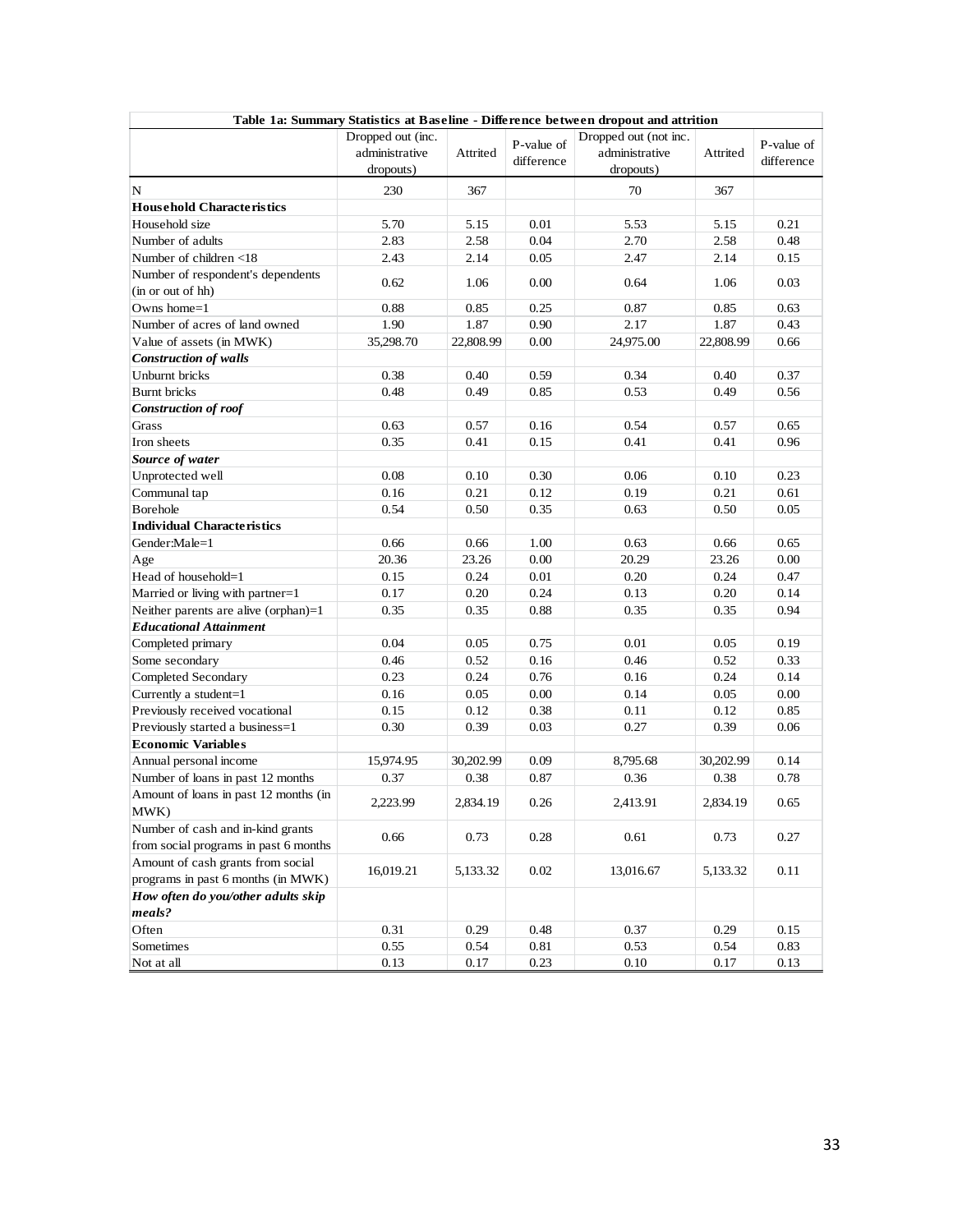**Table 1a: Summary Statistics at Baseline - Difference between dropout and attrition**

| | Dropped out (inc. administrative dropouts) | Attrited | P-value of difference | Dropped out (not inc. administrative dropouts) | Attrited | P-value of difference |
|---|---|---|---|---|---|---|
| N | 230 | 367 | | 70 | 367 | |
| **Household Characteristics** | | | | | | |
| Household size | 5.70 | 5.15 | 0.01 | 5.53 | 5.15 | 0.21 |
| Number of adults | 2.83 | 2.58 | 0.04 | 2.70 | 2.58 | 0.48 |
| Number of children <18 | 2.43 | 2.14 | 0.05 | 2.47 | 2.14 | 0.15 |
| Number of respondent's dependents (in or out of hh) | 0.62 | 1.06 | 0.00 | 0.64 | 1.06 | 0.03 |
| Owns home=1 | 0.88 | 0.85 | 0.25 | 0.87 | 0.85 | 0.63 |
| Number of acres of land owned | 1.90 | 1.87 | 0.90 | 2.17 | 1.87 | 0.43 |
| Value of assets (in MWK) | 35,298.70 | 22,808.99 | 0.00 | 24,975.00 | 22,808.99 | 0.66 |
| ***Construction of walls*** | | | | | | |
| Unburnt bricks | 0.38 | 0.40 | 0.59 | 0.34 | 0.40 | 0.37 |
| Burnt bricks | 0.48 | 0.49 | 0.85 | 0.53 | 0.49 | 0.56 |
| ***Construction of roof*** | | | | | | |
| Grass | 0.63 | 0.57 | 0.16 | 0.54 | 0.57 | 0.65 |
| Iron sheets | 0.35 | 0.41 | 0.15 | 0.41 | 0.41 | 0.96 |
| ***Source of water*** | | | | | | |
| Unprotected well | 0.08 | 0.10 | 0.30 | 0.06 | 0.10 | 0.23 |
| Communal tap | 0.16 | 0.21 | 0.12 | 0.19 | 0.21 | 0.61 |
| Borehole | 0.54 | 0.50 | 0.35 | 0.63 | 0.50 | 0.05 |
| **Individual Characteristics** | | | | | | |
| Gender:Male=1 | 0.66 | 0.66 | 1.00 | 0.63 | 0.66 | 0.65 |
| Age | 20.36 | 23.26 | 0.00 | 20.29 | 23.26 | 0.00 |
| Head of household=1 | 0.15 | 0.24 | 0.01 | 0.20 | 0.24 | 0.47 |
| Married or living with partner=1 | 0.17 | 0.20 | 0.24 | 0.13 | 0.20 | 0.14 |
| Neither parents are alive (orphan)=1 | 0.35 | 0.35 | 0.88 | 0.35 | 0.35 | 0.94 |
| ***Educational Attainment*** | | | | | | |
| Completed primary | 0.04 | 0.05 | 0.75 | 0.01 | 0.05 | 0.19 |
| Some secondary | 0.46 | 0.52 | 0.16 | 0.46 | 0.52 | 0.33 |
| Completed Secondary | 0.23 | 0.24 | 0.76 | 0.16 | 0.24 | 0.14 |
| Currently a student=1 | 0.16 | 0.05 | 0.00 | 0.14 | 0.05 | 0.00 |
| Previously received vocational | 0.15 | 0.12 | 0.38 | 0.11 | 0.12 | 0.85 |
| Previously started a business=1 | 0.30 | 0.39 | 0.03 | 0.27 | 0.39 | 0.06 |
| **Economic Variables** | | | | | | |
| Annual personal income | 15,974.95 | 30,202.99 | 0.09 | 8,795.68 | 30,202.99 | 0.14 |
| Number of loans in past 12 months | 0.37 | 0.38 | 0.87 | 0.36 | 0.38 | 0.78 |
| Amount of loans in past 12 months (in MWK) | 2,223.99 | 2,834.19 | 0.26 | 2,413.91 | 2,834.19 | 0.65 |
| Number of cash and in-kind grants from social programs in past 6 months | 0.66 | 0.73 | 0.28 | 0.61 | 0.73 | 0.27 |
| Amount of cash grants from social programs in past 6 months (in MWK) | 16,019.21 | 5,133.32 | 0.02 | 13,016.67 | 5,133.32 | 0.11 |
| ***How often do you/other adults skip meals?*** | | | | | | |
| Often | 0.31 | 0.29 | 0.48 | 0.37 | 0.29 | 0.15 |
| Sometimes | 0.55 | 0.54 | 0.81 | 0.53 | 0.54 | 0.83 |
| Not at all | 0.13 | 0.17 | 0.23 | 0.10 | 0.17 | 0.13 |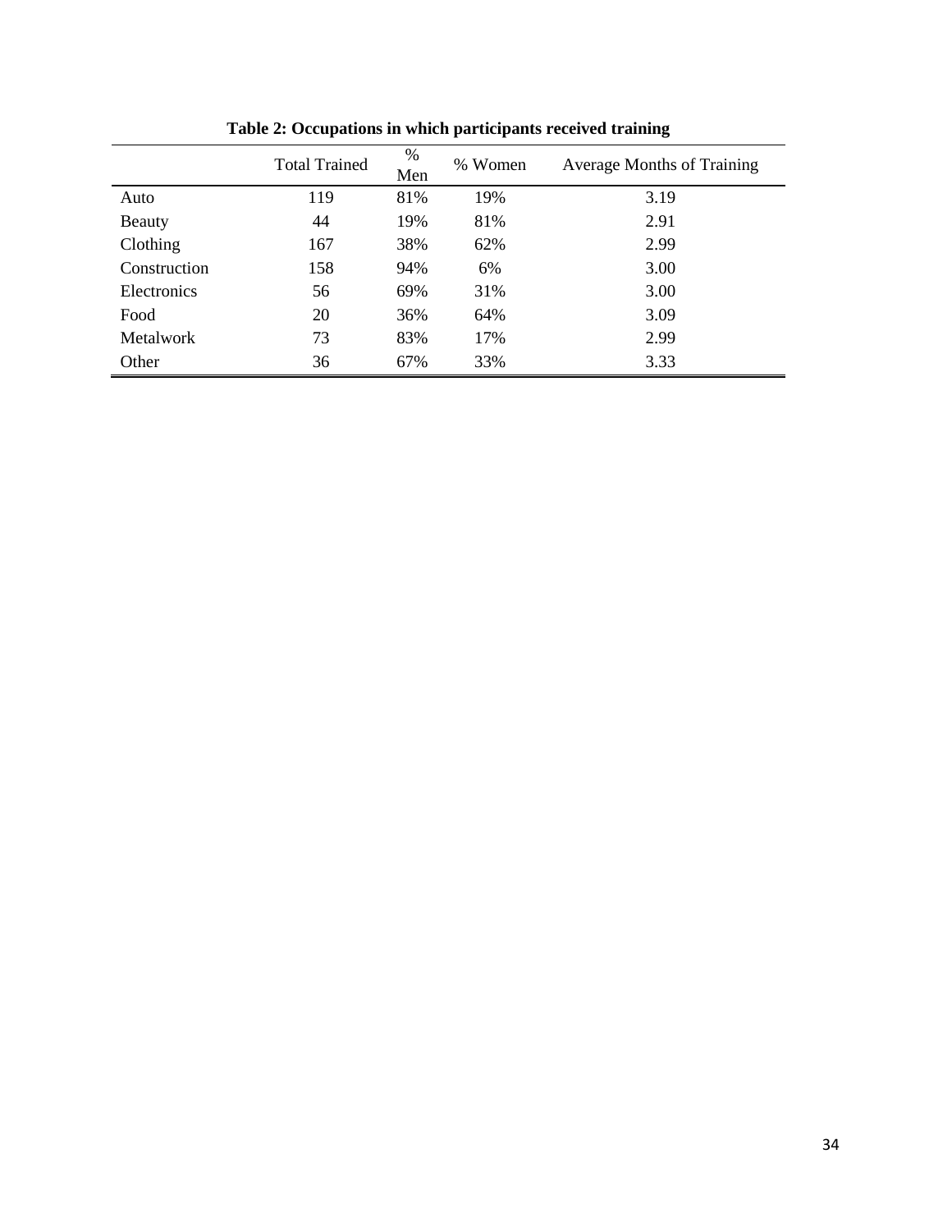**Table 2: Occupations in which participants received training**

| | Total Trained | % Men | % Women | Average Months of Training |
|---|---|---|---|---|
| Auto | 119 | 81% | 19% | 3.19 |
| Beauty | 44 | 19% | 81% | 2.91 |
| Clothing | 167 | 38% | 62% | 2.99 |
| Construction | 158 | 94% | 6% | 3.00 |
| Electronics | 56 | 69% | 31% | 3.00 |
| Food | 20 | 36% | 64% | 3.09 |
| Metalwork | 73 | 83% | 17% | 2.99 |
| Other | 36 | 67% | 33% | 3.33 |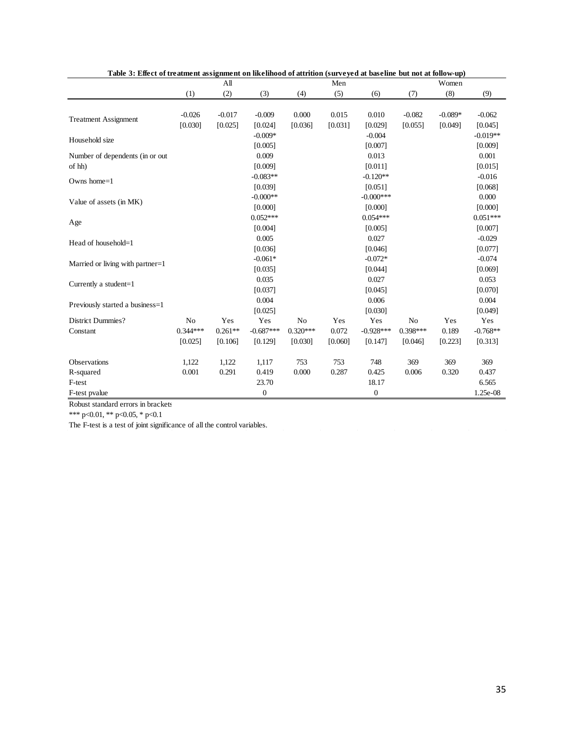**Table 3: Effect of treatment assignment on likelihood of attrition (surveyed at baseline but not at follow-up)**

| | All | | | Men | | | Women | | |
|---|---|---|---|---|---|---|---|---|---|
| | (1) | (2) | (3) | (4) | (5) | (6) | (7) | (8) | (9) |
| Treatment Assignment | -0.026 | -0.017 | -0.009 | 0.000 | 0.015 | 0.010 | -0.082 | -0.089* | -0.062 |
| | [0.030] | [0.025] | [0.024] | [0.036] | [0.031] | [0.029] | [0.055] | [0.049] | [0.045] |
| Household size | | | -0.009* | | | -0.004 | | | -0.019** |
| | | | [0.005] | | | [0.007] | | | [0.009] |
| Number of dependents (in or out of hh) | | | 0.009 | | | 0.013 | | | 0.001 |
| | | | [0.009] | | | [0.011] | | | [0.015] |
| Owns home=1 | | | -0.083** | | | -0.120** | | | -0.016 |
| | | | [0.039] | | | [0.051] | | | [0.068] |
| Value of assets (in MK) | | | -0.000** | | | -0.000*** | | | 0.000 |
| | | | [0.000] | | | [0.000] | | | [0.000] |
| Age | | | 0.052*** | | | 0.054*** | | | 0.051*** |
| | | | [0.004] | | | [0.005] | | | [0.007] |
| Head of household=1 | | | 0.005 | | | 0.027 | | | -0.029 |
| | | | [0.036] | | | [0.046] | | | [0.077] |
| Married or living with partner=1 | | | -0.061* | | | -0.072* | | | -0.074 |
| | | | [0.035] | | | [0.044] | | | [0.069] |
| Currently a student=1 | | | 0.035 | | | 0.027 | | | 0.053 |
| | | | [0.037] | | | [0.045] | | | [0.070] |
| Previously started a business=1 | | | 0.004 | | | 0.006 | | | 0.004 |
| | | | [0.025] | | | [0.030] | | | [0.049] |
| District Dummies? | No | Yes | Yes | No | Yes | Yes | No | Yes | Yes |
| Constant | 0.344*** | 0.261** | -0.687*** | 0.320*** | 0.072 | -0.928*** | 0.398*** | 0.189 | -0.768** |
| | [0.025] | [0.106] | [0.129] | [0.030] | [0.060] | [0.147] | [0.046] | [0.223] | [0.313] |
| Observations | 1,122 | 1,122 | 1,117 | 753 | 753 | 748 | 369 | 369 | 369 |
| R-squared | 0.001 | 0.291 | 0.419 | 0.000 | 0.287 | 0.425 | 0.006 | 0.320 | 0.437 |
| F-test | | | 23.70 | | | 18.17 | | | 6.565 |
| F-test pvalue | | | 0 | | | 0 | | | 1.25e-08 |

Robust standard errors in brackets

*** p<0.01, ** p<0.05, * p<0.1

The F-test is a test of joint significance of all the control variables.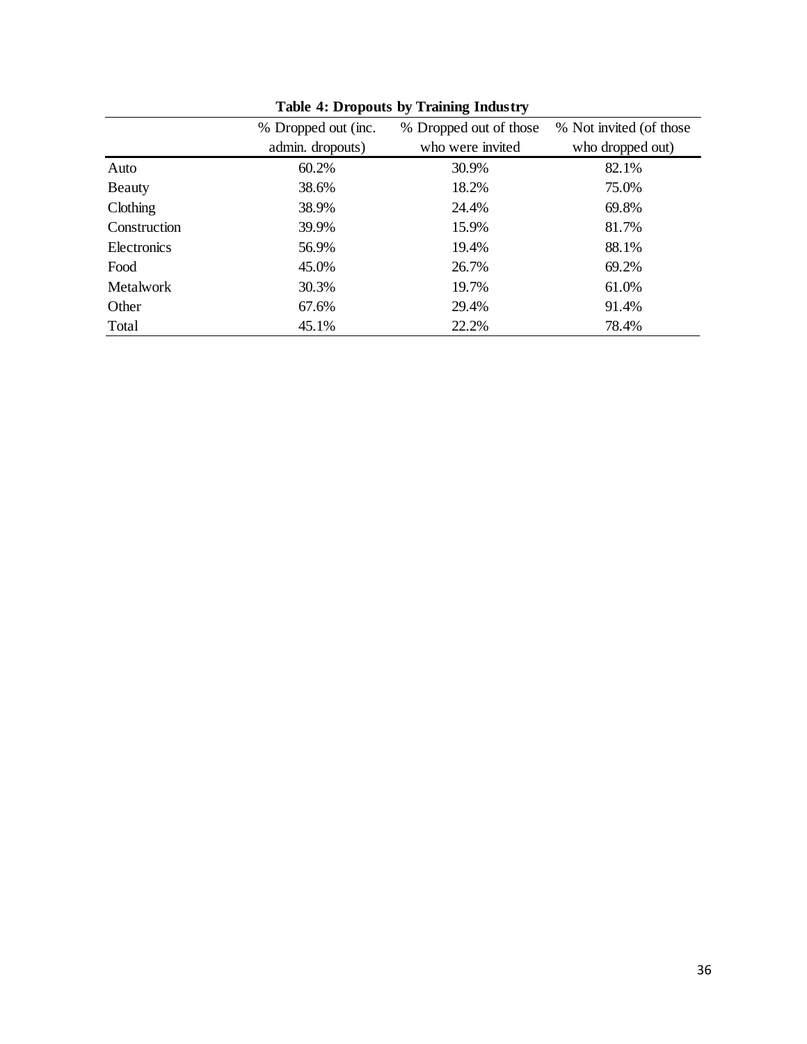**Table 4: Dropouts by Training Industry**

| | % Dropped out (inc. admin. dropouts) | % Dropped out of those who were invited | % Not invited (of those who dropped out) |
|---|---|---|---|
| Auto | 60.2% | 30.9% | 82.1% |
| Beauty | 38.6% | 18.2% | 75.0% |
| Clothing | 38.9% | 24.4% | 69.8% |
| Construction | 39.9% | 15.9% | 81.7% |
| Electronics | 56.9% | 19.4% | 88.1% |
| Food | 45.0% | 26.7% | 69.2% |
| Metalwork | 30.3% | 19.7% | 61.0% |
| Other | 67.6% | 29.4% | 91.4% |
| Total | 45.1% | 22.2% | 78.4% |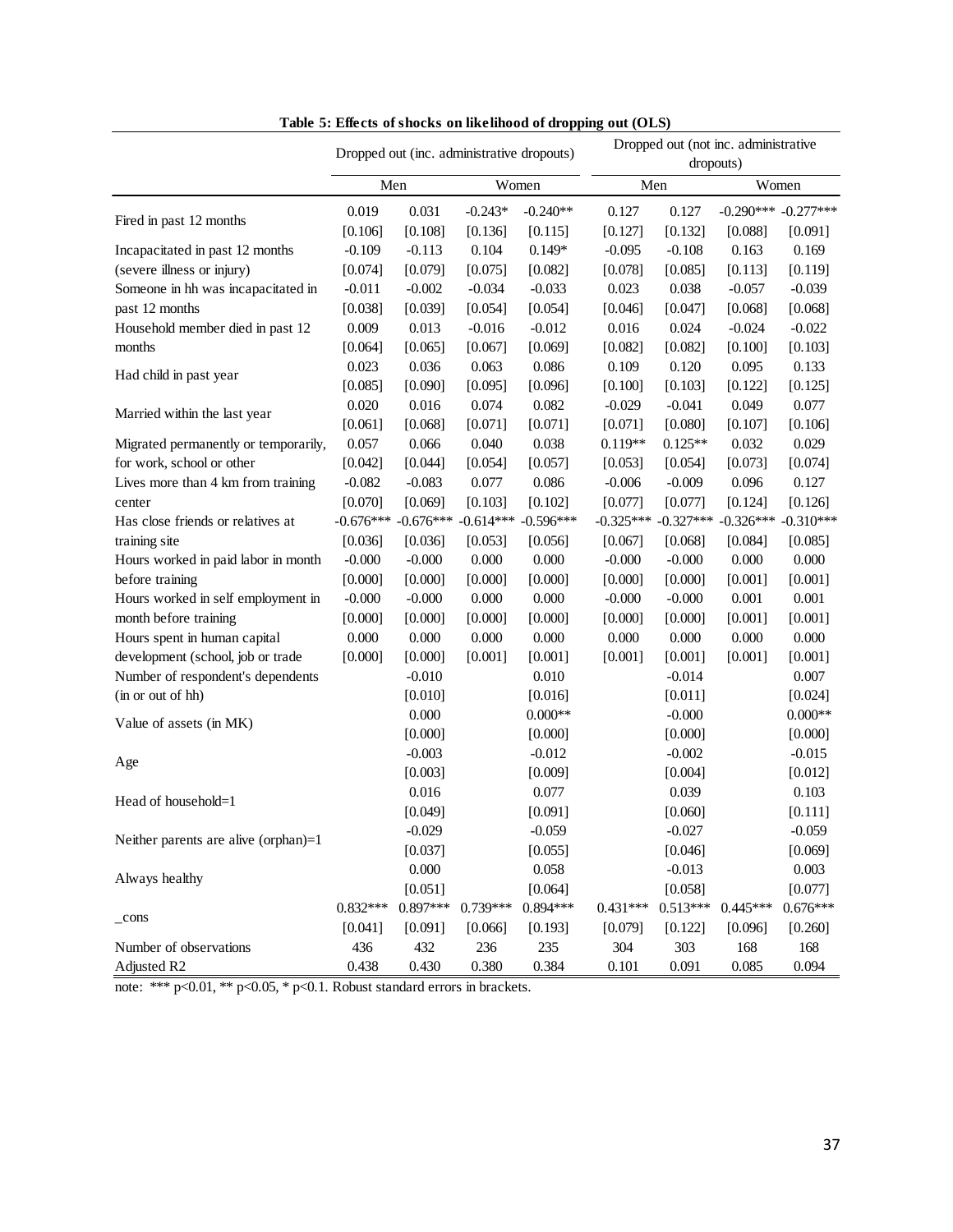**Table 5: Effects of shocks on likelihood of dropping out (OLS)**

| | Dropped out (inc. administrative dropouts) | | | | Dropped out (not inc. administrative dropouts) | | | |
|---|---|---|---|---|---|---|---|---|
| | Men | | Women | | Men | | Women | |
| Fired in past 12 months | 0.019 | 0.031 | -0.243* | -0.240** | 0.127 | 0.127 | -0.290*** | -0.277*** |
| | [0.106] | [0.108] | [0.136] | [0.115] | [0.127] | [0.132] | [0.088] | [0.091] |
| Incapacitated in past 12 months (severe illness or injury) | -0.109 | -0.113 | 0.104 | 0.149* | -0.095 | -0.108 | 0.163 | 0.169 |
| | [0.074] | [0.079] | [0.075] | [0.082] | [0.078] | [0.085] | [0.113] | [0.119] |
| Someone in hh was incapacitated in past 12 months | -0.011 | -0.002 | -0.034 | -0.033 | 0.023 | 0.038 | -0.057 | -0.039 |
| | [0.038] | [0.039] | [0.054] | [0.054] | [0.046] | [0.047] | [0.068] | [0.068] |
| Household member died in past 12 months | 0.009 | 0.013 | -0.016 | -0.012 | 0.016 | 0.024 | -0.024 | -0.022 |
| | [0.064] | [0.065] | [0.067] | [0.069] | [0.082] | [0.082] | [0.100] | [0.103] |
| Had child in past year | 0.023 | 0.036 | 0.063 | 0.086 | 0.109 | 0.120 | 0.095 | 0.133 |
| | [0.085] | [0.090] | [0.095] | [0.096] | [0.100] | [0.103] | [0.122] | [0.125] |
| Married within the last year | 0.020 | 0.016 | 0.074 | 0.082 | -0.029 | -0.041 | 0.049 | 0.077 |
| | [0.061] | [0.068] | [0.071] | [0.071] | [0.071] | [0.080] | [0.107] | [0.106] |
| Migrated permanently or temporarily, for work, school or other | 0.057 | 0.066 | 0.040 | 0.038 | 0.119** | 0.125** | 0.032 | 0.029 |
| | [0.042] | [0.044] | [0.054] | [0.057] | [0.053] | [0.054] | [0.073] | [0.074] |
| Lives more than 4 km from training center | -0.082 | -0.083 | 0.077 | 0.086 | -0.006 | -0.009 | 0.096 | 0.127 |
| | [0.070] | [0.069] | [0.103] | [0.102] | [0.077] | [0.077] | [0.124] | [0.126] |
| Has close friends or relatives at training site | -0.676*** | -0.676*** | -0.614*** | -0.596*** | -0.325*** | -0.327*** | -0.326*** | -0.310*** |
| | [0.036] | [0.036] | [0.053] | [0.056] | [0.067] | [0.068] | [0.084] | [0.085] |
| Hours worked in paid labor in month before training | -0.000 | -0.000 | 0.000 | 0.000 | -0.000 | -0.000 | 0.000 | 0.000 |
| | [0.000] | [0.000] | [0.000] | [0.000] | [0.000] | [0.000] | [0.001] | [0.001] |
| Hours worked in self employment in month before training | -0.000 | -0.000 | 0.000 | 0.000 | -0.000 | -0.000 | 0.001 | 0.001 |
| | [0.000] | [0.000] | [0.000] | [0.000] | [0.000] | [0.000] | [0.001] | [0.001] |
| Hours spent in human capital development (school, job or trade | 0.000 | 0.000 | 0.000 | 0.000 | 0.000 | 0.000 | 0.000 | 0.000 |
| | [0.000] | [0.000] | [0.001] | [0.001] | [0.001] | [0.001] | [0.001] | [0.001] |
| Number of respondent's dependents (in or out of hh) | | -0.010 | | 0.010 | | -0.014 | | 0.007 |
| | | [0.010] | | [0.016] | | [0.011] | | [0.024] |
| Value of assets (in MK) | | 0.000 | | 0.000** | | -0.000 | | 0.000** |
| | | [0.000] | | [0.000] | | [0.000] | | [0.000] |
| Age | | -0.003 | | -0.012 | | -0.002 | | -0.015 |
| | | [0.003] | | [0.009] | | [0.004] | | [0.012] |
| Head of household=1 | | 0.016 | | 0.077 | | 0.039 | | 0.103 |
| | | [0.049] | | [0.091] | | [0.060] | | [0.111] |
| Neither parents are alive (orphan)=1 | | -0.029 | | -0.059 | | -0.027 | | -0.059 |
| | | [0.037] | | [0.055] | | [0.046] | | [0.069] |
| Always healthy | | 0.000 | | 0.058 | | -0.013 | | 0.003 |
| | | [0.051] | | [0.064] | | [0.058] | | [0.077] |
| _cons | 0.832*** | 0.897*** | 0.739*** | 0.894*** | 0.431*** | 0.513*** | 0.445*** | 0.676*** |
| | [0.041] | [0.091] | [0.066] | [0.193] | [0.079] | [0.122] | [0.096] | [0.260] |
| Number of observations | 436 | 432 | 236 | 235 | 304 | 303 | 168 | 168 |
| Adjusted R2 | 0.438 | 0.430 | 0.380 | 0.384 | 0.101 | 0.091 | 0.085 | 0.094 |

note: *** p<0.01, ** p<0.05, * p<0.1. Robust standard errors in brackets.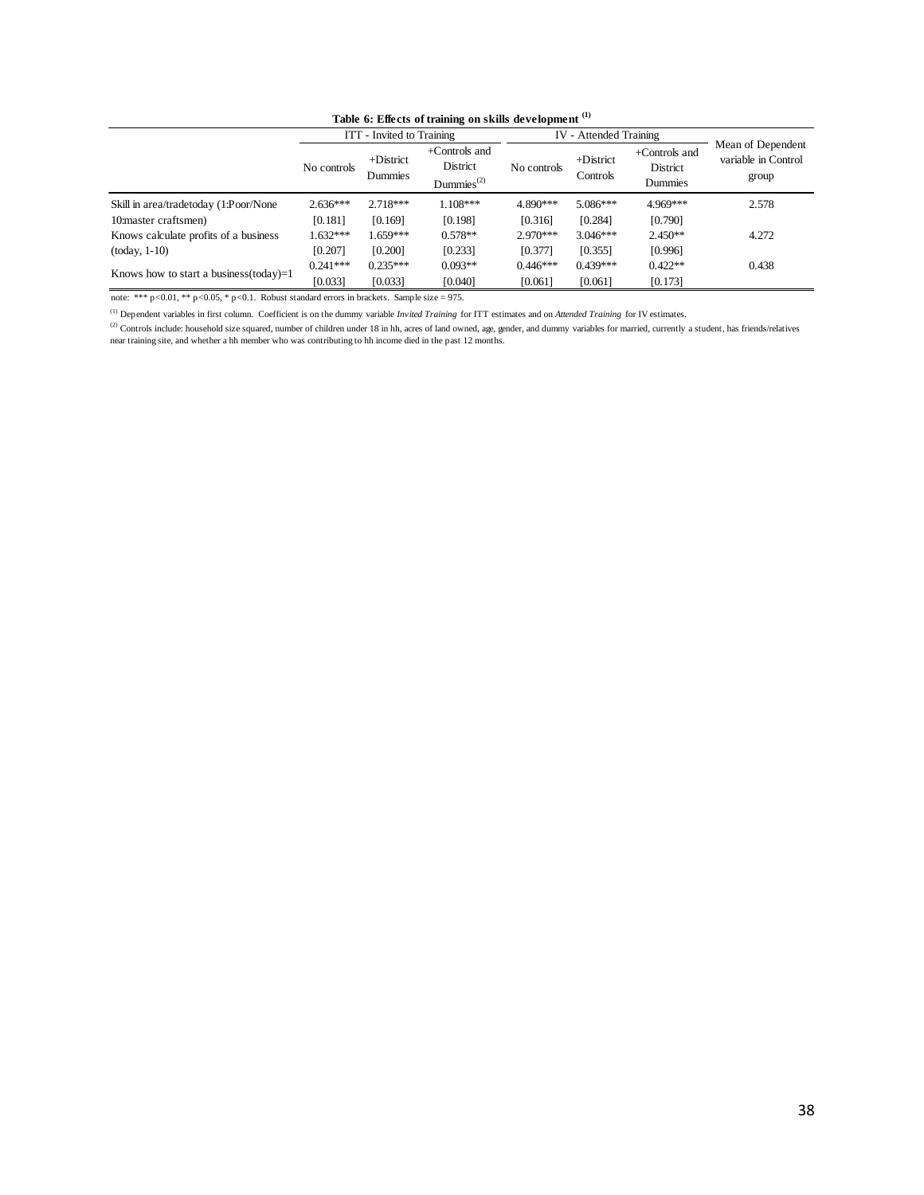**Table 6: Effects of training on skills development (1)**

| | ITT - Invited to Training | | | IV - Attended Training | | | Mean of Dependent variable in Control group |
|---|---|---|---|---|---|---|---|
| | No controls | +District Dummies | +Controls and District Dummies(2) | No controls | +District Controls | +Controls and District Dummies | |
| Skill in area/tradetoday (1:Poor/None | 2.636*** | 2.718*** | 1.108*** | 4.890*** | 5.086*** | 4.969*** | 2.578 |
| 10:master craftsmen) | [0.181] | [0.169] | [0.198] | [0.316] | [0.284] | [0.790] | |
| Knows calculate profits of a business | 1.632*** | 1.659*** | 0.578** | 2.970*** | 3.046*** | 2.450** | 4.272 |
| (today, 1-10) | [0.207] | [0.200] | [0.233] | [0.377] | [0.355] | [0.996] | |
| Knows how to start a business(today)=1 | 0.241*** | 0.235*** | 0.093** | 0.446*** | 0.439*** | 0.422** | 0.438 |
| | [0.033] | [0.033] | [0.040] | [0.061] | [0.061] | [0.173] | |

note: *** p<0.01, ** p<0.05, * p<0.1. Robust standard errors in brackets. Sample size = 975.

(1) Dependent variables in first column. Coefficient is on the dummy variable *Invited Training* for ITT estimates and on *Attended Training* for IV estimates.

(2) Controls include: household size squared, number of children under 18 in hh, acres of land owned, age, gender, and dummy variables for married, currently a student, has friends/relatives near training site, and whether a hh member who was contributing to hh income died in the past 12 months.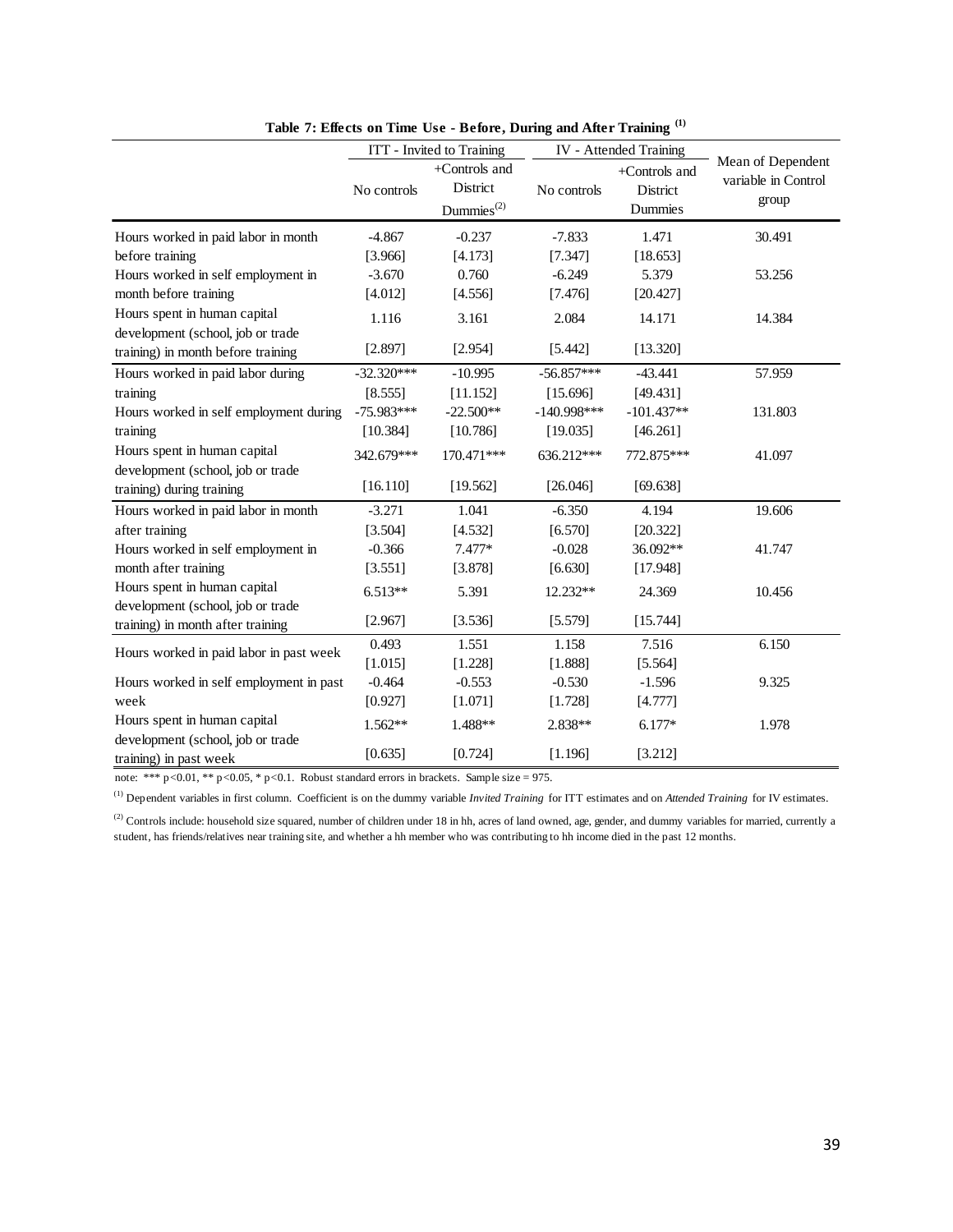**Table 7: Effects on Time Use - Before, During and After Training [(1)]**

| | ITT - Invited to Training | | IV - Attended Training | | Mean of Dependent variable in Control group |
|---|---|---|---|---|---|
| | No controls | +Controls and District Dummies[(2)] | No controls | +Controls and District Dummies | |
| Hours worked in paid labor in month before training | -4.867 | -0.237 | -7.833 | 1.471 | 30.491 |
| | [3.966] | [4.173] | [7.347] | [18.653] | |
| Hours worked in self employment in month before training | -3.670 | 0.760 | -6.249 | 5.379 | 53.256 |
| | [4.012] | [4.556] | [7.476] | [20.427] | |
| Hours spent in human capital development (school, job or trade training) in month before training | 1.116 | 3.161 | 2.084 | 14.171 | 14.384 |
| | [2.897] | [2.954] | [5.442] | [13.320] | |
| Hours worked in paid labor during training | -32.320*** | -10.995 | -56.857*** | -43.441 | 57.959 |
| | [8.555] | [11.152] | [15.696] | [49.431] | |
| Hours worked in self employment during training | -75.983*** | -22.500** | -140.998*** | -101.437** | 131.803 |
| | [10.384] | [10.786] | [19.035] | [46.261] | |
| Hours spent in human capital development (school, job or trade training) during training | 342.679*** | 170.471*** | 636.212*** | 772.875*** | 41.097 |
| | [16.110] | [19.562] | [26.046] | [69.638] | |
| Hours worked in paid labor in month after training | -3.271 | 1.041 | -6.350 | 4.194 | 19.606 |
| | [3.504] | [4.532] | [6.570] | [20.322] | |
| Hours worked in self employment in month after training | -0.366 | 7.477* | -0.028 | 36.092** | 41.747 |
| | [3.551] | [3.878] | [6.630] | [17.948] | |
| Hours spent in human capital development (school, job or trade training) in month after training | 6.513** | 5.391 | 12.232** | 24.369 | 10.456 |
| | [2.967] | [3.536] | [5.579] | [15.744] | |
| Hours worked in paid labor in past week | 0.493 | 1.551 | 1.158 | 7.516 | 6.150 |
| | [1.015] | [1.228] | [1.888] | [5.564] | |
| Hours worked in self employment in past week | -0.464 | -0.553 | -0.530 | -1.596 | 9.325 |
| | [0.927] | [1.071] | [1.728] | [4.777] | |
| Hours spent in human capital development (school, job or trade training) in past week | 1.562** | 1.488** | 2.838** | 6.177* | 1.978 |
| | [0.635] | [0.724] | [1.196] | [3.212] | |

note: *** $p<0.01$, ** $p<0.05$, * $p<0.1$. Robust standard errors in brackets. Sample size = 975.

[(1)] Dependent variables in first column. Coefficient is on the dummy variable *Invited Training* for ITT estimates and on *Attended Training* for IV estimates.

[(2)] Controls include: household size squared, number of children under 18 in hh, acres of land owned, age, gender, and dummy variables for married, currently a student, has friends/relatives near training site, and whether a hh member who was contributing to hh income died in the past 12 months.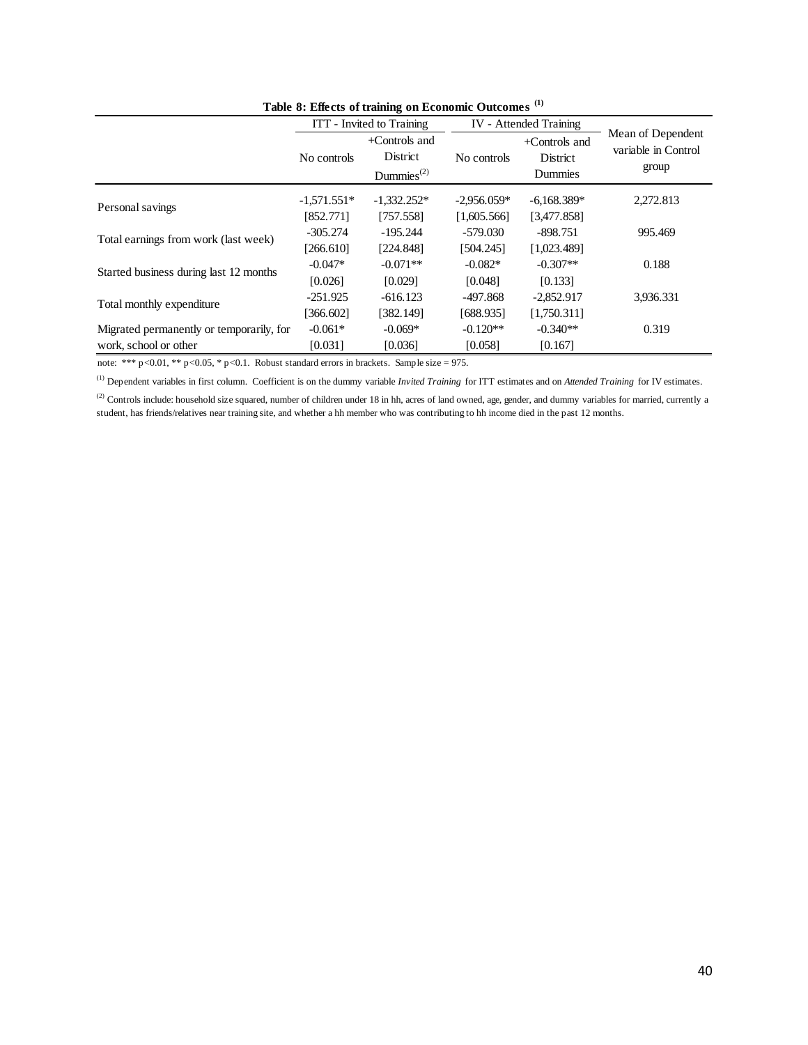**Table 8: Effects of training on Economic Outcomes [(1)]**

| | ITT - Invited to Training | | IV - Attended Training | | Mean of Dependent variable in Control group |
|---|---|---|---|---|---|
| | No controls | +Controls and District Dummies[(2)] | No controls | +Controls and District Dummies | |
| Personal savings | -1,571.551* | -1,332.252* | -2,956.059* | -6,168.389* | 2,272.813 |
| | [852.771] | [757.558] | [1,605.566] | [3,477.858] | |
| Total earnings from work (last week) | -305.274 | -195.244 | -579.030 | -898.751 | 995.469 |
| | [266.610] | [224.848] | [504.245] | [1,023.489] | |
| Started business during last 12 months | -0.047* | -0.071** | -0.082* | -0.307** | 0.188 |
| | [0.026] | [0.029] | [0.048] | [0.133] | |
| Total monthly expenditure | -251.925 | -616.123 | -497.868 | -2,852.917 | 3,936.331 |
| | [366.602] | [382.149] | [688.935] | [1,750.311] | |
| Migrated permanently or temporarily, for work, school or other | -0.061* | -0.069* | -0.120** | -0.340** | 0.319 |
| | [0.031] | [0.036] | [0.058] | [0.167] | |

note: *** p<0.01, ** p<0.05, * p<0.1. Robust standard errors in brackets. Sample size = 975.

[(1)] Dependent variables in first column. Coefficient is on the dummy variable *Invited Training* for ITT estimates and on *Attended Training* for IV estimates.

[(2)] Controls include: household size squared, number of children under 18 in hh, acres of land owned, age, gender, and dummy variables for married, currently a student, has friends/relatives near training site, and whether a hh member who was contributing to hh income died in the past 12 months.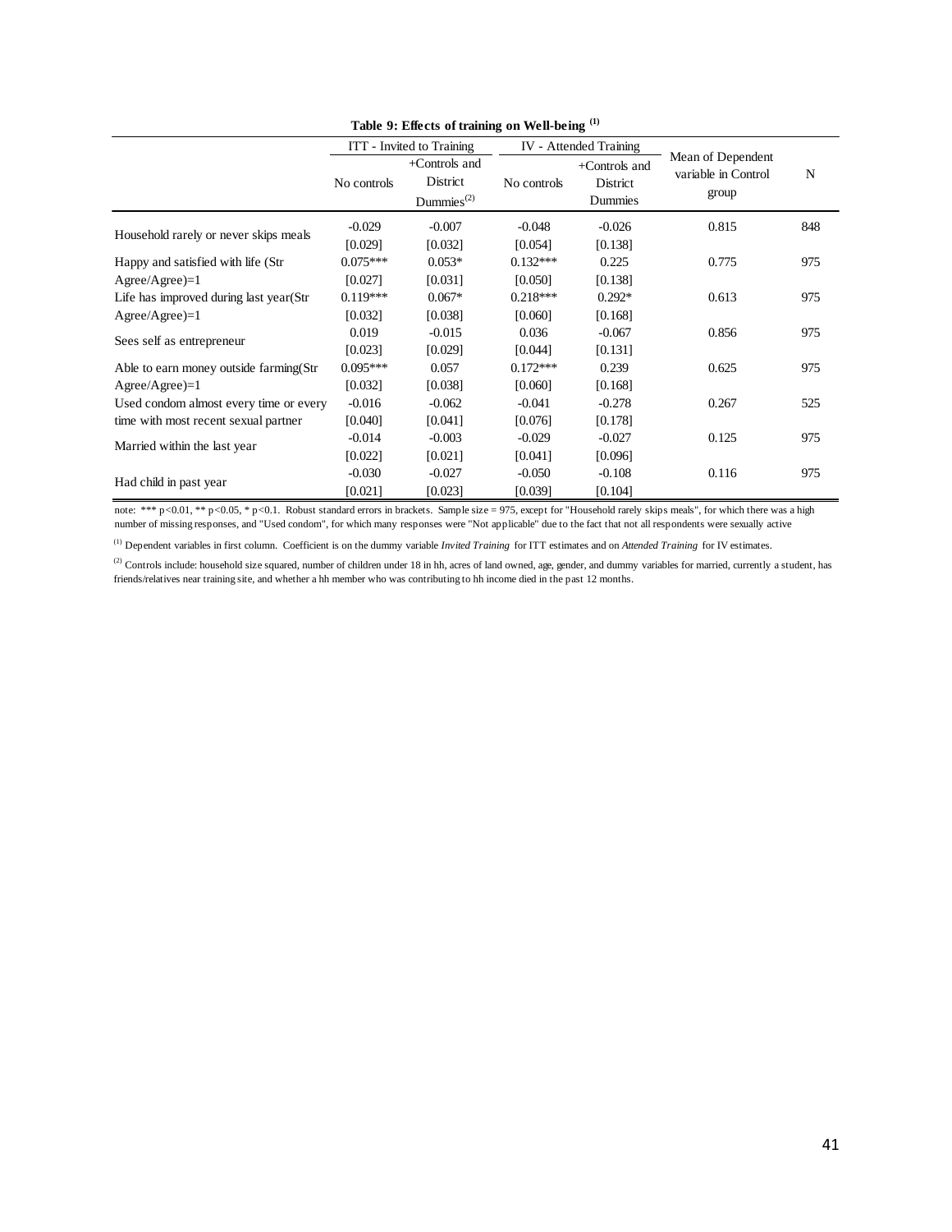**Table 9: Effects of training on Well-being [(1)]**

| | ITT - Invited to Training | | IV - Attended Training | | Mean of Dependent variable in Control group | N |
|---|---|---|---|---|---|---|
| | No controls | +Controls and District Dummies[(2)] | No controls | +Controls and District Dummies | | |
| Household rarely or never skips meals | -0.029 | -0.007 | -0.048 | -0.026 | 0.815 | 848 |
| | [0.029] | [0.032] | [0.054] | [0.138] | | |
| Happy and satisfied with life (Str Agree/Agree)=1 | 0.075*** | 0.053* | 0.132*** | 0.225 | 0.775 | 975 |
| | [0.027] | [0.031] | [0.050] | [0.138] | | |
| Life has improved during last year(Str Agree/Agree)=1 | 0.119*** | 0.067* | 0.218*** | 0.292* | 0.613 | 975 |
| | [0.032] | [0.038] | [0.060] | [0.168] | | |
| Sees self as entrepreneur | 0.019 | -0.015 | 0.036 | -0.067 | 0.856 | 975 |
| | [0.023] | [0.029] | [0.044] | [0.131] | | |
| Able to earn money outside farming(Str Agree/Agree)=1 | 0.095*** | 0.057 | 0.172*** | 0.239 | 0.625 | 975 |
| | [0.032] | [0.038] | [0.060] | [0.168] | | |
| Used condom almost every time or every time with most recent sexual partner | -0.016 | -0.062 | -0.041 | -0.278 | 0.267 | 525 |
| | [0.040] | [0.041] | [0.076] | [0.178] | | |
| Married within the last year | -0.014 | -0.003 | -0.029 | -0.027 | 0.125 | 975 |
| | [0.022] | [0.021] | [0.041] | [0.096] | | |
| Had child in past year | -0.030 | -0.027 | -0.050 | -0.108 | 0.116 | 975 |
| | [0.021] | [0.023] | [0.039] | [0.104] | | |

note: *** p<0.01, ** p<0.05, * p<0.1. Robust standard errors in brackets. Sample size = 975, except for "Household rarely skips meals", for which there was a high number of missing responses, and "Used condom", for which many responses were "Not applicable" due to the fact that not all respondents were sexually active

[(1)] Dependent variables in first column. Coefficient is on the dummy variable *Invited Training* for ITT estimates and on *Attended Training* for IV estimates.

[(2)] Controls include: household size squared, number of children under 18 in hh, acres of land owned, age, gender, and dummy variables for married, currently a student, has friends/relatives near training site, and whether a hh member who was contributing to hh income died in the past 12 months.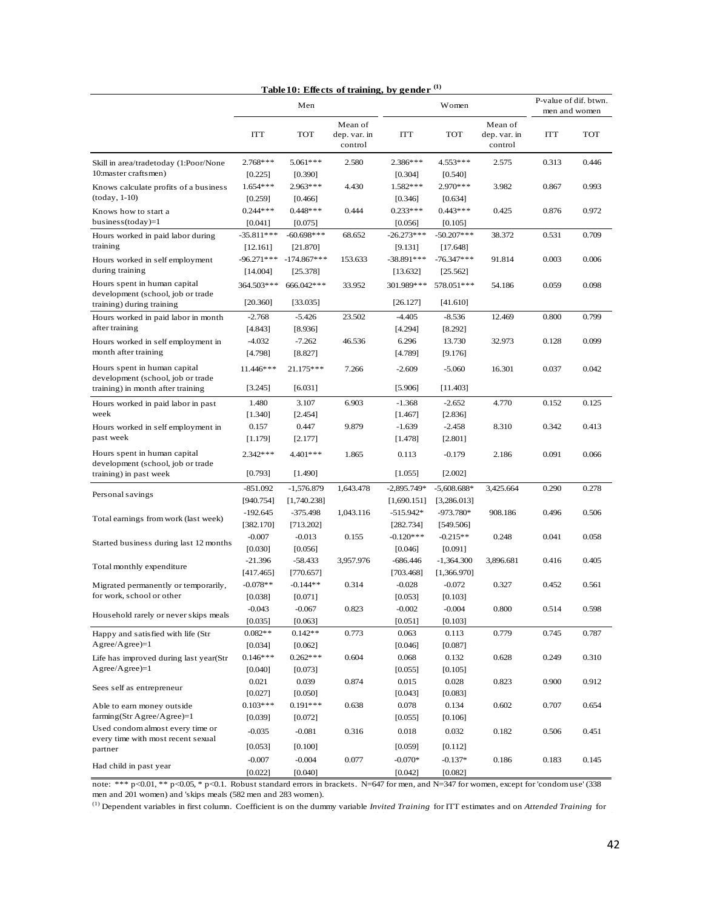**Table 10: Effects of training, by gender [(1)]**

| | Men | | | Women | | | P-value of dif. btwn. men and women | |
|---|---|---|---|---|---|---|---|---|
| | ITT | TOT | Mean of dep. var. in control | ITT | TOT | Mean of dep. var. in control | ITT | TOT |
| Skill in area/tradetoday (1:Poor/None 10:master craftsmen) | 2.768*** | 5.061*** | 2.580 | 2.386*** | 4.553*** | 2.575 | 0.313 | 0.446 |
| | [0.225] | [0.390] | | [0.304] | [0.540] | | | |
| Knows calculate profits of a business (today, 1-10) | 1.654*** | 2.963*** | 4.430 | 1.582*** | 2.970*** | 3.982 | 0.867 | 0.993 |
| | [0.259] | [0.466] | | [0.346] | [0.634] | | | |
| Knows how to start a business(today)=1 | 0.244*** | 0.448*** | 0.444 | 0.233*** | 0.443*** | 0.425 | 0.876 | 0.972 |
| | [0.041] | [0.075] | | [0.056] | [0.105] | | | |
| Hours worked in paid labor during training | -35.811*** | -60.698*** | 68.652 | -26.273*** | -50.207*** | 38.372 | 0.531 | 0.709 |
| | [12.161] | [21.870] | | [9.131] | [17.648] | | | |
| Hours worked in self employment during training | -96.271*** | -174.867*** | 153.633 | -38.891*** | -76.347*** | 91.814 | 0.003 | 0.006 |
| | [14.004] | [25.378] | | [13.632] | [25.562] | | | |
| Hours spent in human capital development (school, job or trade training) during training | 364.503*** | 666.042*** | 33.952 | 301.989*** | 578.051*** | 54.186 | 0.059 | 0.098 |
| | [20.360] | [33.035] | | [26.127] | [41.610] | | | |
| Hours worked in paid labor in month after training | -2.768 | -5.426 | 23.502 | -4.405 | -8.536 | 12.469 | 0.800 | 0.799 |
| | [4.843] | [8.936] | | [4.294] | [8.292] | | | |
| Hours worked in self employment in month after training | -4.032 | -7.262 | 46.536 | 6.296 | 13.730 | 32.973 | 0.128 | 0.099 |
| | [4.798] | [8.827] | | [4.789] | [9.176] | | | |
| Hours spent in human capital development (school, job or trade training) in month after training | 11.446*** | 21.175*** | 7.266 | -2.609 | -5.060 | 16.301 | 0.037 | 0.042 |
| | [3.245] | [6.031] | | [5.906] | [11.403] | | | |
| Hours worked in paid labor in past week | 1.480 | 3.107 | 6.903 | -1.368 | -2.652 | 4.770 | 0.152 | 0.125 |
| | [1.340] | [2.454] | | [1.467] | [2.836] | | | |
| Hours worked in self employment in past week | 0.157 | 0.447 | 9.879 | -1.639 | -2.458 | 8.310 | 0.342 | 0.413 |
| | [1.179] | [2.177] | | [1.478] | [2.801] | | | |
| Hours spent in human capital development (school, job or trade training) in past week | 2.342*** | 4.401*** | 1.865 | 0.113 | -0.179 | 2.186 | 0.091 | 0.066 |
| | [0.793] | [1.490] | | [1.055] | [2.002] | | | |
| Personal savings | -851.092 | -1,576.879 | 1,643.478 | -2,895.749* | -5,608.688* | 3,425.664 | 0.290 | 0.278 |
| | [940.754] | [1,740.238] | | [1,690.151] | [3,286.013] | | | |
| Total earnings from work (last week) | -192.645 | -375.498 | 1,043.116 | -515.942* | -973.780* | 908.186 | 0.496 | 0.506 |
| | [382.170] | [713.202] | | [282.734] | [549.506] | | | |
| Started business during last 12 months | -0.007 | -0.013 | 0.155 | -0.120*** | -0.215** | 0.248 | 0.041 | 0.058 |
| | [0.030] | [0.056] | | [0.046] | [0.091] | | | |
| Total monthly expenditure | -21.396 | -58.433 | 3,957.976 | -686.446 | -1,364.300 | 3,896.681 | 0.416 | 0.405 |
| | [417.465] | [770.657] | | [703.468] | [1,366.970] | | | |
| Migrated permanently or temporarily, for work, school or other | -0.078** | -0.144** | 0.314 | -0.028 | -0.072 | 0.327 | 0.452 | 0.561 |
| | [0.038] | [0.071] | | [0.053] | [0.103] | | | |
| Household rarely or never skips meals | -0.043 | -0.067 | 0.823 | -0.002 | -0.004 | 0.800 | 0.514 | 0.598 |
| | [0.035] | [0.063] | | [0.051] | [0.103] | | | |
| Happy and satisfied with life (Str Agree/Agree)=1 | 0.082** | 0.142** | 0.773 | 0.063 | 0.113 | 0.779 | 0.745 | 0.787 |
| | [0.034] | [0.062] | | [0.046] | [0.087] | | | |
| Life has improved during last year(Str Agree/Agree)=1 | 0.146*** | 0.262*** | 0.604 | 0.068 | 0.132 | 0.628 | 0.249 | 0.310 |
| | [0.040] | [0.073] | | [0.055] | [0.105] | | | |
| Sees self as entrepreneur | 0.021 | 0.039 | 0.874 | 0.015 | 0.028 | 0.823 | 0.900 | 0.912 |
| | [0.027] | [0.050] | | [0.043] | [0.083] | | | |
| Able to earn money outside farming(Str Agree/Agree)=1 | 0.103*** | 0.191*** | 0.638 | 0.078 | 0.134 | 0.602 | 0.707 | 0.654 |
| | [0.039] | [0.072] | | [0.055] | [0.106] | | | |
| Used condom almost every time or every time with most recent sexual partner | -0.035 | -0.081 | 0.316 | 0.018 | 0.032 | 0.182 | 0.506 | 0.451 |
| | [0.053] | [0.100] | | [0.059] | [0.112] | | | |
| Had child in past year | -0.007 | -0.004 | 0.077 | -0.070* | -0.137* | 0.186 | 0.183 | 0.145 |
| | [0.022] | [0.040] | | [0.042] | [0.082] | | | |

note: *** p<0.01, ** p<0.05, * p<0.1. Robust standard errors in brackets. N=647 for men, and N=347 for women, except for 'condom use' (338 men and 201 women) and 'skips meals (582 men and 283 women).

[(1)] Dependent variables in first column. Coefficient is on the dummy variable *Invited Training* for ITT estimates and on *Attended Training* for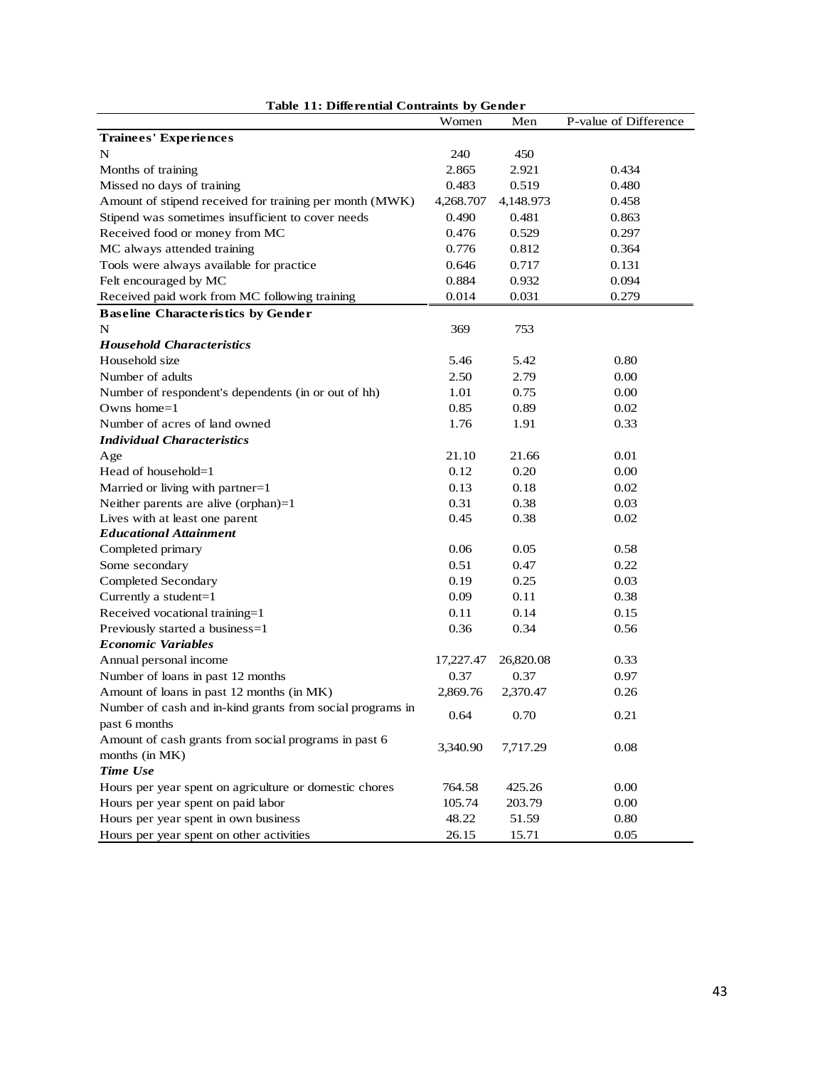**Table 11: Differential Contraints by Gender**

| | Women | Men | P-value of Difference |
|---|---|---|---|
| **Trainees' Experiences** | | | |
| N | 240 | 450 | |
| Months of training | 2.865 | 2.921 | 0.434 |
| Missed no days of training | 0.483 | 0.519 | 0.480 |
| Amount of stipend received for training per month (MWK) | 4,268.707 | 4,148.973 | 0.458 |
| Stipend was sometimes insufficient to cover needs | 0.490 | 0.481 | 0.863 |
| Received food or money from MC | 0.476 | 0.529 | 0.297 |
| MC always attended training | 0.776 | 0.812 | 0.364 |
| Tools were always available for practice | 0.646 | 0.717 | 0.131 |
| Felt encouraged by MC | 0.884 | 0.932 | 0.094 |
| Received paid work from MC following training | 0.014 | 0.031 | 0.279 |
| **Baseline Characteristics by Gender** | | | |
| N | 369 | 753 | |
| ***Household Characteristics*** | | | |
| Household size | 5.46 | 5.42 | 0.80 |
| Number of adults | 2.50 | 2.79 | 0.00 |
| Number of respondent's dependents (in or out of hh) | 1.01 | 0.75 | 0.00 |
| Owns home=1 | 0.85 | 0.89 | 0.02 |
| Number of acres of land owned | 1.76 | 1.91 | 0.33 |
| ***Individual Characteristics*** | | | |
| Age | 21.10 | 21.66 | 0.01 |
| Head of household=1 | 0.12 | 0.20 | 0.00 |
| Married or living with partner=1 | 0.13 | 0.18 | 0.02 |
| Neither parents are alive (orphan)=1 | 0.31 | 0.38 | 0.03 |
| Lives with at least one parent | 0.45 | 0.38 | 0.02 |
| ***Educational Attainment*** | | | |
| Completed primary | 0.06 | 0.05 | 0.58 |
| Some secondary | 0.51 | 0.47 | 0.22 |
| Completed Secondary | 0.19 | 0.25 | 0.03 |
| Currently a student=1 | 0.09 | 0.11 | 0.38 |
| Received vocational training=1 | 0.11 | 0.14 | 0.15 |
| Previously started a business=1 | 0.36 | 0.34 | 0.56 |
| ***Economic Variables*** | | | |
| Annual personal income | 17,227.47 | 26,820.08 | 0.33 |
| Number of loans in past 12 months | 0.37 | 0.37 | 0.97 |
| Amount of loans in past 12 months (in MK) | 2,869.76 | 2,370.47 | 0.26 |
| Number of cash and in-kind grants from social programs in past 6 months | 0.64 | 0.70 | 0.21 |
| Amount of cash grants from social programs in past 6 months (in MK) | 3,340.90 | 7,717.29 | 0.08 |
| ***Time Use*** | | | |
| Hours per year spent on agriculture or domestic chores | 764.58 | 425.26 | 0.00 |
| Hours per year spent on paid labor | 105.74 | 203.79 | 0.00 |
| Hours per year spent in own business | 48.22 | 51.59 | 0.80 |
| Hours per year spent on other activities | 26.15 | 15.71 | 0.05 |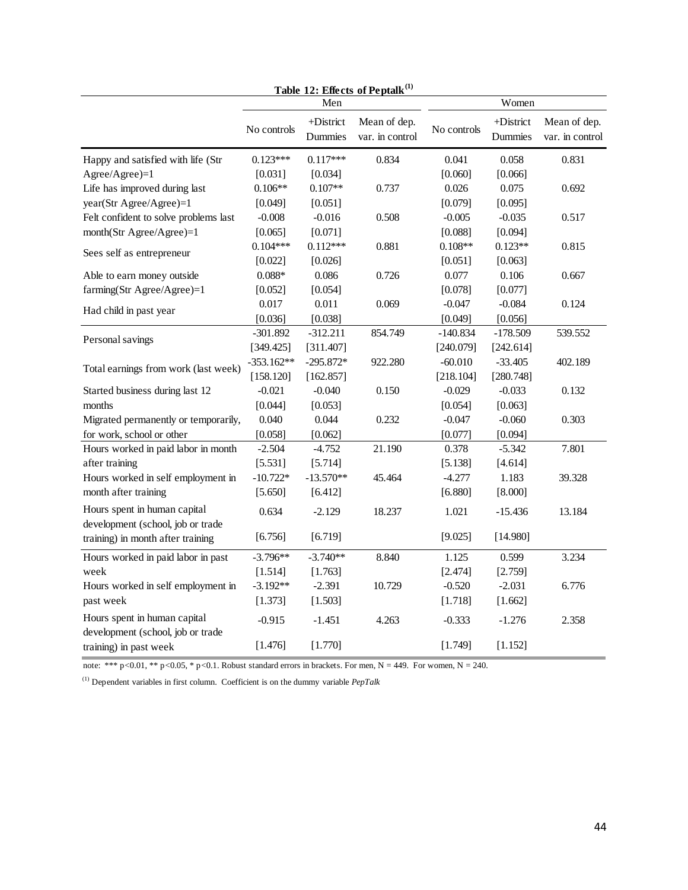**Table 12: Effects of Peptalk[(1)]**

| | Men | | | Women | | |
|---|---|---|---|---|---|---|
| | No controls | +District Dummies | Mean of dep. var. in control | No controls | +District Dummies | Mean of dep. var. in control |
| Happy and satisfied with life (Str Agree/Agree)=1 | 0.123*** | 0.117*** | 0.834 | 0.041 | 0.058 | 0.831 |
| | [0.031] | [0.034] | | [0.060] | [0.066] | |
| Life has improved during last year(Str Agree/Agree)=1 | 0.106** | 0.107** | 0.737 | 0.026 | 0.075 | 0.692 |
| | [0.049] | [0.051] | | [0.079] | [0.095] | |
| Felt confident to solve problems last month(Str Agree/Agree)=1 | -0.008 | -0.016 | 0.508 | -0.005 | -0.035 | 0.517 |
| | [0.065] | [0.071] | | [0.088] | [0.094] | |
| Sees self as entrepreneur | 0.104*** | 0.112*** | 0.881 | 0.108** | 0.123** | 0.815 |
| | [0.022] | [0.026] | | [0.051] | [0.063] | |
| Able to earn money outside farming(Str Agree/Agree)=1 | 0.088* | 0.086 | 0.726 | 0.077 | 0.106 | 0.667 |
| | [0.052] | [0.054] | | [0.078] | [0.077] | |
| Had child in past year | 0.017 | 0.011 | 0.069 | -0.047 | -0.084 | 0.124 |
| | [0.036] | [0.038] | | [0.049] | [0.056] | |
| Personal savings | -301.892 | -312.211 | 854.749 | -140.834 | -178.509 | 539.552 |
| | [349.425] | [311.407] | | [240.079] | [242.614] | |
| Total earnings from work (last week) | -353.162** | -295.872* | 922.280 | -60.010 | -33.405 | 402.189 |
| | [158.120] | [162.857] | | [218.104] | [280.748] | |
| Started business during last 12 months | -0.021 | -0.040 | 0.150 | -0.029 | -0.033 | 0.132 |
| | [0.044] | [0.053] | | [0.054] | [0.063] | |
| Migrated permanently or temporarily, for work, school or other | 0.040 | 0.044 | 0.232 | -0.047 | -0.060 | 0.303 |
| | [0.058] | [0.062] | | [0.077] | [0.094] | |
| Hours worked in paid labor in month after training | -2.504 | -4.752 | 21.190 | 0.378 | -5.342 | 7.801 |
| | [5.531] | [5.714] | | [5.138] | [4.614] | |
| Hours worked in self employment in month after training | -10.722* | -13.570** | 45.464 | -4.277 | 1.183 | 39.328 |
| | [5.650] | [6.412] | | [6.880] | [8.000] | |
| Hours spent in human capital development (school, job or trade training) in month after training | 0.634 | -2.129 | 18.237 | 1.021 | -15.436 | 13.184 |
| | [6.756] | [6.719] | | [9.025] | [14.980] | |
| Hours worked in paid labor in past week | -3.796** | -3.740** | 8.840 | 1.125 | 0.599 | 3.234 |
| | [1.514] | [1.763] | | [2.474] | [2.759] | |
| Hours worked in self employment in past week | -3.192** | -2.391 | 10.729 | -0.520 | -2.031 | 6.776 |
| | [1.373] | [1.503] | | [1.718] | [1.662] | |
| Hours spent in human capital development (school, job or trade training) in past week | -0.915 | -1.451 | 4.263 | -0.333 | -1.276 | 2.358 |
| | [1.476] | [1.770] | | [1.749] | [1.152] | |

note: *** $p<0.01$, ** $p<0.05$, * $p<0.1$. Robust standard errors in brackets. For men, N = 449. For women, N = 240.

[(1)] Dependent variables in first column. Coefficient is on the dummy variable *PepTalk*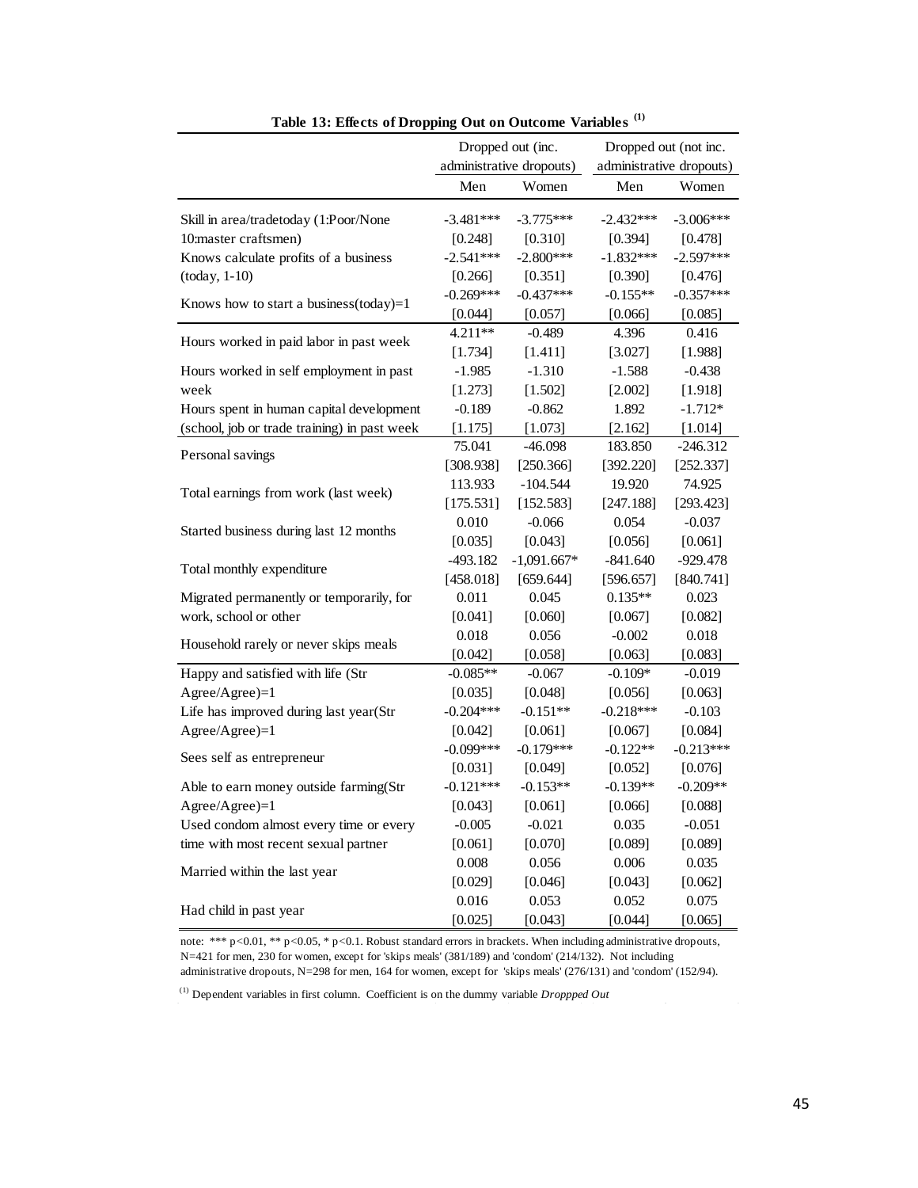**Table 13: Effects of Dropping Out on Outcome Variables [(1)]**

| | Dropped out (inc. administrative dropouts) | | Dropped out (not inc. administrative dropouts) | |
|---|---|---|---|---|
| | Men | Women | Men | Women |
| Skill in area/tradetoday (1:Poor/None 10:master craftsmen) | -3.481*** | -3.775*** | -2.432*** | -3.006*** |
| | [0.248] | [0.310] | [0.394] | [0.478] |
| Knows calculate profits of a business (today, 1-10) | -2.541*** | -2.800*** | -1.832*** | -2.597*** |
| | [0.266] | [0.351] | [0.390] | [0.476] |
| Knows how to start a business(today)=1 | -0.269*** | -0.437*** | -0.155** | -0.357*** |
| | [0.044] | [0.057] | [0.066] | [0.085] |
| Hours worked in paid labor in past week | 4.211** | -0.489 | 4.396 | 0.416 |
| | [1.734] | [1.411] | [3.027] | [1.988] |
| Hours worked in self employment in past week | -1.985 | -1.310 | -1.588 | -0.438 |
| | [1.273] | [1.502] | [2.002] | [1.918] |
| Hours spent in human capital development (school, job or trade training) in past week | -0.189 | -0.862 | 1.892 | -1.712* |
| | [1.175] | [1.073] | [2.162] | [1.014] |
| Personal savings | 75.041 | -46.098 | 183.850 | -246.312 |
| | [308.938] | [250.366] | [392.220] | [252.337] |
| Total earnings from work (last week) | 113.933 | -104.544 | 19.920 | 74.925 |
| | [175.531] | [152.583] | [247.188] | [293.423] |
| Started business during last 12 months | 0.010 | -0.066 | 0.054 | -0.037 |
| | [0.035] | [0.043] | [0.056] | [0.061] |
| Total monthly expenditure | -493.182 | -1,091.667* | -841.640 | -929.478 |
| | [458.018] | [659.644] | [596.657] | [840.741] |
| Migrated permanently or temporarily, for work, school or other | 0.011 | 0.045 | 0.135** | 0.023 |
| | [0.041] | [0.060] | [0.067] | [0.082] |
| Household rarely or never skips meals | 0.018 | 0.056 | -0.002 | 0.018 |
| | [0.042] | [0.058] | [0.063] | [0.083] |
| Happy and satisfied with life (Str Agree/Agree)=1 | -0.085** | -0.067 | -0.109* | -0.019 |
| | [0.035] | [0.048] | [0.056] | [0.063] |
| Life has improved during last year(Str Agree/Agree)=1 | -0.204*** | -0.151** | -0.218*** | -0.103 |
| | [0.042] | [0.061] | [0.067] | [0.084] |
| Sees self as entrepreneur | -0.099*** | -0.179*** | -0.122** | -0.213*** |
| | [0.031] | [0.049] | [0.052] | [0.076] |
| Able to earn money outside farming(Str Agree/Agree)=1 | -0.121*** | -0.153** | -0.139** | -0.209** |
| | [0.043] | [0.061] | [0.066] | [0.088] |
| Used condom almost every time or every time with most recent sexual partner | -0.005 | -0.021 | 0.035 | -0.051 |
| | [0.061] | [0.070] | [0.089] | [0.089] |
| Married within the last year | 0.008 | 0.056 | 0.006 | 0.035 |
| | [0.029] | [0.046] | [0.043] | [0.062] |
| Had child in past year | 0.016 | 0.053 | 0.052 | 0.075 |
| | [0.025] | [0.043] | [0.044] | [0.065] |

note: *** p<0.01, ** p<0.05, * p<0.1. Robust standard errors in brackets. When including administrative dropouts, N=421 for men, 230 for women, except for 'skips meals' (381/189) and 'condom' (214/132). Not including administrative dropouts, N=298 for men, 164 for women, except for 'skips meals' (276/131) and 'condom' (152/94).

[(1)] Dependent variables in first column. Coefficient is on the dummy variable *Droppped Out*